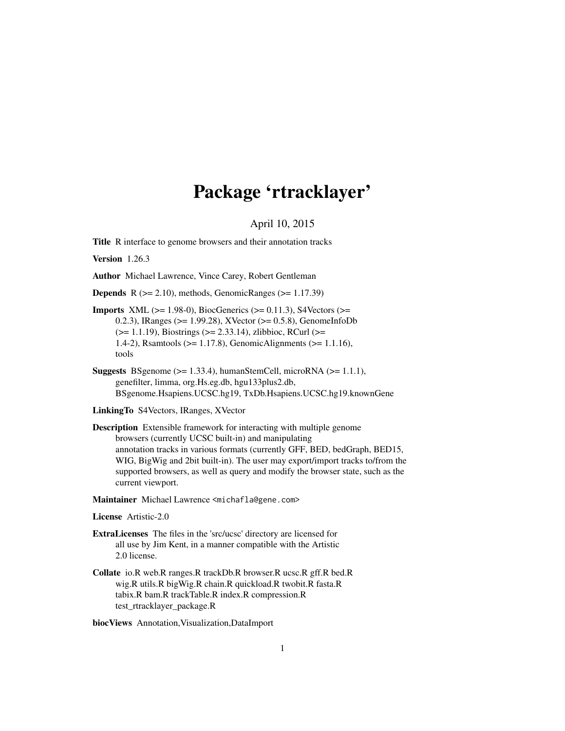# Package 'rtracklayer'

April 10, 2015

**Title** R interface to genome browsers and their annotation tracks

**Version** 1.26.3

**Author** Michael Lawrence, Vince Carey, Robert Gentleman

**Depends** R (>= 2.10), methods, GenomicRanges (>= 1.17.39)

**Imports** XML (>= 1.98-0), BiocGenerics (>= 0.11.3), S4Vectors (>= 0.2.3), IRanges (>= 1.99.28), XVector (>= 0.5.8), GenomeInfoDb (>= 1.1.19), Biostrings (>= 2.33.14), zlibbioc, RCurl (>= 1.4-2), Rsamtools (>= 1.17.8), GenomicAlignments (>= 1.1.16), tools

**Suggests** BSgenome (>= 1.33.4), humanStemCell, microRNA (>= 1.1.1), genefilter, limma, org.Hs.eg.db, hgu133plus2.db, BSgenome.Hsapiens.UCSC.hg19, TxDb.Hsapiens.UCSC.hg19.knownGene

**LinkingTo** S4Vectors, IRanges, XVector

**Description** Extensible framework for interacting with multiple genome browsers (currently UCSC built-in) and manipulating annotation tracks in various formats (currently GFF, BED, bedGraph, BED15, WIG, BigWig and 2bit built-in). The user may export/import tracks to/from the supported browsers, as well as query and modify the browser state, such as the current viewport.

**Maintainer** Michael Lawrence <michafla@gene.com>

**License** Artistic-2.0

**ExtraLicenses** The files in the 'src/ucsc' directory are licensed for all use by Jim Kent, in a manner compatible with the Artistic 2.0 license.

**Collate** io.R web.R ranges.R trackDb.R browser.R ucsc.R gff.R bed.R wig.R utils.R bigWig.R chain.R quickload.R twobit.R fasta.R tabix.R bam.R trackTable.R index.R compression.R test_rtracklayer_package.R

**biocViews** Annotation,Visualization,DataImport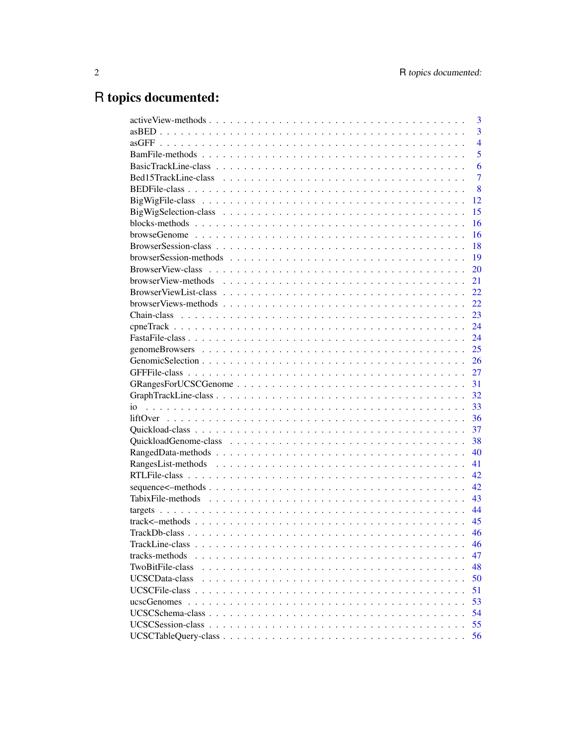# R topics documented:

| | |
|---|---|
| activeView-methods | 3 |
| asBED | 3 |
| asGFF | 4 |
| BamFile-methods | 5 |
| BasicTrackLine-class | 6 |
| Bed15TrackLine-class | 7 |
| BEDFile-class | 8 |
| BigWigFile-class | 12 |
| BigWigSelection-class | 15 |
| blocks-methods | 16 |
| browseGenome | 16 |
| BrowserSession-class | 18 |
| browserSession-methods | 19 |
| BrowserView-class | 20 |
| browserView-methods | 21 |
| BrowserViewList-class | 22 |
| browserViews-methods | 22 |
| Chain-class | 23 |
| cpneTrack | 24 |
| FastaFile-class | 24 |
| genomeBrowsers | 25 |
| GenomicSelection | 26 |
| GFFFile-class | 27 |
| GRangesForUCSCGenome | 31 |
| GraphTrackLine-class | 32 |
| io | 33 |
| liftOver | 36 |
| Quickload-class | 37 |
| QuickloadGenome-class | 38 |
| RangedData-methods | 40 |
| RangesList-methods | 41 |
| RTLFile-class | 42 |
| sequence<–methods | 42 |
| TabixFile-methods | 43 |
| targets | 44 |
| track<–methods | 45 |
| TrackDb-class | 46 |
| TrackLine-class | 46 |
| tracks-methods | 47 |
| TwoBitFile-class | 48 |
| UCSCData-class | 50 |
| UCSCFile-class | 51 |
| ucscGenomes | 53 |
| UCSCSchema-class | 54 |
| UCSCSession-class | 55 |
| UCSCTableQuery-class | 56 |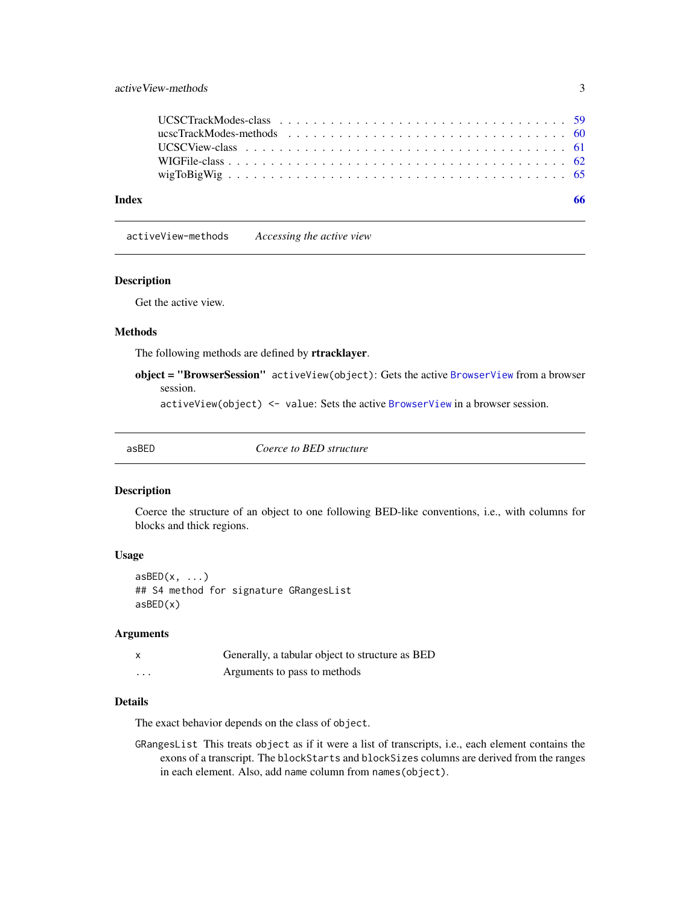UCSCTrackModes-class . . . . . . . . . . . . . . . . . . . . . . . . . . . . . . . 59
ucscTrackModes-methods . . . . . . . . . . . . . . . . . . . . . . . . . . . . . . 60
UCSCView-class . . . . . . . . . . . . . . . . . . . . . . . . . . . . . . . . . . 61
WIGFile-class . . . . . . . . . . . . . . . . . . . . . . . . . . . . . . . . . . . 62
wigToBigWig . . . . . . . . . . . . . . . . . . . . . . . . . . . . . . . . . . . . 65

**Index** **66**

---

`activeView-methods` *Accessing the active view*

---

### Description

Get the active view.

### Methods

The following methods are defined by **rtracklayer**.

**object = "BrowserSession"** `activeView(object)`: Gets the active `BrowserView` from a browser session.

`activeView(object) <- value`: Sets the active `BrowserView` in a browser session.

---

`asBED` *Coerce to BED structure*

---

### Description

Coerce the structure of an object to one following BED-like conventions, i.e., with columns for blocks and thick regions.

### Usage

```
asBED(x, ...)
## S4 method for signature GRangesList
asBED(x)
```

### Arguments

| | |
|---|---|
| `x` | Generally, a tabular object to structure as BED |
| `...` | Arguments to pass to methods |

### Details

The exact behavior depends on the class of `object`.

`GRangesList` This treats `object` as if it were a list of transcripts, i.e., each element contains the exons of a transcript. The `blockStarts` and `blockSizes` columns are derived from the ranges in each element. Also, add `name` column from `names(object)`.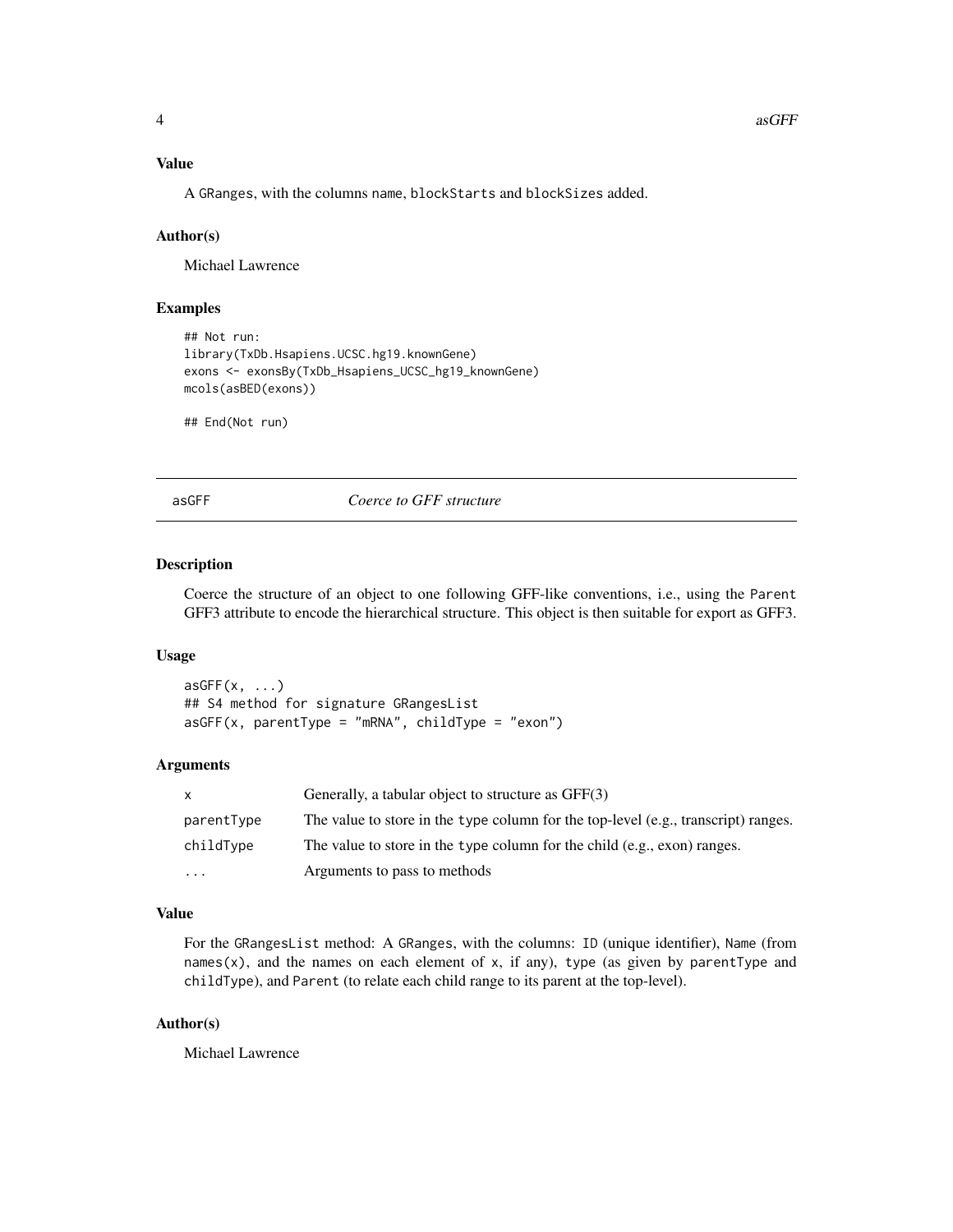### Value

A GRanges, with the columns name, blockStarts and blockSizes added.

### Author(s)

Michael Lawrence

### Examples

```
## Not run:
library(TxDb.Hsapiens.UCSC.hg19.knownGene)
exons <- exonsBy(TxDb_Hsapiens_UCSC_hg19_knownGene)
mcols(asBED(exons))

## End(Not run)
```

---

## asGFF — *Coerce to GFF structure*

### Description

Coerce the structure of an object to one following GFF-like conventions, i.e., using the Parent GFF3 attribute to encode the hierarchical structure. This object is then suitable for export as GFF3.

### Usage

```
asGFF(x, ...)
## S4 method for signature GRangesList
asGFF(x, parentType = "mRNA", childType = "exon")
```

### Arguments

| | |
|---|---|
| x | Generally, a tabular object to structure as GFF(3) |
| parentType | The value to store in the type column for the top-level (e.g., transcript) ranges. |
| childType | The value to store in the type column for the child (e.g., exon) ranges. |
| ... | Arguments to pass to methods |

### Value

For the GRangesList method: A GRanges, with the columns: ID (unique identifier), Name (from names(x), and the names on each element of x, if any), type (as given by parentType and childType), and Parent (to relate each child range to its parent at the top-level).

### Author(s)

Michael Lawrence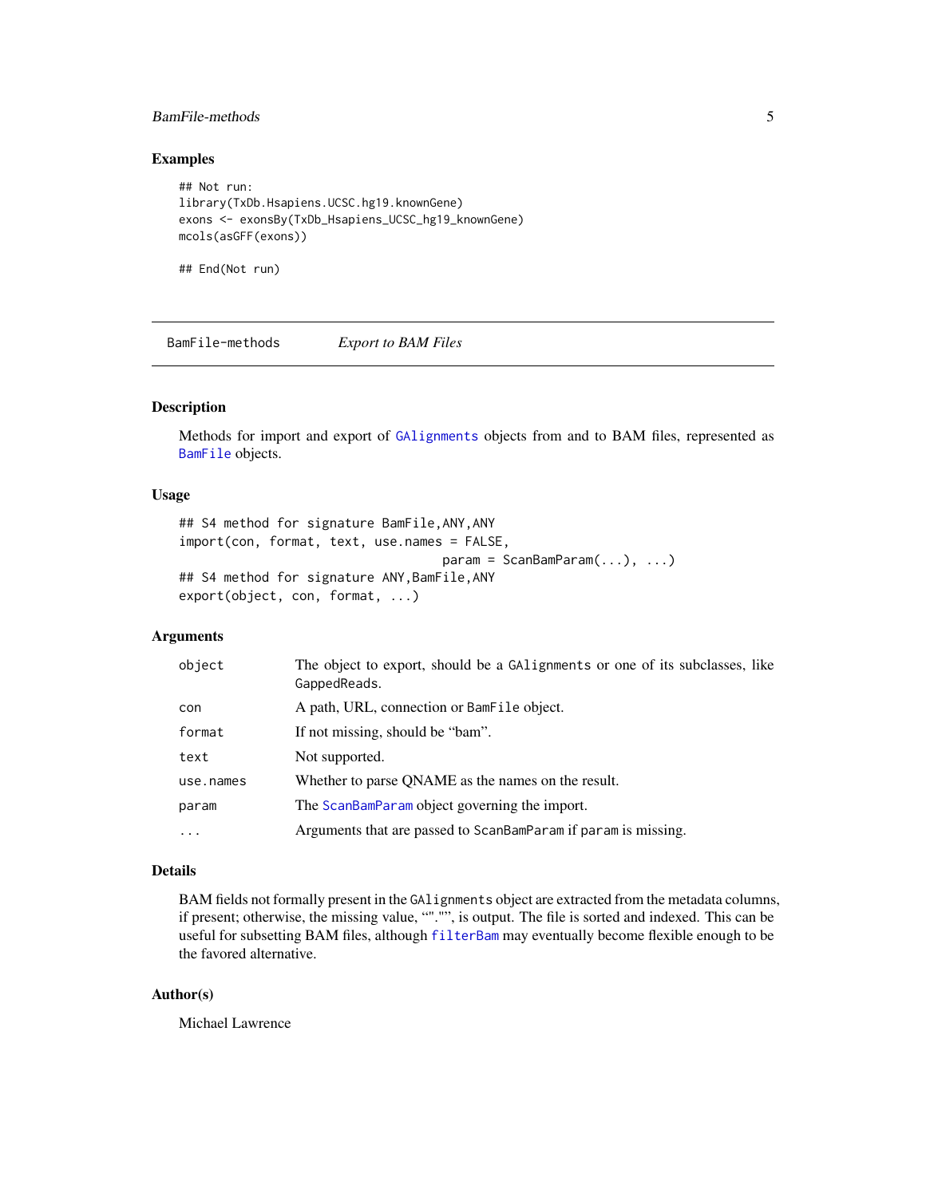## Examples

```
## Not run:
library(TxDb.Hsapiens.UCSC.hg19.knownGene)
exons <- exonsBy(TxDb_Hsapiens_UCSC_hg19_knownGene)
mcols(asGFF(exons))

## End(Not run)
```

---

BamFile-methods *Export to BAM Files*

---

## Description

Methods for import and export of GAlignments objects from and to BAM files, represented as BamFile objects.

## Usage

```
## S4 method for signature BamFile,ANY,ANY
import(con, format, text, use.names = FALSE,
                                     param = ScanBamParam(...), ...)
## S4 method for signature ANY,BamFile,ANY
export(object, con, format, ...)
```

## Arguments

| | |
|---|---|
| object | The object to export, should be a GAlignments or one of its subclasses, like GappedReads. |
| con | A path, URL, connection or BamFile object. |
| format | If not missing, should be "bam". |
| text | Not supported. |
| use.names | Whether to parse QNAME as the names on the result. |
| param | The ScanBamParam object governing the import. |
| ... | Arguments that are passed to ScanBamParam if param is missing. |

## Details

BAM fields not formally present in the GAlignments object are extracted from the metadata columns, if present; otherwise, the missing value, ""."", is output. The file is sorted and indexed. This can be useful for subsetting BAM files, although filterBam may eventually become flexible enough to be the favored alternative.

## Author(s)

Michael Lawrence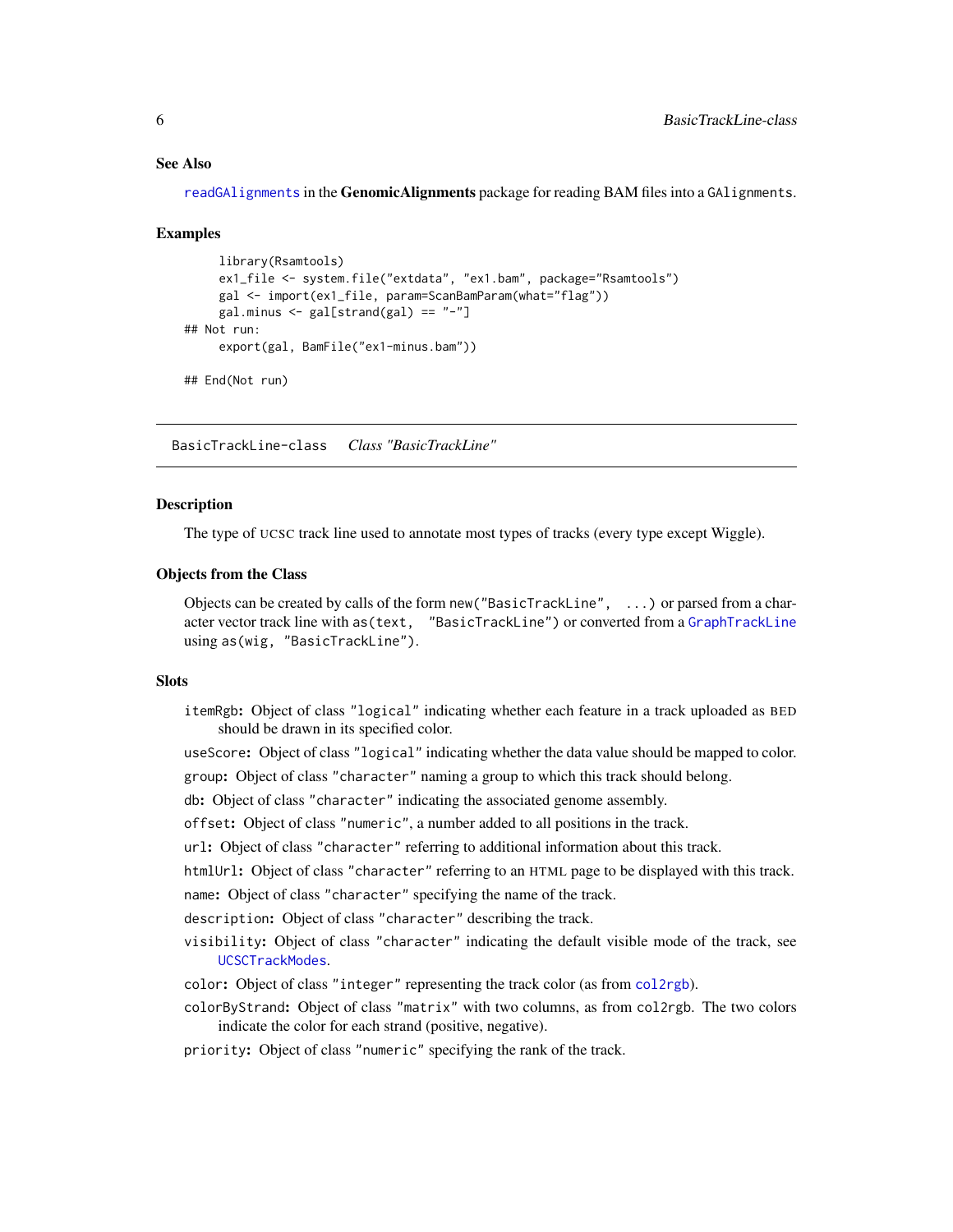### See Also

`readGAlignments` in the **GenomicAlignments** package for reading BAM files into a `GAlignments`.

### Examples

```
      library(Rsamtools)
      ex1_file <- system.file("extdata", "ex1.bam", package="Rsamtools")
      gal <- import(ex1_file, param=ScanBamParam(what="flag"))
      gal.minus <- gal[strand(gal) == "-"]
## Not run:
      export(gal, BamFile("ex1-minus.bam"))

## End(Not run)
```

---

## BasicTrackLine-class &nbsp;&nbsp; *Class "BasicTrackLine"*

---

### Description

The type of UCSC track line used to annotate most types of tracks (every type except Wiggle).

### Objects from the Class

Objects can be created by calls of the form `new("BasicTrackLine", ...)` or parsed from a character vector track line with `as(text, "BasicTrackLine")` or converted from a `GraphTrackLine` using `as(wig, "BasicTrackLine")`.

### Slots

- `itemRgb`: Object of class `"logical"` indicating whether each feature in a track uploaded as BED should be drawn in its specified color.
- `useScore`: Object of class `"logical"` indicating whether the data value should be mapped to color.
- `group`: Object of class `"character"` naming a group to which this track should belong.
- `db`: Object of class `"character"` indicating the associated genome assembly.
- `offset`: Object of class `"numeric"`, a number added to all positions in the track.
- `url`: Object of class `"character"` referring to additional information about this track.
- `htmlUrl`: Object of class `"character"` referring to an HTML page to be displayed with this track.
- `name`: Object of class `"character"` specifying the name of the track.
- `description`: Object of class `"character"` describing the track.
- `visibility`: Object of class `"character"` indicating the default visible mode of the track, see `UCSCTrackModes`.
- `color`: Object of class `"integer"` representing the track color (as from `col2rgb`).
- `colorByStrand`: Object of class `"matrix"` with two columns, as from `col2rgb`. The two colors indicate the color for each strand (positive, negative).
- `priority`: Object of class `"numeric"` specifying the rank of the track.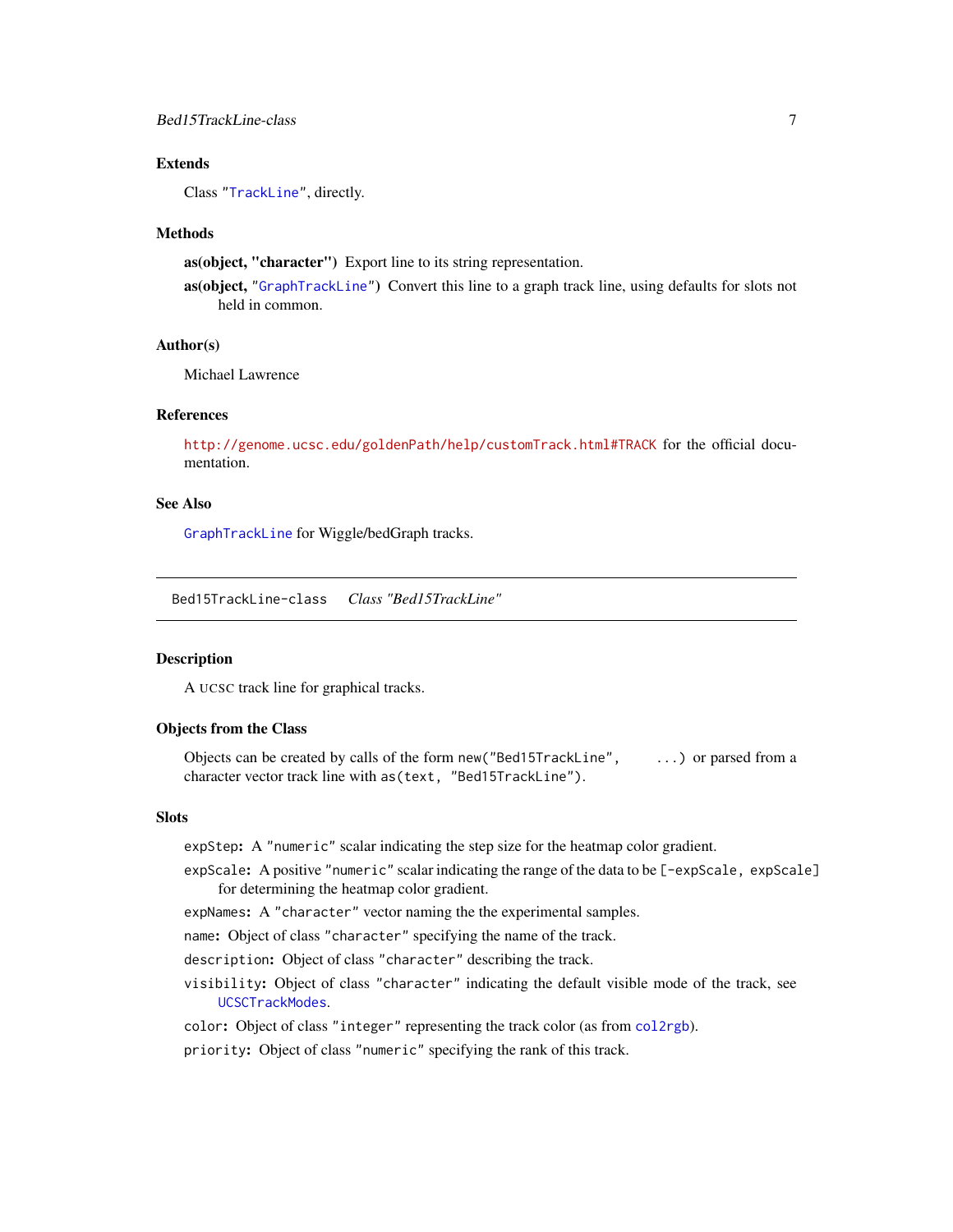## Extends

Class "TrackLine", directly.

## Methods

**as(object, "character")** Export line to its string representation.

**as(object, "GraphTrackLine")** Convert this line to a graph track line, using defaults for slots not held in common.

## Author(s)

Michael Lawrence

## References

http://genome.ucsc.edu/goldenPath/help/customTrack.html#TRACK for the official documentation.

## See Also

GraphTrackLine for Wiggle/bedGraph tracks.

---

Bed15TrackLine-class    *Class "Bed15TrackLine"*

---

## Description

A UCSC track line for graphical tracks.

## Objects from the Class

Objects can be created by calls of the form `new("Bed15TrackLine", ...)` or parsed from a character vector track line with `as(text, "Bed15TrackLine")`.

## Slots

`expStep`: A "numeric" scalar indicating the step size for the heatmap color gradient.

`expScale`: A positive "numeric" scalar indicating the range of the data to be `[-expScale, expScale]` for determining the heatmap color gradient.

`expNames`: A "character" vector naming the the experimental samples.

`name`: Object of class "character" specifying the name of the track.

`description`: Object of class "character" describing the track.

`visibility`: Object of class "character" indicating the default visible mode of the track, see UCSCTrackModes.

`color`: Object of class "integer" representing the track color (as from col2rgb).

`priority`: Object of class "numeric" specifying the rank of this track.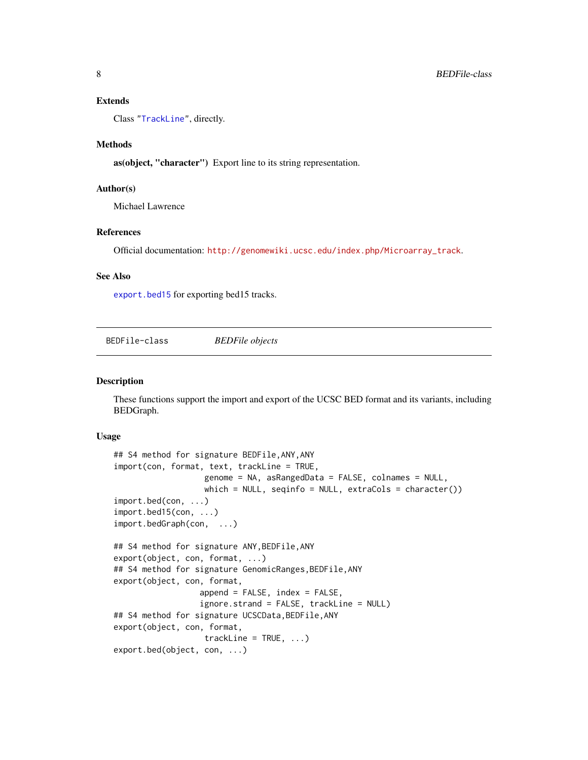### Extends

Class "TrackLine", directly.

### Methods

**as(object, "character")** Export line to its string representation.

### Author(s)

Michael Lawrence

### References

Official documentation: http://genomewiki.ucsc.edu/index.php/Microarray_track.

### See Also

export.bed15 for exporting bed15 tracks.

---

## BEDFile-class    *BEDFile objects*

---

### Description

These functions support the import and export of the UCSC BED format and its variants, including BEDGraph.

### Usage

```
## S4 method for signature BEDFile,ANY,ANY
import(con, format, text, trackLine = TRUE,
                   genome = NA, asRangedData = FALSE, colnames = NULL,
                   which = NULL, seqinfo = NULL, extraCols = character())
import.bed(con, ...)
import.bed15(con, ...)
import.bedGraph(con,  ...)

## S4 method for signature ANY,BEDFile,ANY
export(object, con, format, ...)
## S4 method for signature GenomicRanges,BEDFile,ANY
export(object, con, format,
                  append = FALSE, index = FALSE,
                  ignore.strand = FALSE, trackLine = NULL)
## S4 method for signature UCSCData,BEDFile,ANY
export(object, con, format,
                   trackLine = TRUE, ...)
export.bed(object, con, ...)
```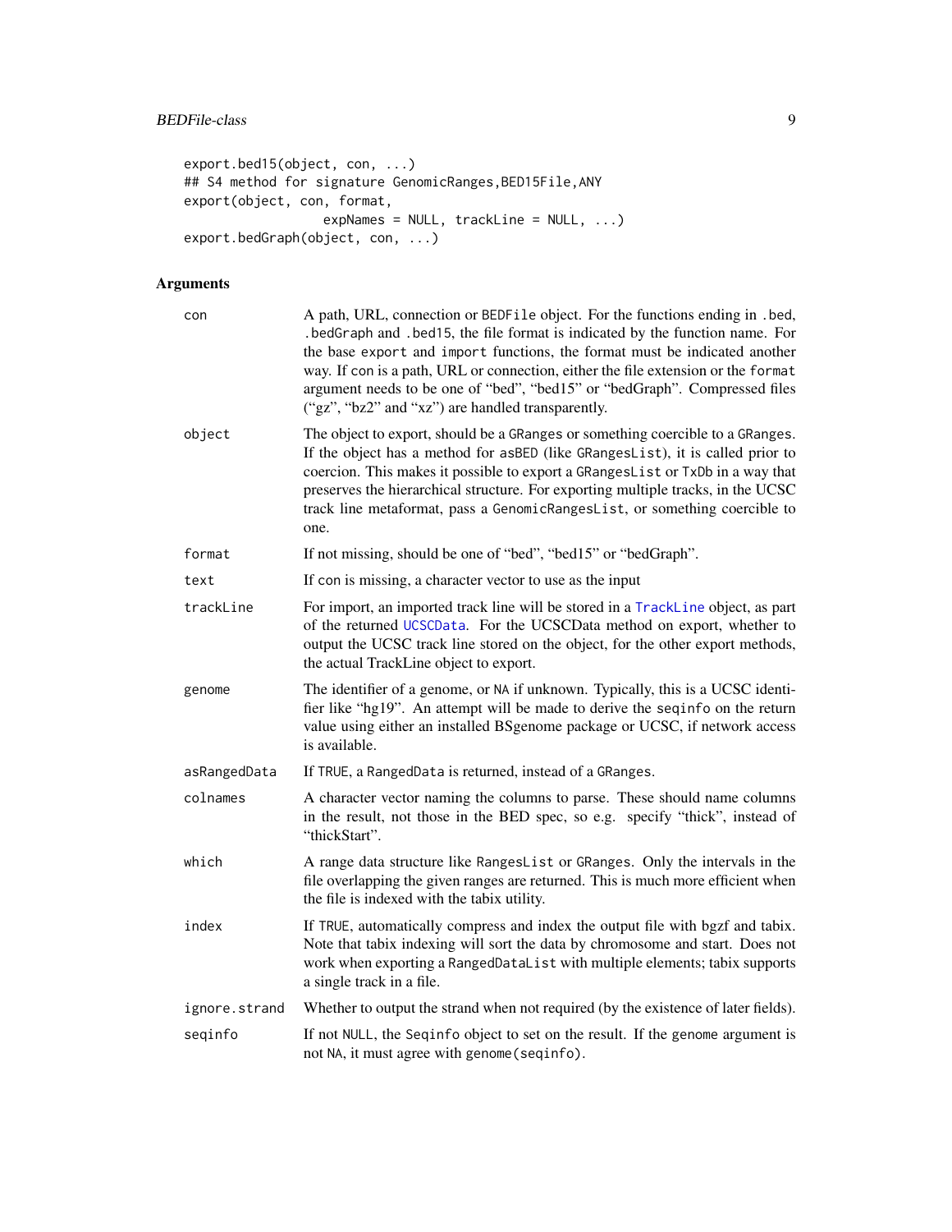```
export.bed15(object, con, ...)
## S4 method for signature GenomicRanges,BED15File,ANY
export(object, con, format,
                    expNames = NULL, trackLine = NULL, ...)
export.bedGraph(object, con, ...)
```

## Arguments

| | |
|---|---|
| con | A path, URL, connection or BEDFile object. For the functions ending in .bed, .bedGraph and .bed15, the file format is indicated by the function name. For the base export and import functions, the format must be indicated another way. If con is a path, URL or connection, either the file extension or the format argument needs to be one of "bed", "bed15" or "bedGraph". Compressed files ("gz", "bz2" and "xz") are handled transparently. |
| object | The object to export, should be a GRanges or something coercible to a GRanges. If the object has a method for asBED (like GRangesList), it is called prior to coercion. This makes it possible to export a GRangesList or TxDb in a way that preserves the hierarchical structure. For exporting multiple tracks, in the UCSC track line metaformat, pass a GenomicRangesList, or something coercible to one. |
| format | If not missing, should be one of "bed", "bed15" or "bedGraph". |
| text | If con is missing, a character vector to use as the input |
| trackLine | For import, an imported track line will be stored in a TrackLine object, as part of the returned UCSCData. For the UCSCData method on export, whether to output the UCSC track line stored on the object, for the other export methods, the actual TrackLine object to export. |
| genome | The identifier of a genome, or NA if unknown. Typically, this is a UCSC identifier like "hg19". An attempt will be made to derive the seqinfo on the return value using either an installed BSgenome package or UCSC, if network access is available. |
| asRangedData | If TRUE, a RangedData is returned, instead of a GRanges. |
| colnames | A character vector naming the columns to parse. These should name columns in the result, not those in the BED spec, so e.g. specify "thick", instead of "thickStart". |
| which | A range data structure like RangesList or GRanges. Only the intervals in the file overlapping the given ranges are returned. This is much more efficient when the file is indexed with the tabix utility. |
| index | If TRUE, automatically compress and index the output file with bgzf and tabix. Note that tabix indexing will sort the data by chromosome and start. Does not work when exporting a RangedDataList with multiple elements; tabix supports a single track in a file. |
| ignore.strand | Whether to output the strand when not required (by the existence of later fields). |
| seqinfo | If not NULL, the Seqinfo object to set on the result. If the genome argument is not NA, it must agree with genome(seqinfo). |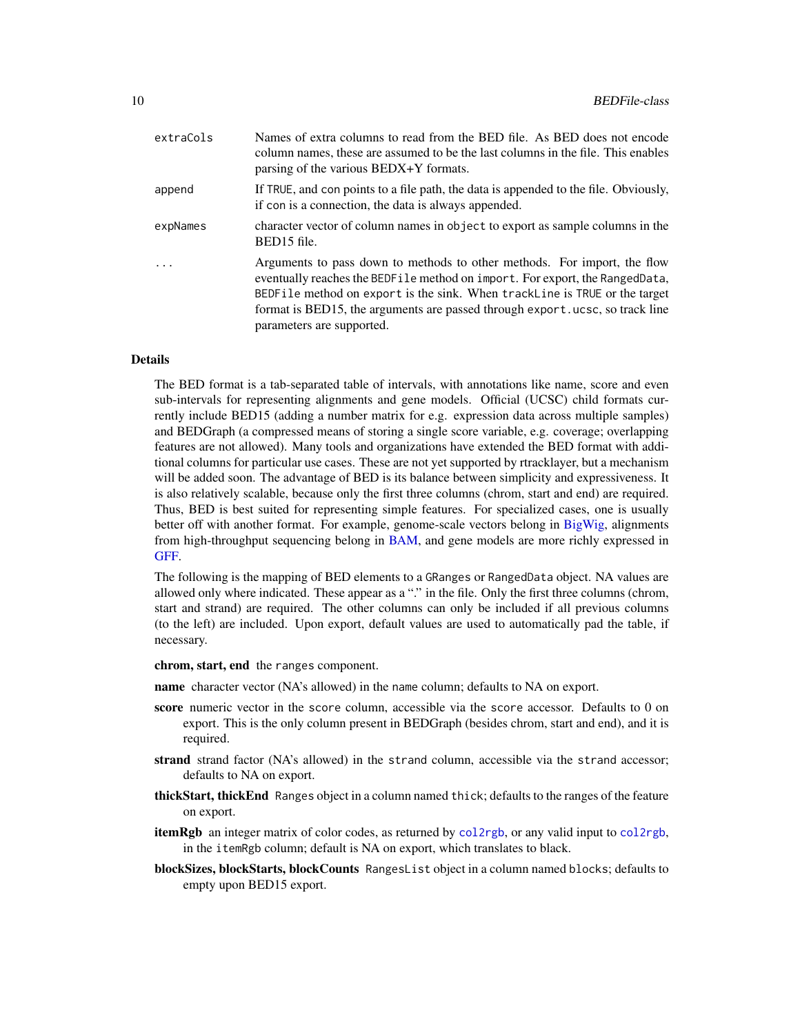| | |
|---|---|
| `extraCols` | Names of extra columns to read from the BED file. As BED does not encode column names, these are assumed to be the last columns in the file. This enables parsing of the various BEDX+Y formats. |
| `append` | If `TRUE`, and `con` points to a file path, the data is appended to the file. Obviously, if `con` is a connection, the data is always appended. |
| `expNames` | character vector of column names in `object` to export as sample columns in the BED15 file. |
| `...` | Arguments to pass down to methods to other methods. For import, the flow eventually reaches the `BEDFile` method on `import`. For export, the `RangedData`, `BEDFile` method on `export` is the sink. When `trackLine` is `TRUE` or the target format is BED15, the arguments are passed through `export.ucsc`, so track line parameters are supported. |

## Details

The BED format is a tab-separated table of intervals, with annotations like name, score and even sub-intervals for representing alignments and gene models. Official (UCSC) child formats currently include BED15 (adding a number matrix for e.g. expression data across multiple samples) and BEDGraph (a compressed means of storing a single score variable, e.g. coverage; overlapping features are not allowed). Many tools and organizations have extended the BED format with additional columns for particular use cases. These are not yet supported by rtracklayer, but a mechanism will be added soon. The advantage of BED is its balance between simplicity and expressiveness. It is also relatively scalable, because only the first three columns (chrom, start and end) are required. Thus, BED is best suited for representing simple features. For specialized cases, one is usually better off with another format. For example, genome-scale vectors belong in BigWig, alignments from high-throughput sequencing belong in BAM, and gene models are more richly expressed in GFF.

The following is the mapping of BED elements to a `GRanges` or `RangedData` object. NA values are allowed only where indicated. These appear as a "." in the file. Only the first three columns (chrom, start and strand) are required. The other columns can only be included if all previous columns (to the left) are included. Upon export, default values are used to automatically pad the table, if necessary.

**chrom, start, end** the `ranges` component.

**name** character vector (NA's allowed) in the `name` column; defaults to NA on export.

**score** numeric vector in the `score` column, accessible via the `score` accessor. Defaults to 0 on export. This is the only column present in BEDGraph (besides chrom, start and end), and it is required.

**strand** strand factor (NA's allowed) in the `strand` column, accessible via the `strand` accessor; defaults to NA on export.

**thickStart, thickEnd** `Ranges` object in a column named `thick`; defaults to the ranges of the feature on export.

**itemRgb** an integer matrix of color codes, as returned by `col2rgb`, or any valid input to `col2rgb`, in the `itemRgb` column; default is NA on export, which translates to black.

**blockSizes, blockStarts, blockCounts** `RangesList` object in a column named `blocks`; defaults to empty upon BED15 export.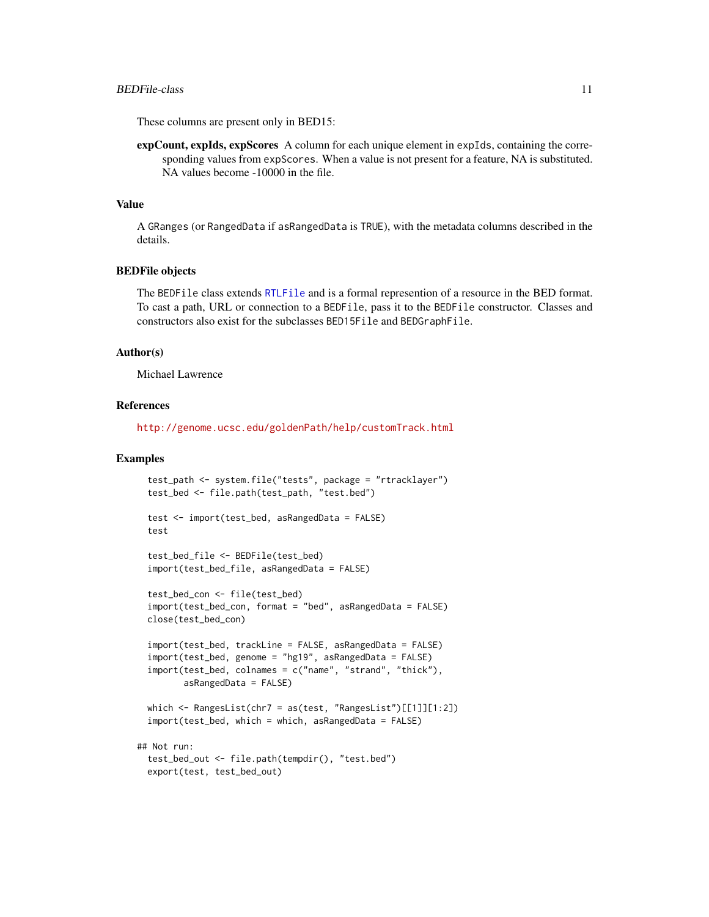These columns are present only in BED15:

**expCount, expIds, expScores** A column for each unique element in `expIds`, containing the corresponding values from `expScores`. When a value is not present for a feature, NA is substituted. NA values become -10000 in the file.

## Value

A `GRanges` (or `RangedData` if `asRangedData` is `TRUE`), with the metadata columns described in the details.

## BEDFile objects

The `BEDFile` class extends `RTLFile` and is a formal represention of a resource in the BED format. To cast a path, URL or connection to a `BEDFile`, pass it to the `BEDFile` constructor. Classes and constructors also exist for the subclasses `BED15File` and `BEDGraphFile`.

## Author(s)

Michael Lawrence

## References

http://genome.ucsc.edu/goldenPath/help/customTrack.html

## Examples

```
  test_path <- system.file("tests", package = "rtracklayer")
  test_bed <- file.path(test_path, "test.bed")

  test <- import(test_bed, asRangedData = FALSE)
  test

  test_bed_file <- BEDFile(test_bed)
  import(test_bed_file, asRangedData = FALSE)

  test_bed_con <- file(test_bed)
  import(test_bed_con, format = "bed", asRangedData = FALSE)
  close(test_bed_con)

  import(test_bed, trackLine = FALSE, asRangedData = FALSE)
  import(test_bed, genome = "hg19", asRangedData = FALSE)
  import(test_bed, colnames = c("name", "strand", "thick"),
         asRangedData = FALSE)

  which <- RangesList(chr7 = as(test, "RangesList")[[1]][1:2])
  import(test_bed, which = which, asRangedData = FALSE)

## Not run:
  test_bed_out <- file.path(tempdir(), "test.bed")
  export(test, test_bed_out)
```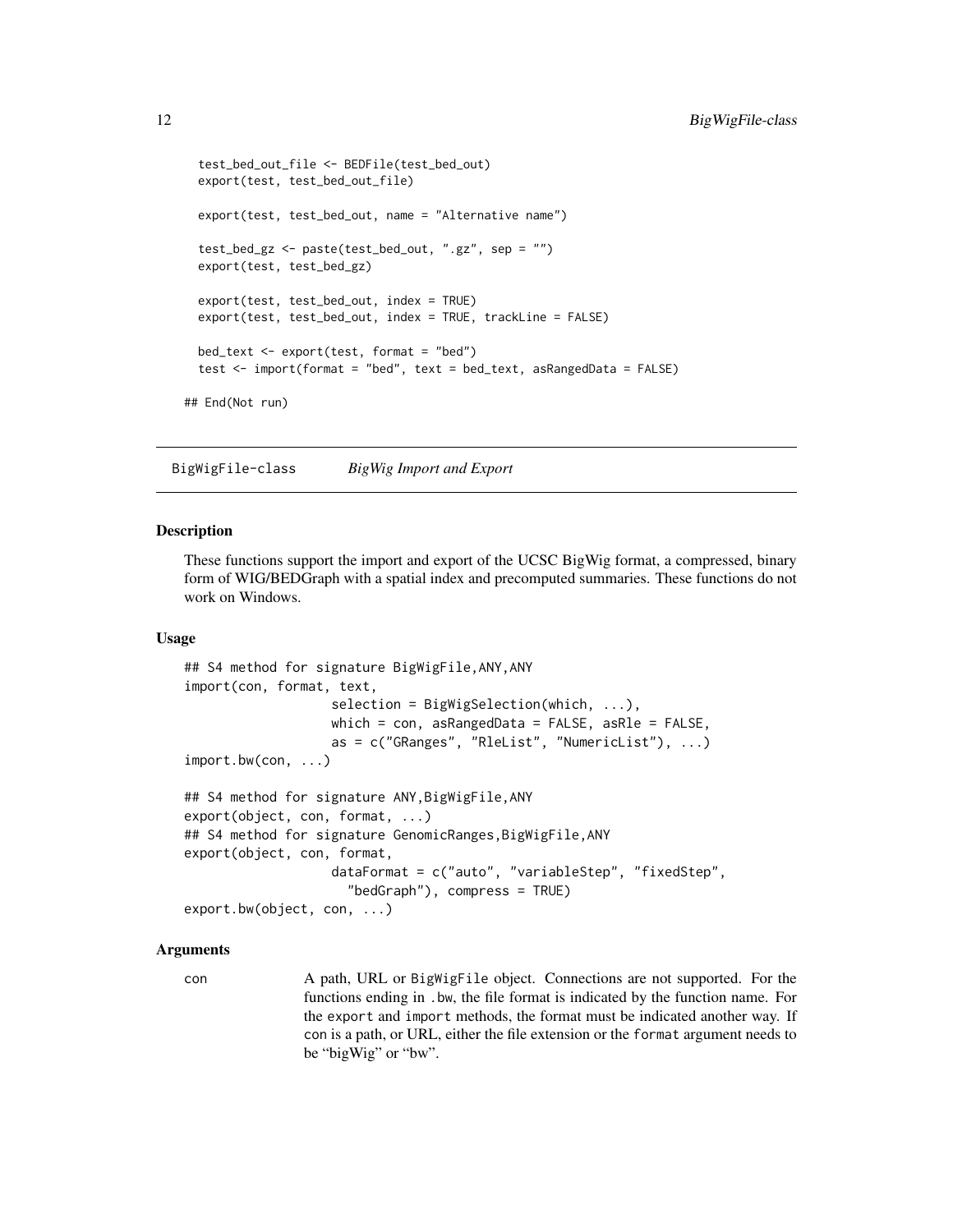```
  test_bed_out_file <- BEDFile(test_bed_out)
  export(test, test_bed_out_file)

  export(test, test_bed_out, name = "Alternative name")

  test_bed_gz <- paste(test_bed_out, ".gz", sep = "")
  export(test, test_bed_gz)

  export(test, test_bed_out, index = TRUE)
  export(test, test_bed_out, index = TRUE, trackLine = FALSE)

  bed_text <- export(test, format = "bed")
  test <- import(format = "bed", text = bed_text, asRangedData = FALSE)

## End(Not run)
```

## BigWigFile-class    *BigWig Import and Export*

### Description

These functions support the import and export of the UCSC BigWig format, a compressed, binary form of WIG/BEDGraph with a spatial index and precomputed summaries. These functions do not work on Windows.

### Usage

```
## S4 method for signature BigWigFile,ANY,ANY
import(con, format, text,
                   selection = BigWigSelection(which, ...),
                   which = con, asRangedData = FALSE, asRle = FALSE,
                   as = c("GRanges", "RleList", "NumericList"), ...)
import.bw(con, ...)

## S4 method for signature ANY,BigWigFile,ANY
export(object, con, format, ...)
## S4 method for signature GenomicRanges,BigWigFile,ANY
export(object, con, format,
                   dataFormat = c("auto", "variableStep", "fixedStep",
                     "bedGraph"), compress = TRUE)
export.bw(object, con, ...)
```

### Arguments

`con` A path, URL or `BigWigFile` object. Connections are not supported. For the functions ending in `.bw`, the file format is indicated by the function name. For the `export` and `import` methods, the format must be indicated another way. If `con` is a path, or URL, either the file extension or the `format` argument needs to be "bigWig" or "bw".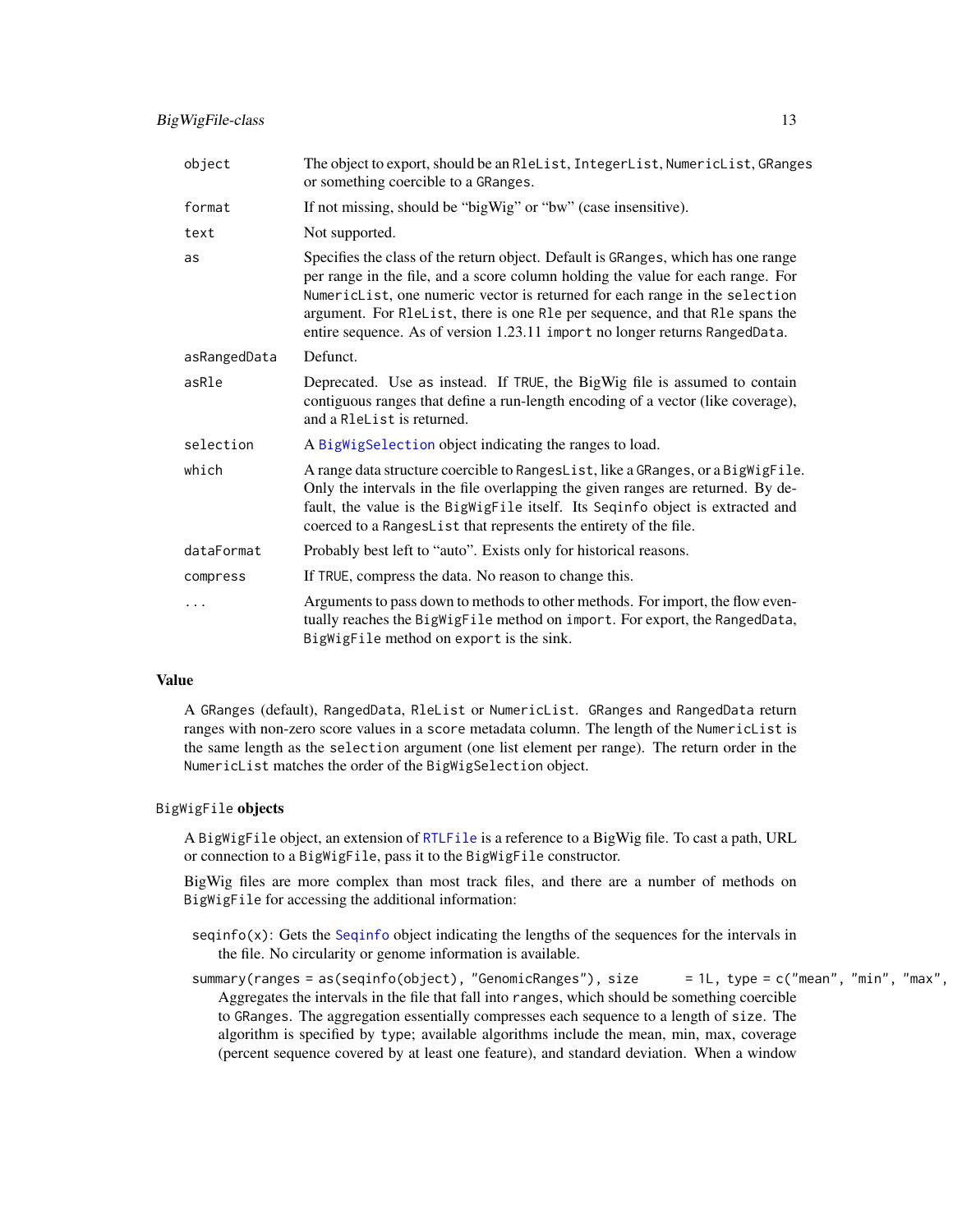| | |
|---|---|
| `object` | The object to export, should be an `RleList`, `IntegerList`, `NumericList`, `GRanges` or something coercible to a `GRanges`. |
| `format` | If not missing, should be “bigWig” or “bw” (case insensitive). |
| `text` | Not supported. |
| `as` | Specifies the class of the return object. Default is `GRanges`, which has one range per range in the file, and a score column holding the value for each range. For `NumericList`, one numeric vector is returned for each range in the `selection` argument. For `RleList`, there is one `Rle` per sequence, and that `Rle` spans the entire sequence. As of version 1.23.11 `import` no longer returns `RangedData`. |
| `asRangedData` | Defunct. |
| `asRle` | Deprecated. Use `as` instead. If `TRUE`, the BigWig file is assumed to contain contiguous ranges that define a run-length encoding of a vector (like coverage), and a `RleList` is returned. |
| `selection` | A `BigWigSelection` object indicating the ranges to load. |
| `which` | A range data structure coercible to `RangesList`, like a `GRanges`, or a `BigWigFile`. Only the intervals in the file overlapping the given ranges are returned. By default, the value is the `BigWigFile` itself. Its `Seqinfo` object is extracted and coerced to a `RangesList` that represents the entirety of the file. |
| `dataFormat` | Probably best left to “auto”. Exists only for historical reasons. |
| `compress` | If `TRUE`, compress the data. No reason to change this. |
| `...` | Arguments to pass down to methods to other methods. For import, the flow eventually reaches the `BigWigFile` method on `import`. For export, the `RangedData`, `BigWigFile` method on `export` is the sink. |

## Value

A `GRanges` (default), `RangedData`, `RleList` or `NumericList`. `GRanges` and `RangedData` return ranges with non-zero score values in a `score` metadata column. The length of the `NumericList` is the same length as the `selection` argument (one list element per range). The return order in the `NumericList` matches the order of the `BigWigSelection` object.

## `BigWigFile` objects

A `BigWigFile` object, an extension of `RTLFile` is a reference to a BigWig file. To cast a path, URL or connection to a `BigWigFile`, pass it to the `BigWigFile` constructor.

BigWig files are more complex than most track files, and there are a number of methods on `BigWigFile` for accessing the additional information:

`seqinfo(x)`: Gets the `Seqinfo` object indicating the lengths of the sequences for the intervals in the file. No circularity or genome information is available.

`summary(ranges = as(seqinfo(object), "GenomicRanges"), size = 1L, type = c("mean", "min", "max",`
Aggregates the intervals in the file that fall into `ranges`, which should be something coercible to `GRanges`. The aggregation essentially compresses each sequence to a length of `size`. The algorithm is specified by `type`; available algorithms include the mean, min, max, coverage (percent sequence covered by at least one feature), and standard deviation. When a window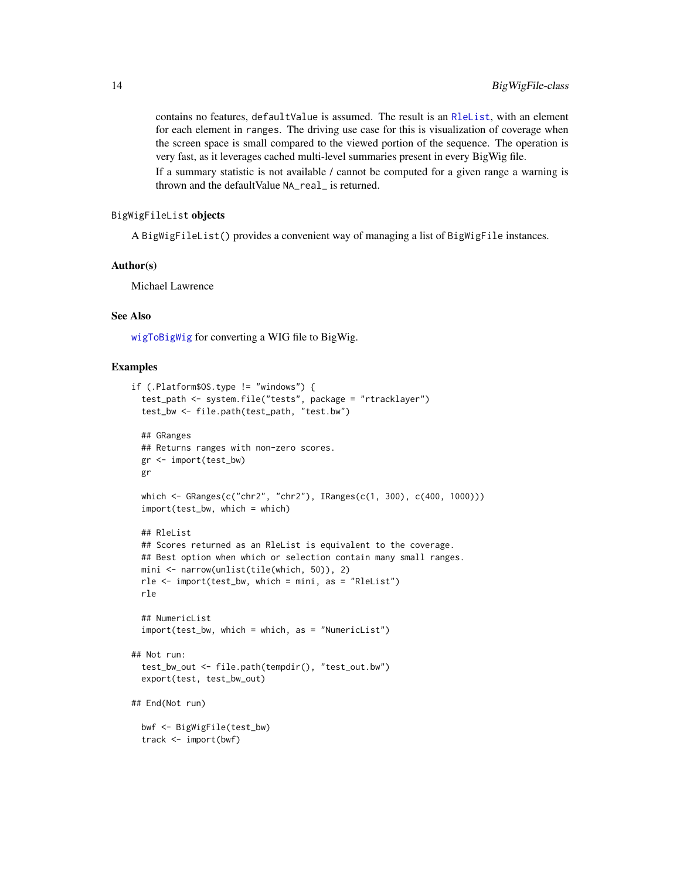contains no features, defaultValue is assumed. The result is an RleList, with an element for each element in ranges. The driving use case for this is visualization of coverage when the screen space is small compared to the viewed portion of the sequence. The operation is very fast, as it leverages cached multi-level summaries present in every BigWig file.

If a summary statistic is not available / cannot be computed for a given range a warning is thrown and the defaultValue NA_real_ is returned.

### BigWigFileList objects

A BigWigFileList() provides a convenient way of managing a list of BigWigFile instances.

### Author(s)

Michael Lawrence

### See Also

wigToBigWig for converting a WIG file to BigWig.

### Examples

```
if (.Platform$OS.type != "windows") {
  test_path <- system.file("tests", package = "rtracklayer")
  test_bw <- file.path(test_path, "test.bw")

  ## GRanges
  ## Returns ranges with non-zero scores.
  gr <- import(test_bw)
  gr

  which <- GRanges(c("chr2", "chr2"), IRanges(c(1, 300), c(400, 1000)))
  import(test_bw, which = which)

  ## RleList
  ## Scores returned as an RleList is equivalent to the coverage.
  ## Best option when which or selection contain many small ranges.
  mini <- narrow(unlist(tile(which, 50)), 2)
  rle <- import(test_bw, which = mini, as = "RleList")
  rle

  ## NumericList
  import(test_bw, which = which, as = "NumericList")

## Not run:
  test_bw_out <- file.path(tempdir(), "test_out.bw")
  export(test, test_bw_out)

## End(Not run)

  bwf <- BigWigFile(test_bw)
  track <- import(bwf)
```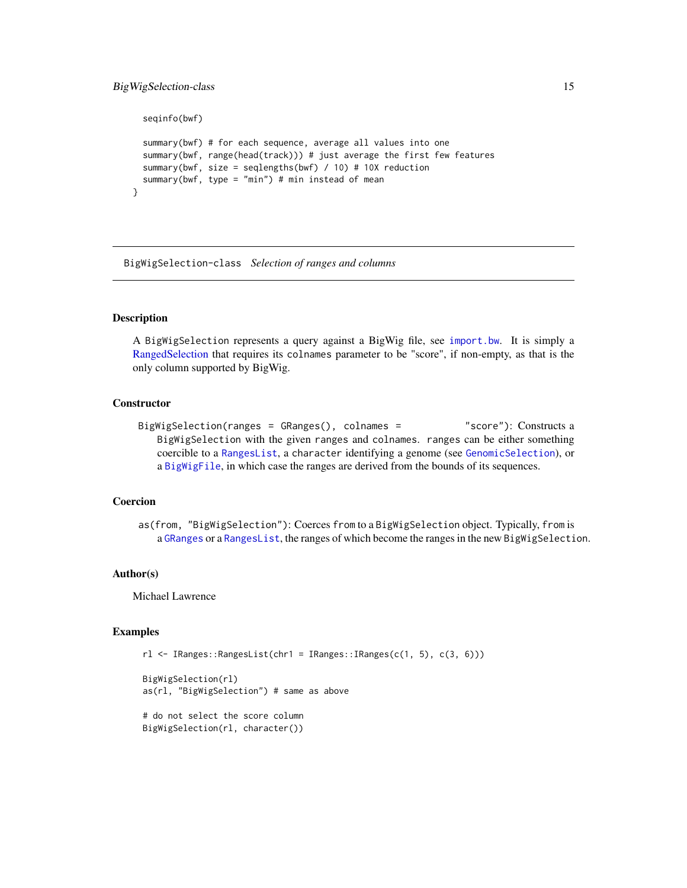```
  seqinfo(bwf)

  summary(bwf) # for each sequence, average all values into one
  summary(bwf, range(head(track))) # just average the first few features
  summary(bwf, size = seqlengths(bwf) / 10) # 10X reduction
  summary(bwf, type = "min") # min instead of mean
}
```

---

BigWigSelection-class *Selection of ranges and columns*

---

## Description

A BigWigSelection represents a query against a BigWig file, see import.bw. It is simply a RangedSelection that requires its colnames parameter to be "score", if non-empty, as that is the only column supported by BigWig.

## Constructor

BigWigSelection(ranges = GRanges(), colnames = "score"): Constructs a BigWigSelection with the given ranges and colnames. ranges can be either something coercible to a RangesList, a character identifying a genome (see GenomicSelection), or a BigWigFile, in which case the ranges are derived from the bounds of its sequences.

## Coercion

as(from, "BigWigSelection"): Coerces from to a BigWigSelection object. Typically, from is a GRanges or a RangesList, the ranges of which become the ranges in the new BigWigSelection.

## Author(s)

Michael Lawrence

## Examples

```
rl <- IRanges::RangesList(chr1 = IRanges::IRanges(c(1, 5), c(3, 6)))

BigWigSelection(rl)
as(rl, "BigWigSelection") # same as above

# do not select the score column
BigWigSelection(rl, character())
```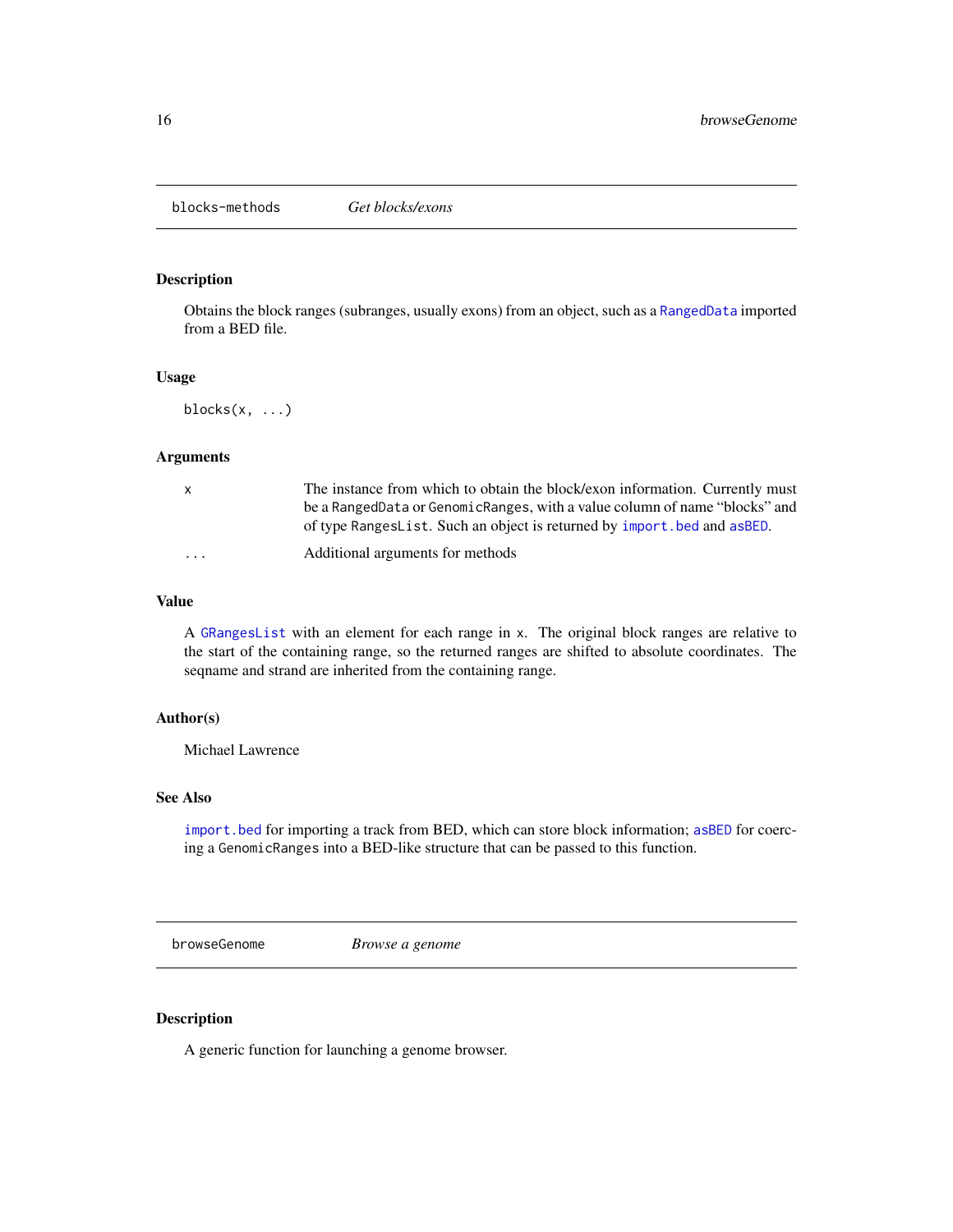## blocks-methods *Get blocks/exons*

### Description

Obtains the block ranges (subranges, usually exons) from an object, such as a RangedData imported from a BED file.

### Usage

```
blocks(x, ...)
```

### Arguments

| | |
|---|---|
| x | The instance from which to obtain the block/exon information. Currently must be a RangedData or GenomicRanges, with a value column of name "blocks" and of type RangesList. Such an object is returned by import.bed and asBED. |
| ... | Additional arguments for methods |

### Value

A GRangesList with an element for each range in x. The original block ranges are relative to the start of the containing range, so the returned ranges are shifted to absolute coordinates. The seqname and strand are inherited from the containing range.

### Author(s)

Michael Lawrence

### See Also

import.bed for importing a track from BED, which can store block information; asBED for coercing a GenomicRanges into a BED-like structure that can be passed to this function.

## browseGenome *Browse a genome*

### Description

A generic function for launching a genome browser.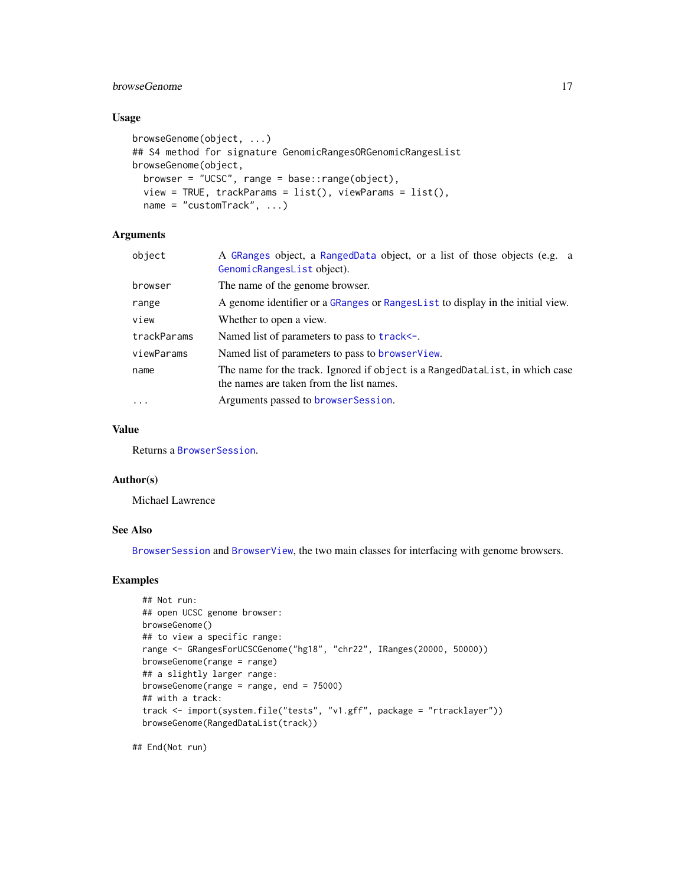## Usage

```
browseGenome(object, ...)
## S4 method for signature GenomicRangesORGenomicRangesList
browseGenome(object,
  browser = "UCSC", range = base::range(object),
  view = TRUE, trackParams = list(), viewParams = list(),
  name = "customTrack", ...)
```

## Arguments

| | |
|---|---|
| `object` | A GRanges object, a RangedData object, or a list of those objects (e.g. a GenomicRangesList object). |
| `browser` | The name of the genome browser. |
| `range` | A genome identifier or a GRanges or RangesList to display in the initial view. |
| `view` | Whether to open a view. |
| `trackParams` | Named list of parameters to pass to track<-. |
| `viewParams` | Named list of parameters to pass to browserView. |
| `name` | The name for the track. Ignored if object is a RangedDataList, in which case the names are taken from the list names. |
| `...` | Arguments passed to browserSession. |

## Value

Returns a BrowserSession.

## Author(s)

Michael Lawrence

## See Also

BrowserSession and BrowserView, the two main classes for interfacing with genome browsers.

## Examples

```
  ## Not run:
  ## open UCSC genome browser:
  browseGenome()
  ## to view a specific range:
  range <- GRangesForUCSCGenome("hg18", "chr22", IRanges(20000, 50000))
  browseGenome(range = range)
  ## a slightly larger range:
  browseGenome(range = range, end = 75000)
  ## with a track:
  track <- import(system.file("tests", "v1.gff", package = "rtracklayer"))
  browseGenome(RangedDataList(track))

## End(Not run)
```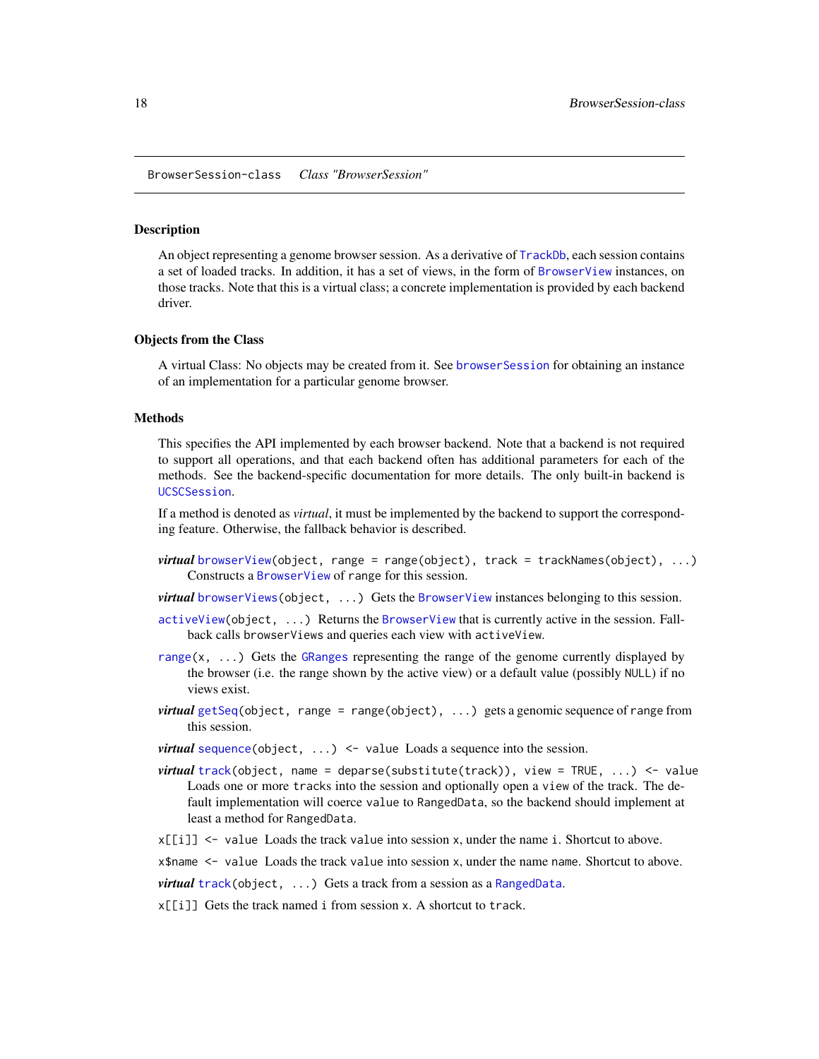BrowserSession-class    *Class "BrowserSession"*

## Description

An object representing a genome browser session. As a derivative of `TrackDb`, each session contains a set of loaded tracks. In addition, it has a set of views, in the form of `BrowserView` instances, on those tracks. Note that this is a virtual class; a concrete implementation is provided by each backend driver.

## Objects from the Class

A virtual Class: No objects may be created from it. See `browserSession` for obtaining an instance of an implementation for a particular genome browser.

## Methods

This specifies the API implemented by each browser backend. Note that a backend is not required to support all operations, and that each backend often has additional parameters for each of the methods. See the backend-specific documentation for more details. The only built-in backend is `UCSCSession`.

If a method is denoted as *virtual*, it must be implemented by the backend to support the corresponding feature. Otherwise, the fallback behavior is described.

***virtual*** `browserView(object, range = range(object), track = trackNames(object), ...)` Constructs a `BrowserView` of `range` for this session.

***virtual*** `browserViews(object, ...)` Gets the `BrowserView` instances belonging to this session.

`activeView(object, ...)` Returns the `BrowserView` that is currently active in the session. Fallback calls `browserViews` and queries each view with `activeView`.

`range(x, ...)` Gets the `GRanges` representing the range of the genome currently displayed by the browser (i.e. the range shown by the active view) or a default value (possibly `NULL`) if no views exist.

***virtual*** `getSeq(object, range = range(object), ...)` gets a genomic sequence of `range` from this session.

***virtual*** `sequence(object, ...) <- value` Loads a sequence into the session.

***virtual*** `track(object, name = deparse(substitute(track)), view = TRUE, ...) <- value` Loads one or more `track`s into the session and optionally open a `view` of the track. The default implementation will coerce `value` to `RangedData`, so the backend should implement at least a method for `RangedData`.

`x[[i]] <- value` Loads the track `value` into session `x`, under the name `i`. Shortcut to above.

`x$name <- value` Loads the track `value` into session `x`, under the name `name`. Shortcut to above.

***virtual*** `track(object, ...)` Gets a track from a session as a `RangedData`.

`x[[i]]` Gets the track named `i` from session `x`. A shortcut to `track`.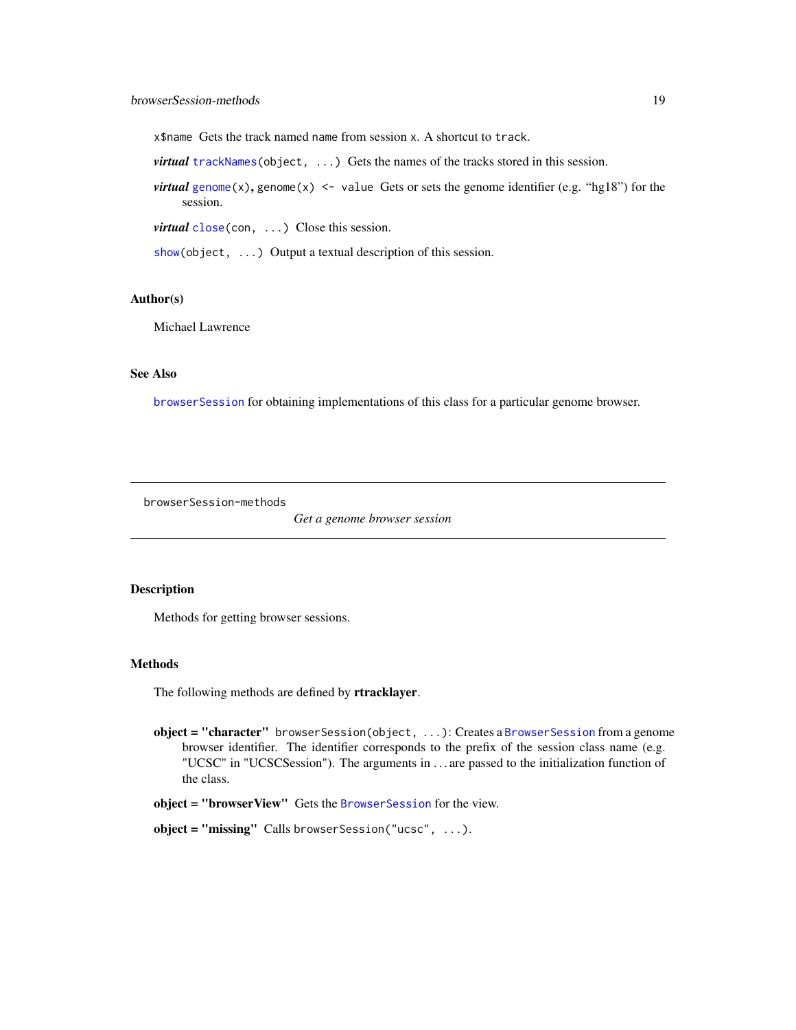`x$name` Gets the track named `name` from session `x`. A shortcut to `track`.

***virtual*** `trackNames(object, ...)` Gets the names of the tracks stored in this session.

***virtual*** `genome(x)`, `genome(x) <- value` Gets or sets the genome identifier (e.g. "hg18") for the session.

***virtual*** `close(con, ...)` Close this session.

`show(object, ...)` Output a textual description of this session.

## Author(s)

Michael Lawrence

## See Also

`browserSession` for obtaining implementations of this class for a particular genome browser.

---

`browserSession-methods` *Get a genome browser session*

---

## Description

Methods for getting browser sessions.

## Methods

The following methods are defined by **rtracklayer**.

**object = "character"** `browserSession(object, ...)`: Creates a `BrowserSession` from a genome browser identifier. The identifier corresponds to the prefix of the session class name (e.g. "UCSC" in "UCSCSession"). The arguments in ... are passed to the initialization function of the class.

**object = "browserView"** Gets the `BrowserSession` for the view.

**object = "missing"** Calls `browserSession("ucsc", ...)`.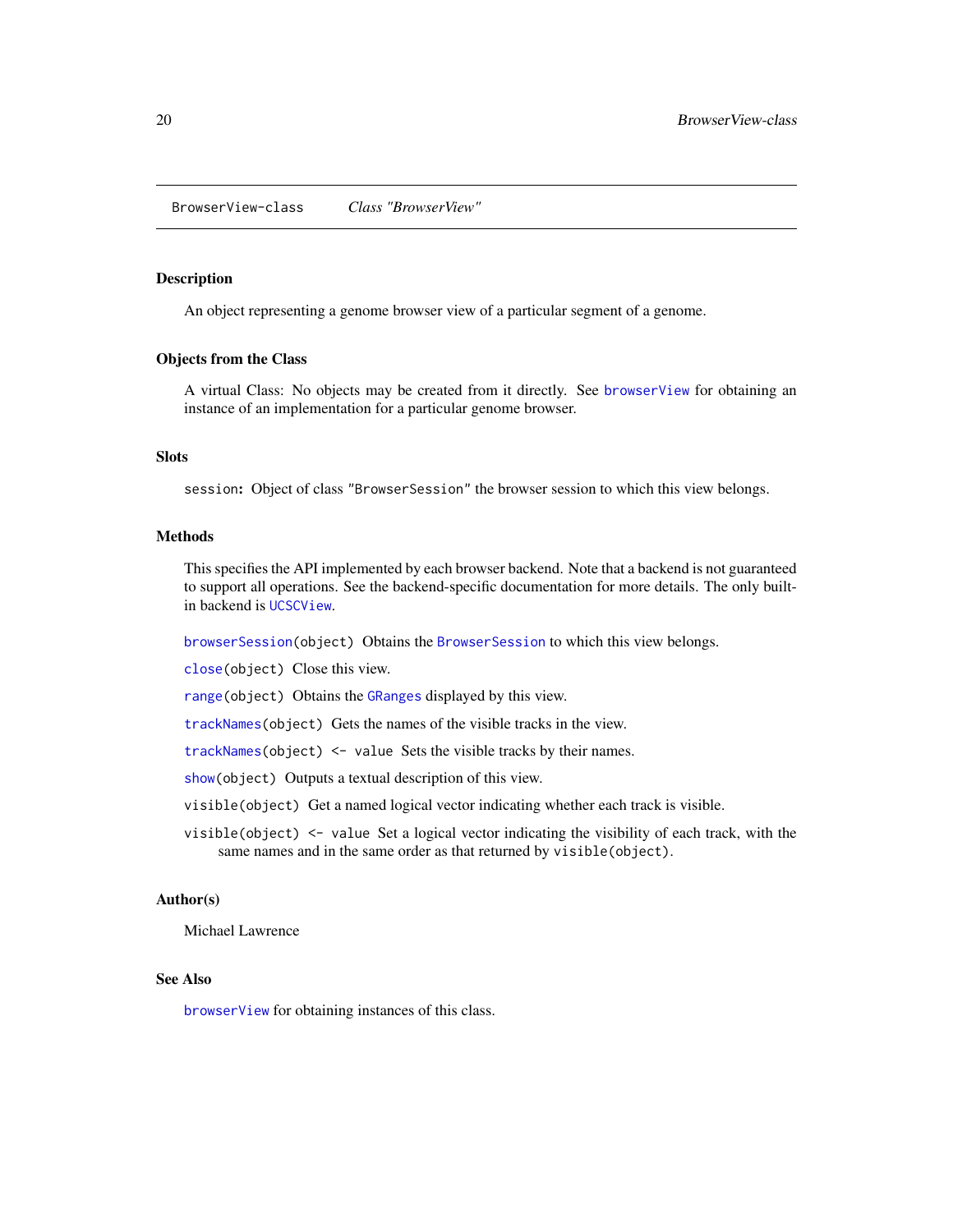BrowserView-class *Class "BrowserView"*

### Description

An object representing a genome browser view of a particular segment of a genome.

### Objects from the Class

A virtual Class: No objects may be created from it directly. See `browserView` for obtaining an instance of an implementation for a particular genome browser.

### Slots

`session`: Object of class `"BrowserSession"` the browser session to which this view belongs.

### Methods

This specifies the API implemented by each browser backend. Note that a backend is not guaranteed to support all operations. See the backend-specific documentation for more details. The only built-in backend is `UCSCView`.

`browserSession(object)` Obtains the `BrowserSession` to which this view belongs.

`close(object)` Close this view.

`range(object)` Obtains the `GRanges` displayed by this view.

`trackNames(object)` Gets the names of the visible tracks in the view.

`trackNames(object) <- value` Sets the visible tracks by their names.

`show(object)` Outputs a textual description of this view.

`visible(object)` Get a named logical vector indicating whether each track is visible.

`visible(object) <- value` Set a logical vector indicating the visibility of each track, with the same names and in the same order as that returned by `visible(object)`.

### Author(s)

Michael Lawrence

### See Also

`browserView` for obtaining instances of this class.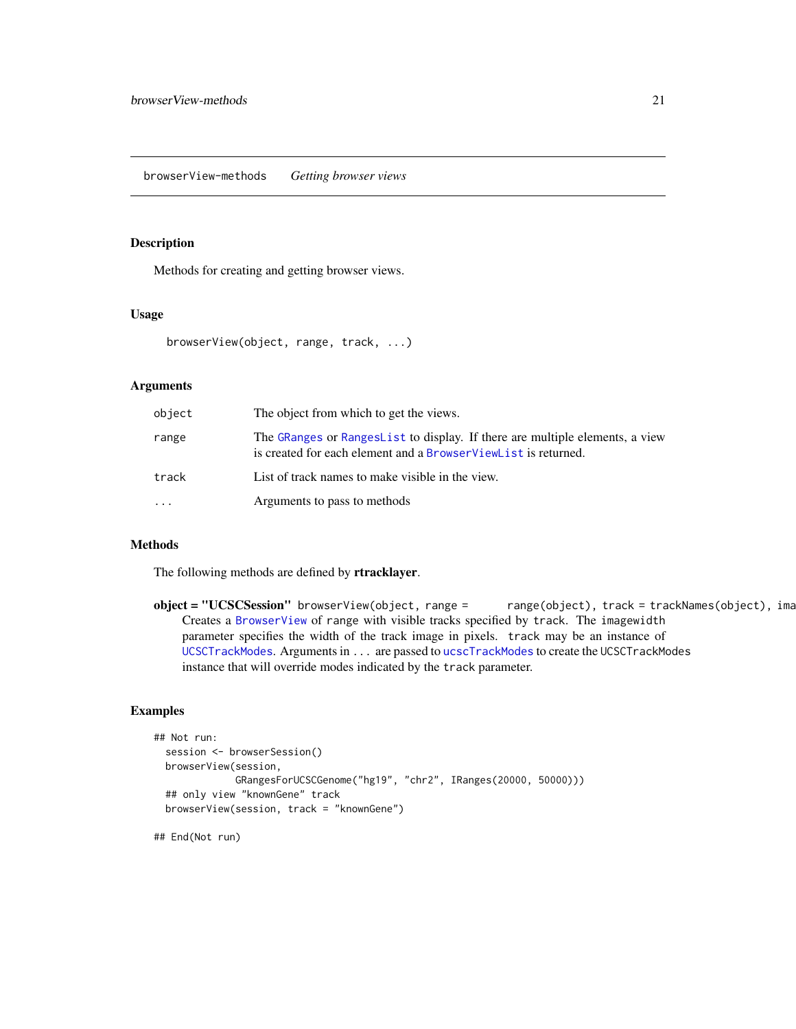browserView-methods    *Getting browser views*

## Description

Methods for creating and getting browser views.

## Usage

```
browserView(object, range, track, ...)
```

## Arguments

| | |
|---|---|
| object | The object from which to get the views. |
| range | The GRanges or RangesList to display. If there are multiple elements, a view is created for each element and a BrowserViewList is returned. |
| track | List of track names to make visible in the view. |
| ... | Arguments to pass to methods |

## Methods

The following methods are defined by **rtracklayer**.

**object = "UCSCSession"** `browserView(object, range =      range(object), track = trackNames(object), ima`
Creates a BrowserView of range with visible tracks specified by track. The imagewidth parameter specifies the width of the track image in pixels. track may be an instance of UCSCTrackModes. Arguments in ... are passed to ucscTrackModes to create the UCSCTrackModes instance that will override modes indicated by the track parameter.

## Examples

```
## Not run:
  session <- browserSession()
  browserView(session,
              GRangesForUCSCGenome("hg19", "chr2", IRanges(20000, 50000)))
  ## only view "knownGene" track
  browserView(session, track = "knownGene")

## End(Not run)
```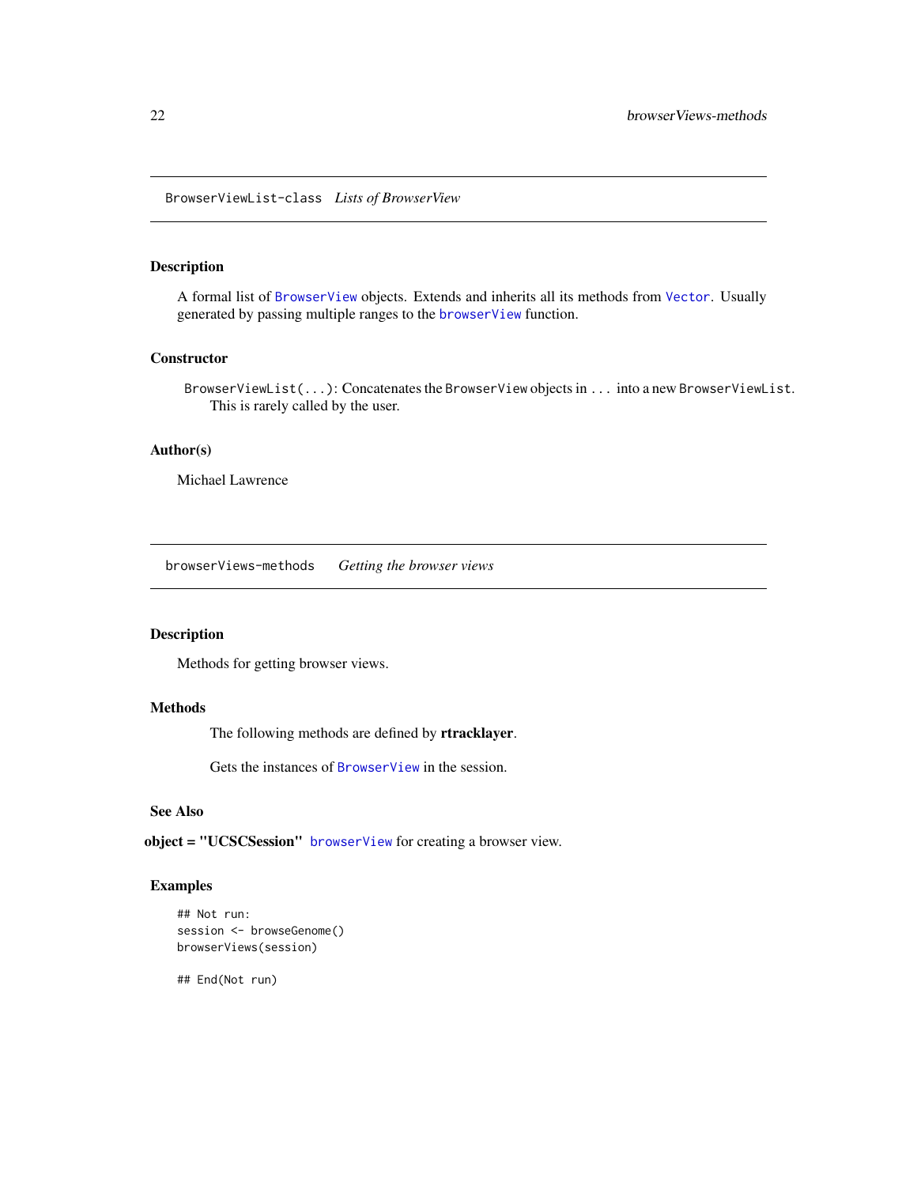## BrowserViewList-class *Lists of BrowserView*

### Description

A formal list of `BrowserView` objects. Extends and inherits all its methods from `Vector`. Usually generated by passing multiple ranges to the `browserView` function.

### Constructor

`BrowserViewList(...)`: Concatenates the `BrowserView` objects in `...` into a new `BrowserViewList`. This is rarely called by the user.

### Author(s)

Michael Lawrence

## browserViews-methods *Getting the browser views*

### Description

Methods for getting browser views.

### Methods

The following methods are defined by **rtracklayer**.

Gets the instances of `BrowserView` in the session.

### See Also

**object = "UCSCSession"** `browserView` for creating a browser view.

### Examples

```
## Not run:
session <- browseGenome()
browserViews(session)

## End(Not run)
```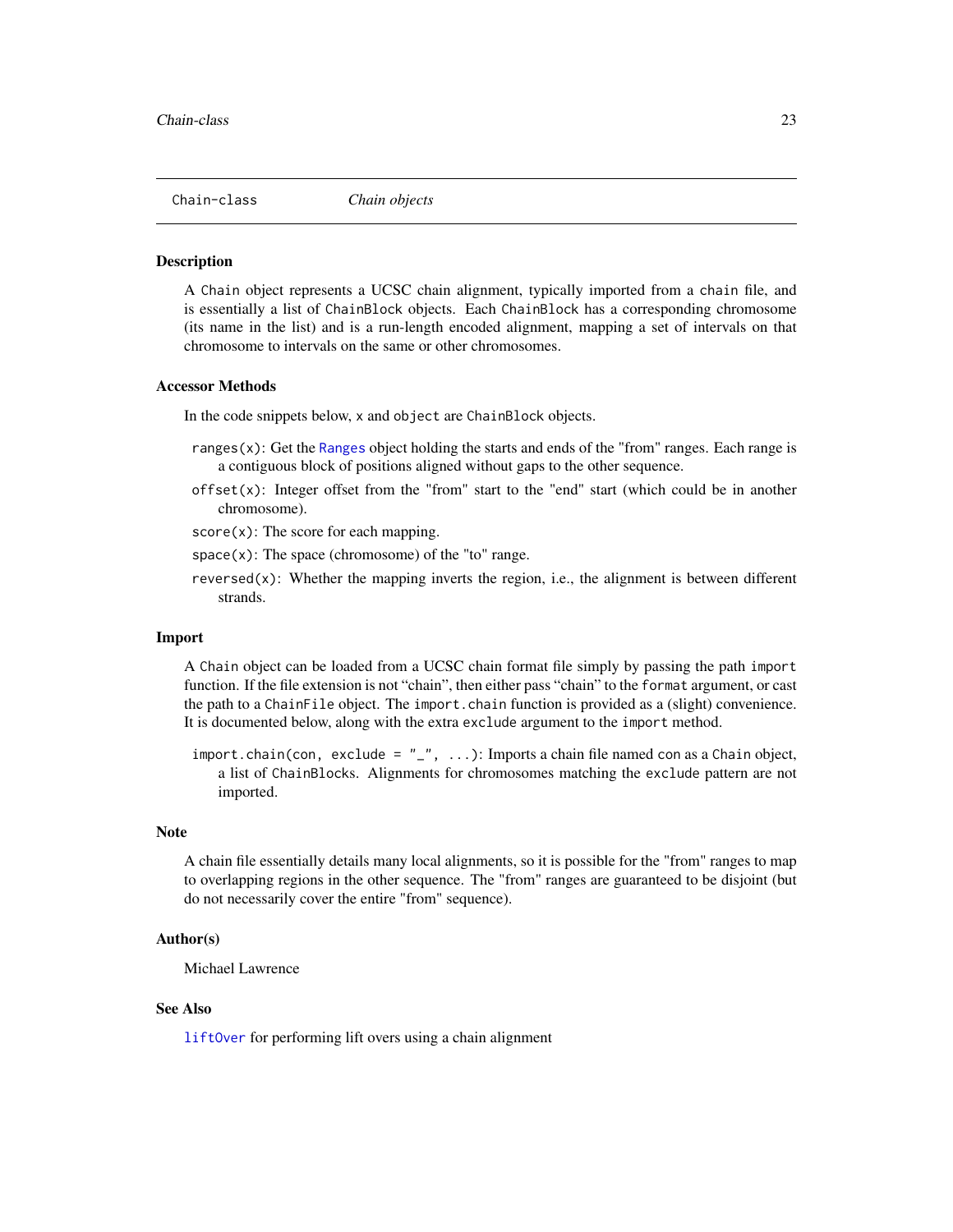# Chain-class *Chain objects*

## Description

A `Chain` object represents a UCSC chain alignment, typically imported from a `chain` file, and is essentially a list of `ChainBlock` objects. Each `ChainBlock` has a corresponding chromosome (its name in the list) and is a run-length encoded alignment, mapping a set of intervals on that chromosome to intervals on the same or other chromosomes.

## Accessor Methods

In the code snippets below, `x` and `object` are `ChainBlock` objects.

`ranges(x)`: Get the `Ranges` object holding the starts and ends of the "from" ranges. Each range is a contiguous block of positions aligned without gaps to the other sequence.

`offset(x)`: Integer offset from the "from" start to the "end" start (which could be in another chromosome).

`score(x)`: The score for each mapping.

`space(x)`: The space (chromosome) of the "to" range.

`reversed(x)`: Whether the mapping inverts the region, i.e., the alignment is between different strands.

## Import

A `Chain` object can be loaded from a UCSC chain format file simply by passing the path `import` function. If the file extension is not "chain", then either pass "chain" to the `format` argument, or cast the path to a `ChainFile` object. The `import.chain` function is provided as a (slight) convenience. It is documented below, along with the extra `exclude` argument to the `import` method.

`import.chain(con, exclude = "_", ...)`: Imports a chain file named con as a `Chain` object, a list of `ChainBlocks`. Alignments for chromosomes matching the `exclude` pattern are not imported.

## Note

A chain file essentially details many local alignments, so it is possible for the "from" ranges to map to overlapping regions in the other sequence. The "from" ranges are guaranteed to be disjoint (but do not necessarily cover the entire "from" sequence).

## Author(s)

Michael Lawrence

## See Also

`liftOver` for performing lift overs using a chain alignment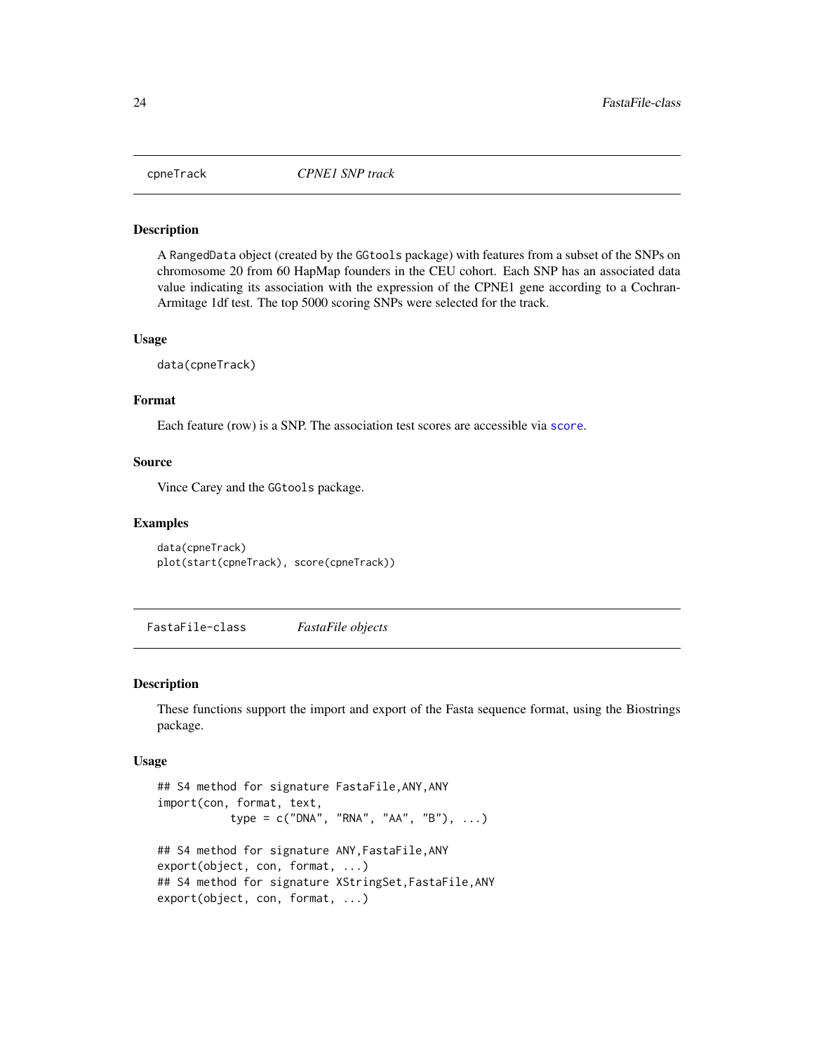## cpneTrack *CPNE1 SNP track*

### Description

A RangedData object (created by the GGtools package) with features from a subset of the SNPs on chromosome 20 from 60 HapMap founders in the CEU cohort. Each SNP has an associated data value indicating its association with the expression of the CPNE1 gene according to a Cochran-Armitage 1df test. The top 5000 scoring SNPs were selected for the track.

### Usage

```
data(cpneTrack)
```

### Format

Each feature (row) is a SNP. The association test scores are accessible via `score`.

### Source

Vince Carey and the GGtools package.

### Examples

```
data(cpneTrack)
plot(start(cpneTrack), score(cpneTrack))
```

## FastaFile-class *FastaFile objects*

### Description

These functions support the import and export of the Fasta sequence format, using the Biostrings package.

### Usage

```
## S4 method for signature FastaFile,ANY,ANY
import(con, format, text,
          type = c("DNA", "RNA", "AA", "B"), ...)

## S4 method for signature ANY,FastaFile,ANY
export(object, con, format, ...)
## S4 method for signature XStringSet,FastaFile,ANY
export(object, con, format, ...)
```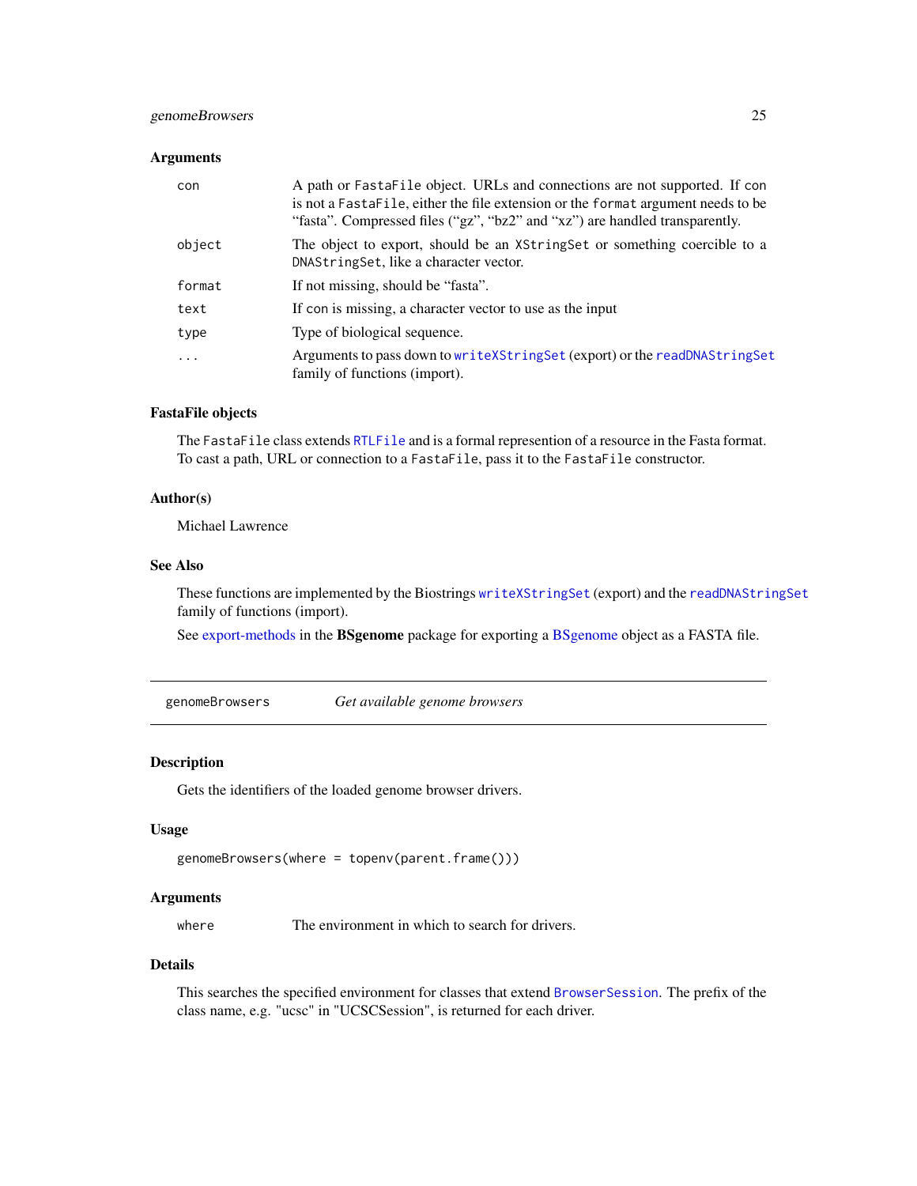### Arguments

| | |
|---|---|
| `con` | A path or `FastaFile` object. URLs and connections are not supported. If `con` is not a `FastaFile`, either the file extension or the `format` argument needs to be "fasta". Compressed files ("gz", "bz2" and "xz") are handled transparently. |
| `object` | The object to export, should be an `XStringSet` or something coercible to a `DNAStringSet`, like a character vector. |
| `format` | If not missing, should be "fasta". |
| `text` | If `con` is missing, a character vector to use as the input |
| `type` | Type of biological sequence. |
| `...` | Arguments to pass down to `writeXStringSet` (export) or the `readDNAStringSet` family of functions (import). |

### FastaFile objects

The `FastaFile` class extends `RTLFile` and is a formal represention of a resource in the Fasta format. To cast a path, URL or connection to a `FastaFile`, pass it to the `FastaFile` constructor.

### Author(s)

Michael Lawrence

### See Also

These functions are implemented by the Biostrings `writeXStringSet` (export) and the `readDNAStringSet` family of functions (import).

See export-methods in the **BSgenome** package for exporting a BSgenome object as a FASTA file.

---

## genomeBrowsers — *Get available genome browsers*

### Description

Gets the identifiers of the loaded genome browser drivers.

### Usage

```
genomeBrowsers(where = topenv(parent.frame()))
```

### Arguments

| | |
|---|---|
| `where` | The environment in which to search for drivers. |

### Details

This searches the specified environment for classes that extend `BrowserSession`. The prefix of the class name, e.g. "ucsc" in "UCSCSession", is returned for each driver.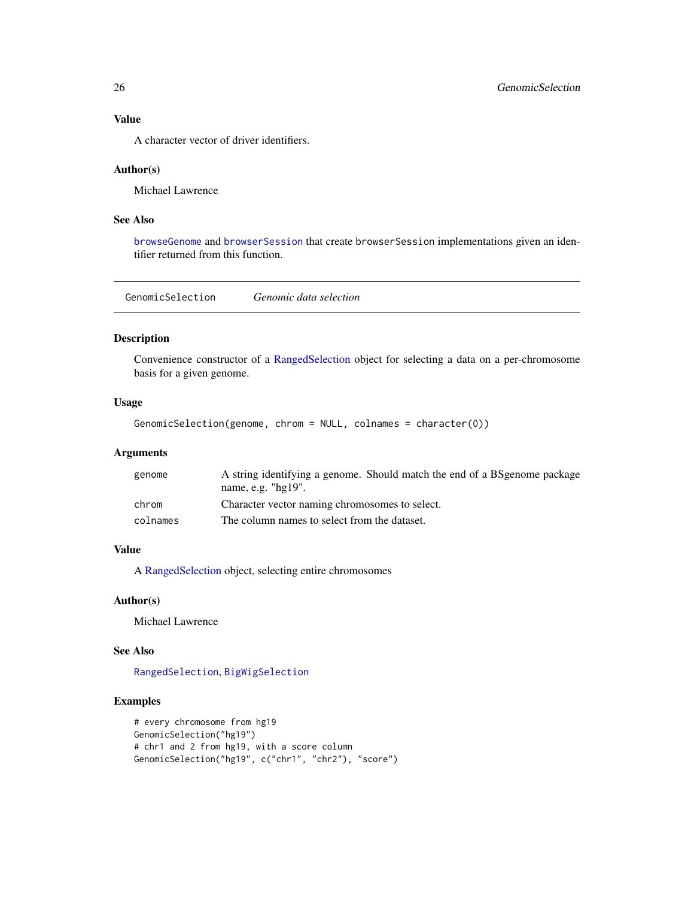## Value

A character vector of driver identifiers.

## Author(s)

Michael Lawrence

## See Also

`browseGenome` and `browserSession` that create `browserSession` implementations given an identifier returned from this function.

---

# GenomicSelection — *Genomic data selection*

---

## Description

Convenience constructor of a RangedSelection object for selecting a data on a per-chromosome basis for a given genome.

## Usage

```
GenomicSelection(genome, chrom = NULL, colnames = character(0))
```

## Arguments

| | |
|---|---|
| `genome` | A string identifying a genome. Should match the end of a BSgenome package name, e.g. "hg19". |
| `chrom` | Character vector naming chromosomes to select. |
| `colnames` | The column names to select from the dataset. |

## Value

A RangedSelection object, selecting entire chromosomes

## Author(s)

Michael Lawrence

## See Also

`RangedSelection`, `BigWigSelection`

## Examples

```
# every chromosome from hg19
GenomicSelection("hg19")
# chr1 and 2 from hg19, with a score column
GenomicSelection("hg19", c("chr1", "chr2"), "score")
```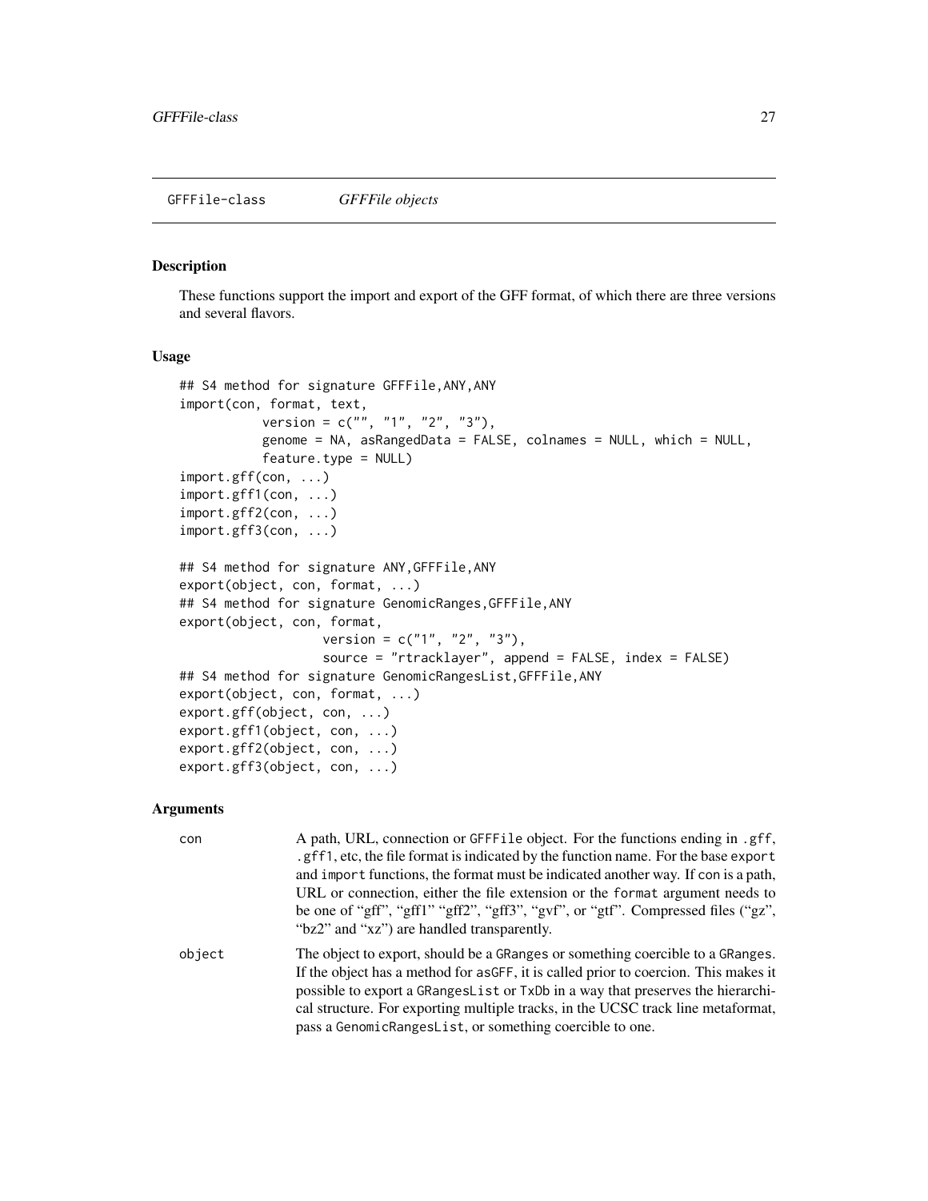GFFFile-class *GFFFile objects*

## Description

These functions support the import and export of the GFF format, of which there are three versions and several flavors.

## Usage

```
## S4 method for signature GFFFile,ANY,ANY
import(con, format, text,
           version = c("", "1", "2", "3"),
           genome = NA, asRangedData = FALSE, colnames = NULL, which = NULL,
           feature.type = NULL)
import.gff(con, ...)
import.gff1(con, ...)
import.gff2(con, ...)
import.gff3(con, ...)

## S4 method for signature ANY,GFFFile,ANY
export(object, con, format, ...)
## S4 method for signature GenomicRanges,GFFFile,ANY
export(object, con, format,
                  version = c("1", "2", "3"),
                  source = "rtracklayer", append = FALSE, index = FALSE)
## S4 method for signature GenomicRangesList,GFFFile,ANY
export(object, con, format, ...)
export.gff(object, con, ...)
export.gff1(object, con, ...)
export.gff2(object, con, ...)
export.gff3(object, con, ...)
```

## Arguments

`con` A path, URL, connection or `GFFFile` object. For the functions ending in `.gff`, `.gff1`, etc, the file format is indicated by the function name. For the base `export` and `import` functions, the format must be indicated another way. If `con` is a path, URL or connection, either the file extension or the `format` argument needs to be one of "gff", "gff1" "gff2", "gff3", "gvf", or "gtf". Compressed files ("gz", "bz2" and "xz") are handled transparently.

`object` The object to export, should be a `GRanges` or something coercible to a `GRanges`. If the object has a method for `asGFF`, it is called prior to coercion. This makes it possible to export a `GRangesList` or `TxDb` in a way that preserves the hierarchical structure. For exporting multiple tracks, in the UCSC track line metaformat, pass a `GenomicRangesList`, or something coercible to one.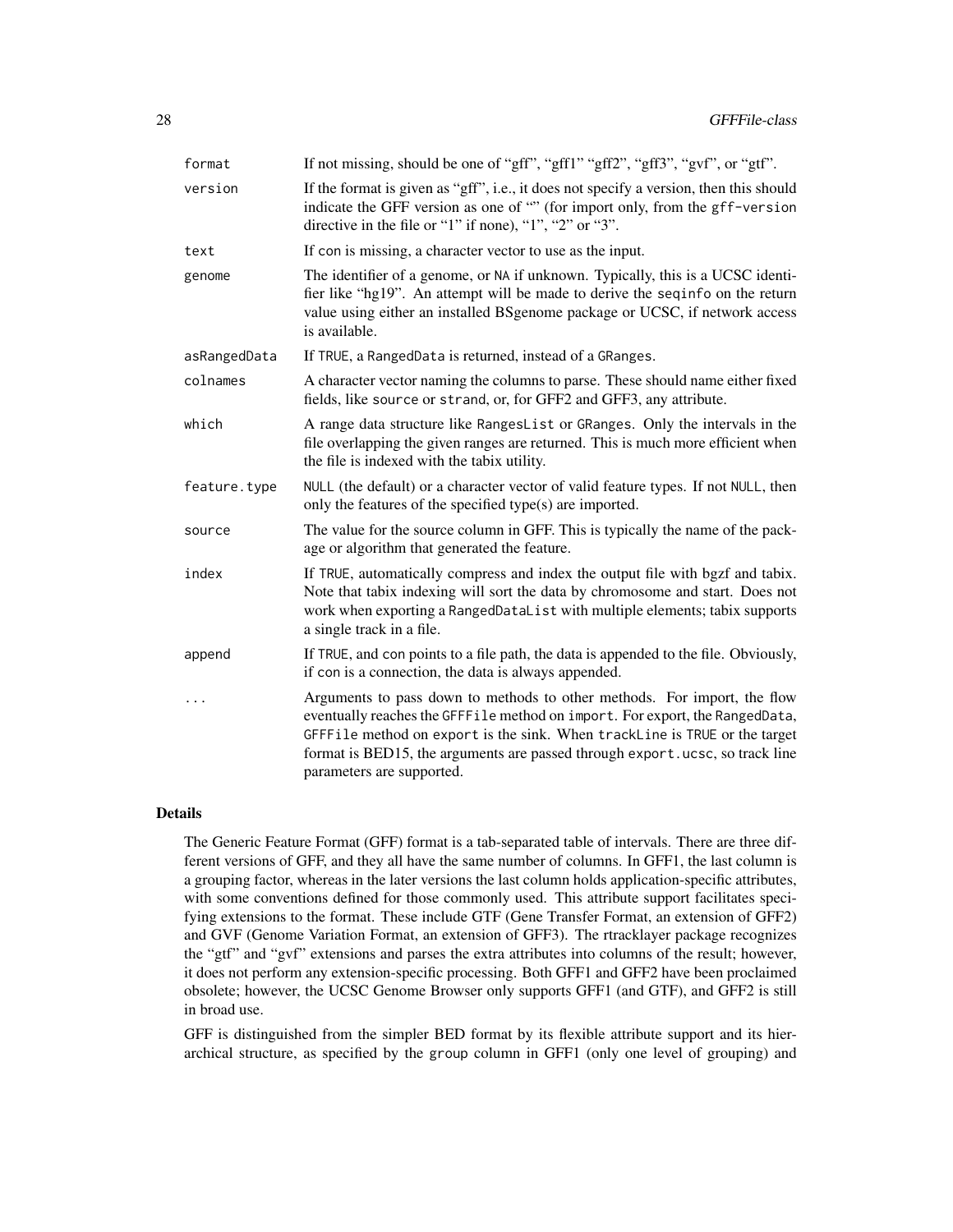| | |
|---|---|
| `format` | If not missing, should be one of "gff", "gff1" "gff2", "gff3", "gvf", or "gtf". |
| `version` | If the format is given as "gff", i.e., it does not specify a version, then this should indicate the GFF version as one of "" (for import only, from the `gff-version` directive in the file or "1" if none), "1", "2" or "3". |
| `text` | If `con` is missing, a character vector to use as the input. |
| `genome` | The identifier of a genome, or `NA` if unknown. Typically, this is a UCSC identifier like "hg19". An attempt will be made to derive the `seqinfo` on the return value using either an installed BSgenome package or UCSC, if network access is available. |
| `asRangedData` | If `TRUE`, a `RangedData` is returned, instead of a `GRanges`. |
| `colnames` | A character vector naming the columns to parse. These should name either fixed fields, like `source` or `strand`, or, for GFF2 and GFF3, any attribute. |
| `which` | A range data structure like `RangesList` or `GRanges`. Only the intervals in the file overlapping the given ranges are returned. This is much more efficient when the file is indexed with the tabix utility. |
| `feature.type` | `NULL` (the default) or a character vector of valid feature types. If not `NULL`, then only the features of the specified type(s) are imported. |
| `source` | The value for the source column in GFF. This is typically the name of the package or algorithm that generated the feature. |
| `index` | If `TRUE`, automatically compress and index the output file with bgzf and tabix. Note that tabix indexing will sort the data by chromosome and start. Does not work when exporting a `RangedDataList` with multiple elements; tabix supports a single track in a file. |
| `append` | If `TRUE`, and `con` points to a file path, the data is appended to the file. Obviously, if `con` is a connection, the data is always appended. |
| `...` | Arguments to pass down to methods to other methods. For import, the flow eventually reaches the `GFFFile` method on `import`. For export, the `RangedData`, `GFFFile` method on `export` is the sink. When `trackLine` is `TRUE` or the target format is BED15, the arguments are passed through `export.ucsc`, so track line parameters are supported. |

## Details

The Generic Feature Format (GFF) format is a tab-separated table of intervals. There are three different versions of GFF, and they all have the same number of columns. In GFF1, the last column is a grouping factor, whereas in the later versions the last column holds application-specific attributes, with some conventions defined for those commonly used. This attribute support facilitates specifying extensions to the format. These include GTF (Gene Transfer Format, an extension of GFF2) and GVF (Genome Variation Format, an extension of GFF3). The rtracklayer package recognizes the "gtf" and "gvf" extensions and parses the extra attributes into columns of the result; however, it does not perform any extension-specific processing. Both GFF1 and GFF2 have been proclaimed obsolete; however, the UCSC Genome Browser only supports GFF1 (and GTF), and GFF2 is still in broad use.

GFF is distinguished from the simpler BED format by its flexible attribute support and its hierarchical structure, as specified by the `group` column in GFF1 (only one level of grouping) and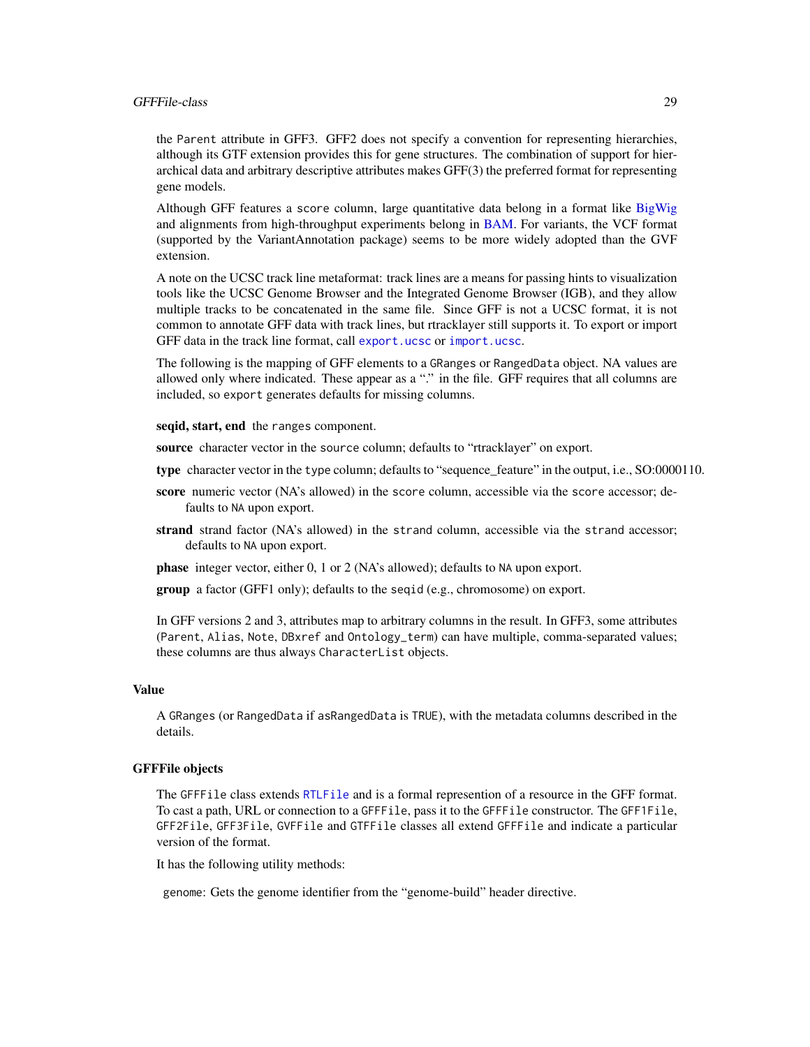the Parent attribute in GFF3. GFF2 does not specify a convention for representing hierarchies, although its GTF extension provides this for gene structures. The combination of support for hierarchical data and arbitrary descriptive attributes makes GFF(3) the preferred format for representing gene models.

Although GFF features a score column, large quantitative data belong in a format like BigWig and alignments from high-throughput experiments belong in BAM. For variants, the VCF format (supported by the VariantAnnotation package) seems to be more widely adopted than the GVF extension.

A note on the UCSC track line metaformat: track lines are a means for passing hints to visualization tools like the UCSC Genome Browser and the Integrated Genome Browser (IGB), and they allow multiple tracks to be concatenated in the same file. Since GFF is not a UCSC format, it is not common to annotate GFF data with track lines, but rtracklayer still supports it. To export or import GFF data in the track line format, call `export.ucsc` or `import.ucsc`.

The following is the mapping of GFF elements to a `GRanges` or `RangedData` object. NA values are allowed only where indicated. These appear as a "." in the file. GFF requires that all columns are included, so `export` generates defaults for missing columns.

**seqid, start, end** the `ranges` component.

**source** character vector in the `source` column; defaults to "rtracklayer" on export.

**type** character vector in the `type` column; defaults to "sequence_feature" in the output, i.e., SO:0000110.

**score** numeric vector (NA's allowed) in the `score` column, accessible via the `score` accessor; defaults to `NA` upon export.

**strand** strand factor (NA's allowed) in the `strand` column, accessible via the `strand` accessor; defaults to `NA` upon export.

**phase** integer vector, either 0, 1 or 2 (NA's allowed); defaults to `NA` upon export.

**group** a factor (GFF1 only); defaults to the `seqid` (e.g., chromosome) on export.

In GFF versions 2 and 3, attributes map to arbitrary columns in the result. In GFF3, some attributes (`Parent`, `Alias`, `Note`, `DBxref` and `Ontology_term`) can have multiple, comma-separated values; these columns are thus always `CharacterList` objects.

### Value

A `GRanges` (or `RangedData` if `asRangedData` is `TRUE`), with the metadata columns described in the details.

### GFFFile objects

The `GFFFile` class extends `RTLFile` and is a formal represention of a resource in the GFF format. To cast a path, URL or connection to a `GFFFile`, pass it to the `GFFFile` constructor. The `GFF1File`, `GFF2File`, `GFF3File`, `GVFFile` and `GTFFile` classes all extend `GFFFile` and indicate a particular version of the format.

It has the following utility methods:

`genome`: Gets the genome identifier from the "genome-build" header directive.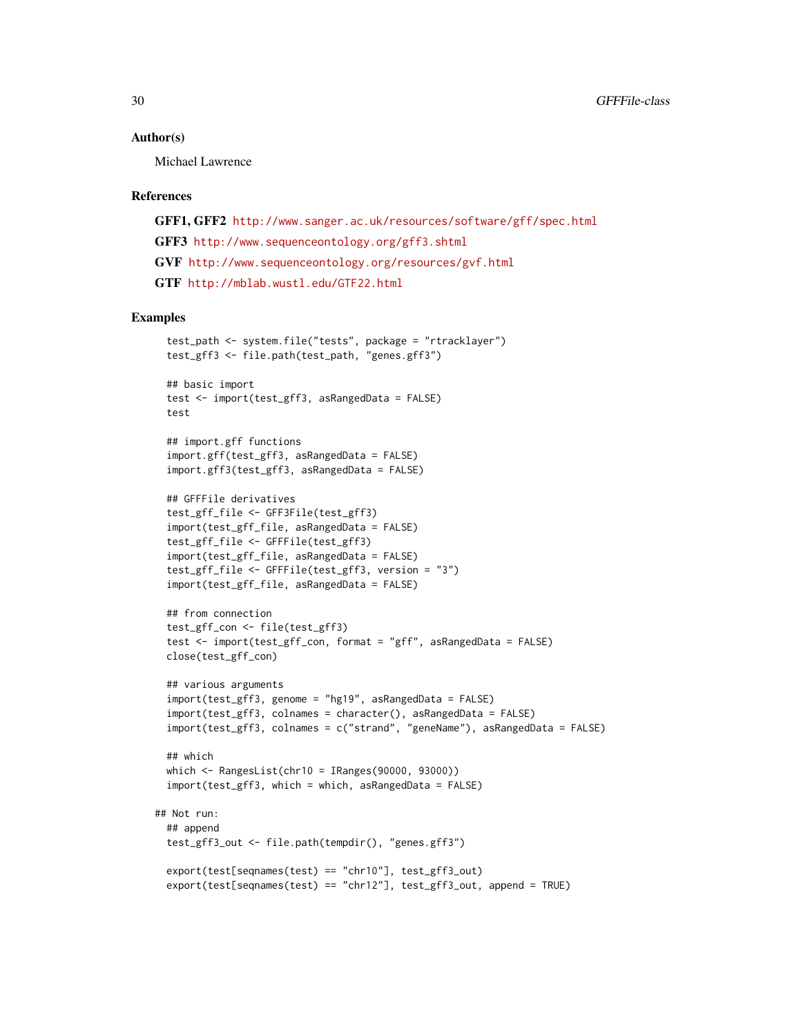## Author(s)

Michael Lawrence

## References

**GFF1, GFF2** http://www.sanger.ac.uk/resources/software/gff/spec.html

**GFF3** http://www.sequenceontology.org/gff3.shtml

**GVF** http://www.sequenceontology.org/resources/gvf.html

**GTF** http://mblab.wustl.edu/GTF22.html

## Examples

```
  test_path <- system.file("tests", package = "rtracklayer")
  test_gff3 <- file.path(test_path, "genes.gff3")

  ## basic import
  test <- import(test_gff3, asRangedData = FALSE)
  test

  ## import.gff functions
  import.gff(test_gff3, asRangedData = FALSE)
  import.gff3(test_gff3, asRangedData = FALSE)

  ## GFFFile derivatives
  test_gff_file <- GFF3File(test_gff3)
  import(test_gff_file, asRangedData = FALSE)
  test_gff_file <- GFFFile(test_gff3)
  import(test_gff_file, asRangedData = FALSE)
  test_gff_file <- GFFFile(test_gff3, version = "3")
  import(test_gff_file, asRangedData = FALSE)

  ## from connection
  test_gff_con <- file(test_gff3)
  test <- import(test_gff_con, format = "gff", asRangedData = FALSE)
  close(test_gff_con)

  ## various arguments
  import(test_gff3, genome = "hg19", asRangedData = FALSE)
  import(test_gff3, colnames = character(), asRangedData = FALSE)
  import(test_gff3, colnames = c("strand", "geneName"), asRangedData = FALSE)

  ## which
  which <- RangesList(chr10 = IRanges(90000, 93000))
  import(test_gff3, which = which, asRangedData = FALSE)

## Not run: 
  ## append
  test_gff3_out <- file.path(tempdir(), "genes.gff3")

  export(test[seqnames(test) == "chr10"], test_gff3_out)
  export(test[seqnames(test) == "chr12"], test_gff3_out, append = TRUE)
```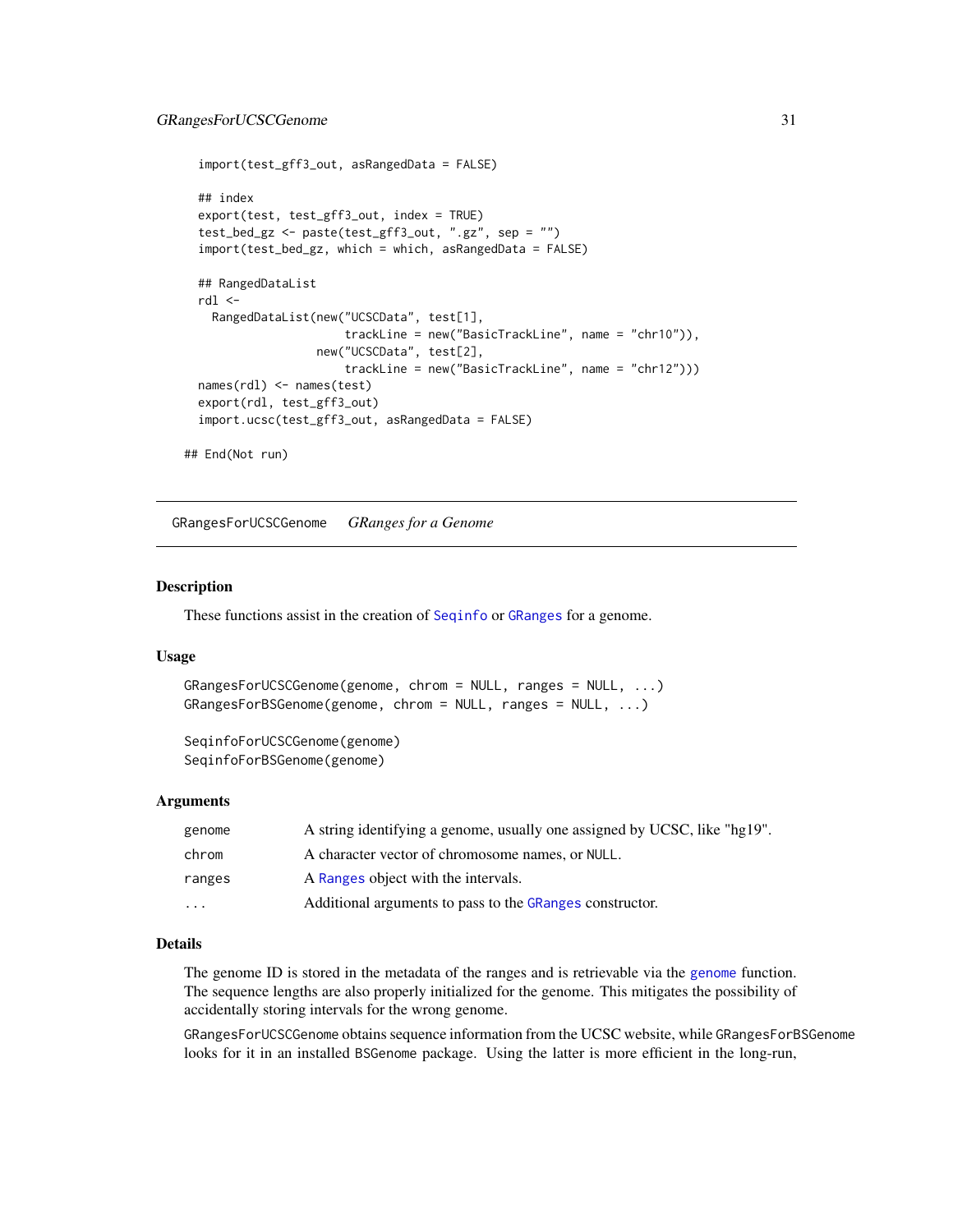```
  import(test_gff3_out, asRangedData = FALSE)

  ## index
  export(test, test_gff3_out, index = TRUE)
  test_bed_gz <- paste(test_gff3_out, ".gz", sep = "")
  import(test_bed_gz, which = which, asRangedData = FALSE)

  ## RangedDataList
  rdl <-
    RangedDataList(new("UCSCData", test[1],
                       trackLine = new("BasicTrackLine", name = "chr10")),
                   new("UCSCData", test[2],
                       trackLine = new("BasicTrackLine", name = "chr12")))
  names(rdl) <- names(test)
  export(rdl, test_gff3_out)
  import.ucsc(test_gff3_out, asRangedData = FALSE)

## End(Not run)
```

---

## GRangesForUCSCGenome *GRanges for a Genome*

---

### Description

These functions assist in the creation of `Seqinfo` or `GRanges` for a genome.

### Usage

```
GRangesForUCSCGenome(genome, chrom = NULL, ranges = NULL, ...)
GRangesForBSGenome(genome, chrom = NULL, ranges = NULL, ...)

SeqinfoForUCSCGenome(genome)
SeqinfoForBSGenome(genome)
```

### Arguments

| | |
|---|---|
| `genome` | A string identifying a genome, usually one assigned by UCSC, like "hg19". |
| `chrom` | A character vector of chromosome names, or `NULL`. |
| `ranges` | A `Ranges` object with the intervals. |
| `...` | Additional arguments to pass to the `GRanges` constructor. |

### Details

The genome ID is stored in the metadata of the ranges and is retrievable via the `genome` function. The sequence lengths are also properly initialized for the genome. This mitigates the possibility of accidentally storing intervals for the wrong genome.

`GRangesForUCSCGenome` obtains sequence information from the UCSC website, while `GRangesForBSGenome` looks for it in an installed `BSGenome` package. Using the latter is more efficient in the long-run,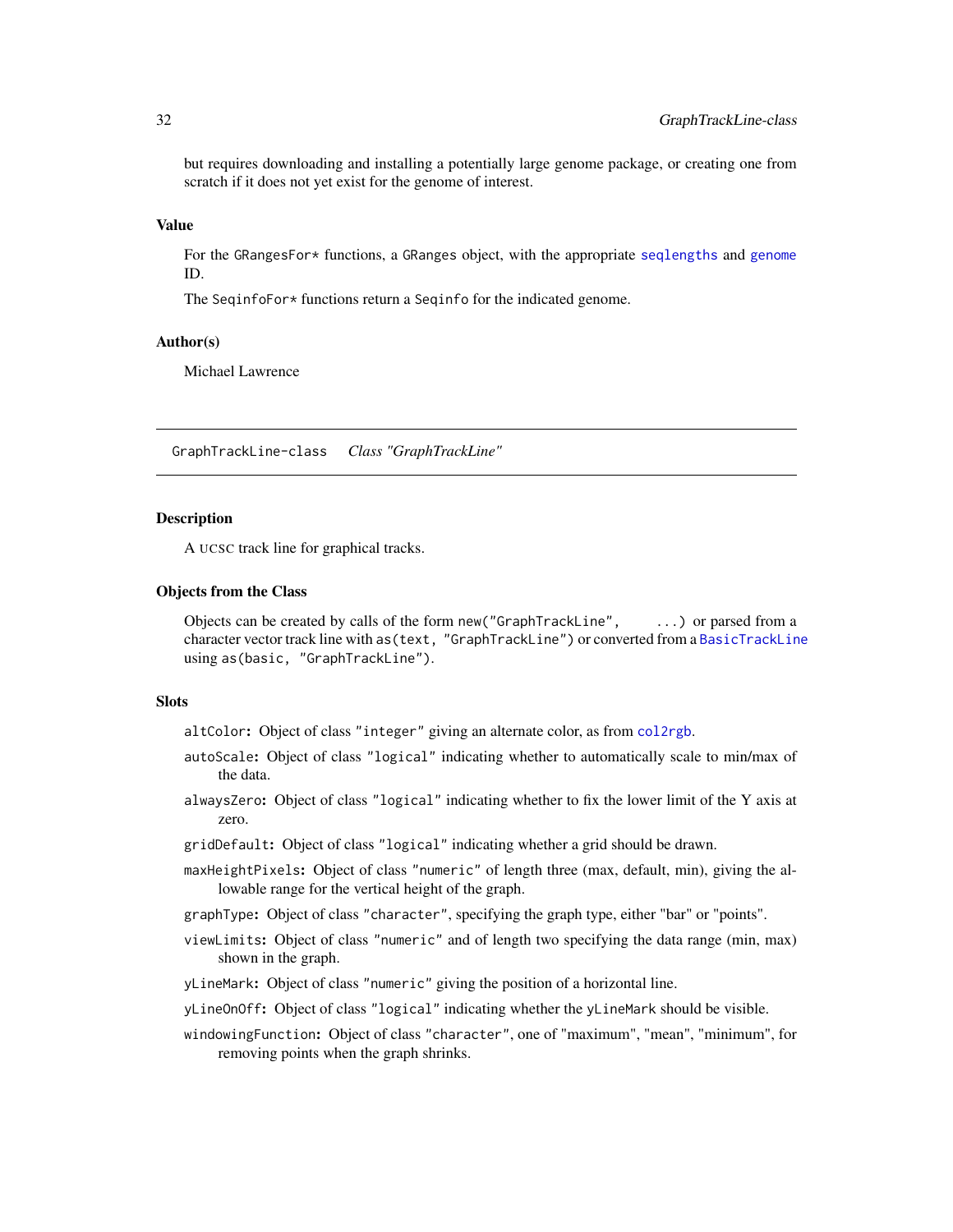but requires downloading and installing a potentially large genome package, or creating one from scratch if it does not yet exist for the genome of interest.

### Value

For the `GRangesFor*` functions, a `GRanges` object, with the appropriate `seqlengths` and `genome` ID.

The `SeqinfoFor*` functions return a `Seqinfo` for the indicated genome.

### Author(s)

Michael Lawrence

---

## GraphTrackLine-class &nbsp;&nbsp;&nbsp; *Class "GraphTrackLine"*

---

### Description

A UCSC track line for graphical tracks.

### Objects from the Class

Objects can be created by calls of the form `new("GraphTrackLine", ...)` or parsed from a character vector track line with `as(text, "GraphTrackLine")` or converted from a `BasicTrackLine` using `as(basic, "GraphTrackLine")`.

### Slots

- `altColor`: Object of class `"integer"` giving an alternate color, as from `col2rgb`.
- `autoScale`: Object of class `"logical"` indicating whether to automatically scale to min/max of the data.
- `alwaysZero`: Object of class `"logical"` indicating whether to fix the lower limit of the Y axis at zero.
- `gridDefault`: Object of class `"logical"` indicating whether a grid should be drawn.
- `maxHeightPixels`: Object of class `"numeric"` of length three (max, default, min), giving the allowable range for the vertical height of the graph.
- `graphType`: Object of class `"character"`, specifying the graph type, either "bar" or "points".
- `viewLimits`: Object of class `"numeric"` and of length two specifying the data range (min, max) shown in the graph.
- `yLineMark`: Object of class `"numeric"` giving the position of a horizontal line.
- `yLineOnOff`: Object of class `"logical"` indicating whether the `yLineMark` should be visible.
- `windowingFunction`: Object of class `"character"`, one of "maximum", "mean", "minimum", for removing points when the graph shrinks.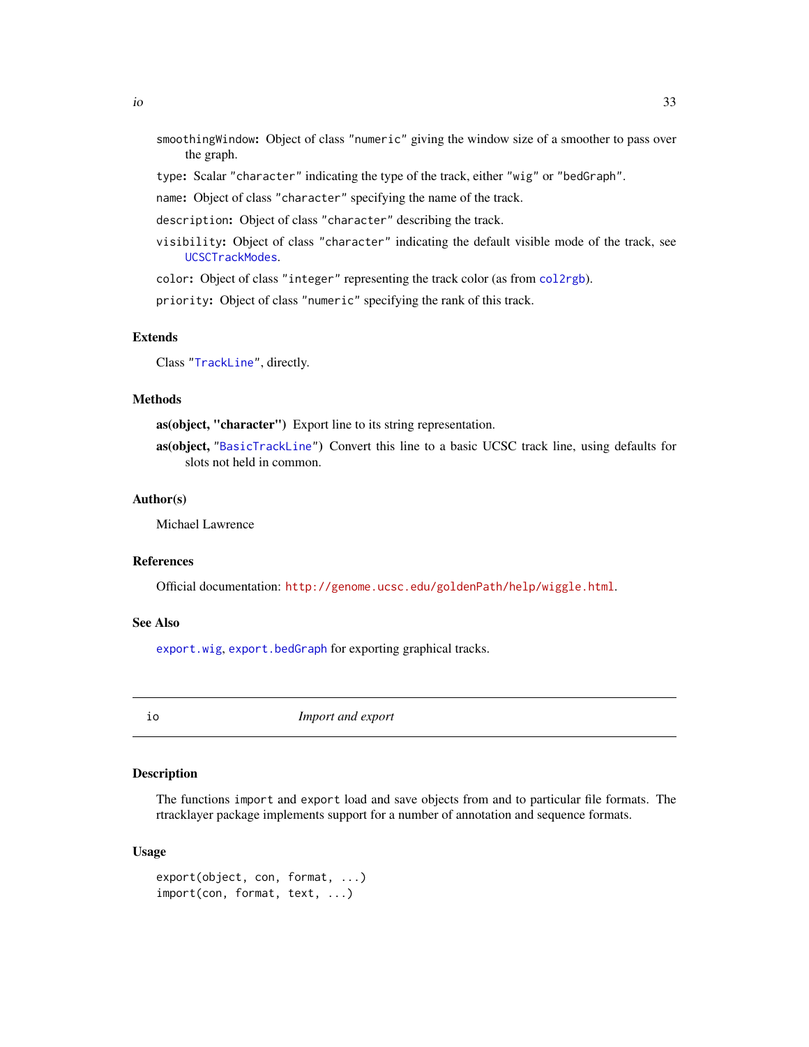`smoothingWindow`: Object of class `"numeric"` giving the window size of a smoother to pass over the graph.

`type`: Scalar `"character"` indicating the type of the track, either `"wig"` or `"bedGraph"`.

`name`: Object of class `"character"` specifying the name of the track.

`description`: Object of class `"character"` describing the track.

`visibility`: Object of class `"character"` indicating the default visible mode of the track, see `UCSCTrackModes`.

`color`: Object of class `"integer"` representing the track color (as from `col2rgb`).

`priority`: Object of class `"numeric"` specifying the rank of this track.

### Extends

Class `"TrackLine"`, directly.

### Methods

**as(object, "character")** Export line to its string representation.

**as(object, "BasicTrackLine")** Convert this line to a basic UCSC track line, using defaults for slots not held in common.

### Author(s)

Michael Lawrence

### References

Official documentation: `http://genome.ucsc.edu/goldenPath/help/wiggle.html`.

### See Also

`export.wig`, `export.bedGraph` for exporting graphical tracks.

---

## io — *Import and export*

---

### Description

The functions `import` and `export` load and save objects from and to particular file formats. The rtracklayer package implements support for a number of annotation and sequence formats.

### Usage

```
export(object, con, format, ...)
import(con, format, text, ...)
```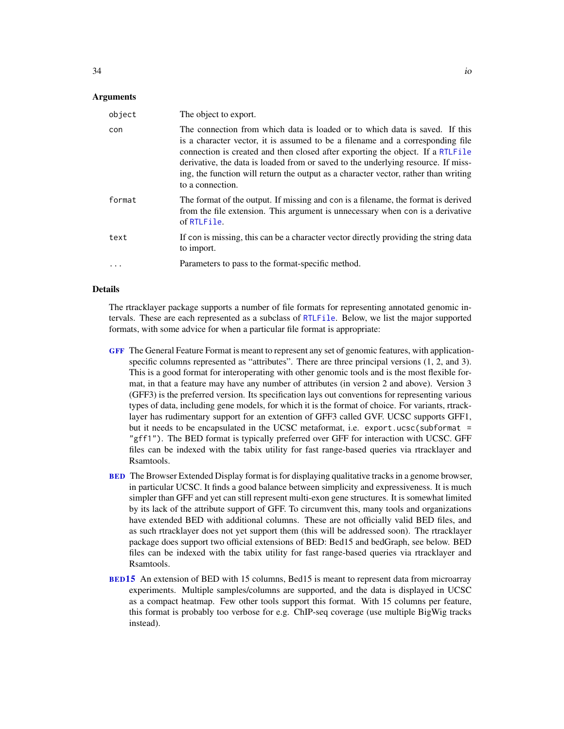### Arguments

| | |
|---|---|
| `object` | The object to export. |
| `con` | The connection from which data is loaded or to which data is saved. If this is a character vector, it is assumed to be a filename and a corresponding file connection is created and then closed after exporting the object. If a `RTLFile` derivative, the data is loaded from or saved to the underlying resource. If missing, the function will return the output as a character vector, rather than writing to a connection. |
| `format` | The format of the output. If missing and `con` is a filename, the format is derived from the file extension. This argument is unnecessary when `con` is a derivative of `RTLFile`. |
| `text` | If `con` is missing, this can be a character vector directly providing the string data to import. |
| `...` | Parameters to pass to the format-specific method. |

### Details

The rtracklayer package supports a number of file formats for representing annotated genomic intervals. These are each represented as a subclass of `RTLFile`. Below, we list the major supported formats, with some advice for when a particular file format is appropriate:

**GFF** The General Feature Format is meant to represent any set of genomic features, with application-specific columns represented as "attributes". There are three principal versions (1, 2, and 3). This is a good format for interoperating with other genomic tools and is the most flexible format, in that a feature may have any number of attributes (in version 2 and above). Version 3 (GFF3) is the preferred version. Its specification lays out conventions for representing various types of data, including gene models, for which it is the format of choice. For variants, rtracklayer has rudimentary support for an extention of GFF3 called GVF. UCSC supports GFF1, but it needs to be encapsulated in the UCSC metaformat, i.e. `export.ucsc(subformat = "gff1")`. The BED format is typically preferred over GFF for interaction with UCSC. GFF files can be indexed with the tabix utility for fast range-based queries via rtracklayer and Rsamtools.

**BED** The Browser Extended Display format is for displaying qualitative tracks in a genome browser, in particular UCSC. It finds a good balance between simplicity and expressiveness. It is much simpler than GFF and yet can still represent multi-exon gene structures. It is somewhat limited by its lack of the attribute support of GFF. To circumvent this, many tools and organizations have extended BED with additional columns. These are not officially valid BED files, and as such rtracklayer does not yet support them (this will be addressed soon). The rtracklayer package does support two official extensions of BED: Bed15 and bedGraph, see below. BED files can be indexed with the tabix utility for fast range-based queries via rtracklayer and Rsamtools.

**BED15** An extension of BED with 15 columns, Bed15 is meant to represent data from microarray experiments. Multiple samples/columns are supported, and the data is displayed in UCSC as a compact heatmap. Few other tools support this format. With 15 columns per feature, this format is probably too verbose for e.g. ChIP-seq coverage (use multiple BigWig tracks instead).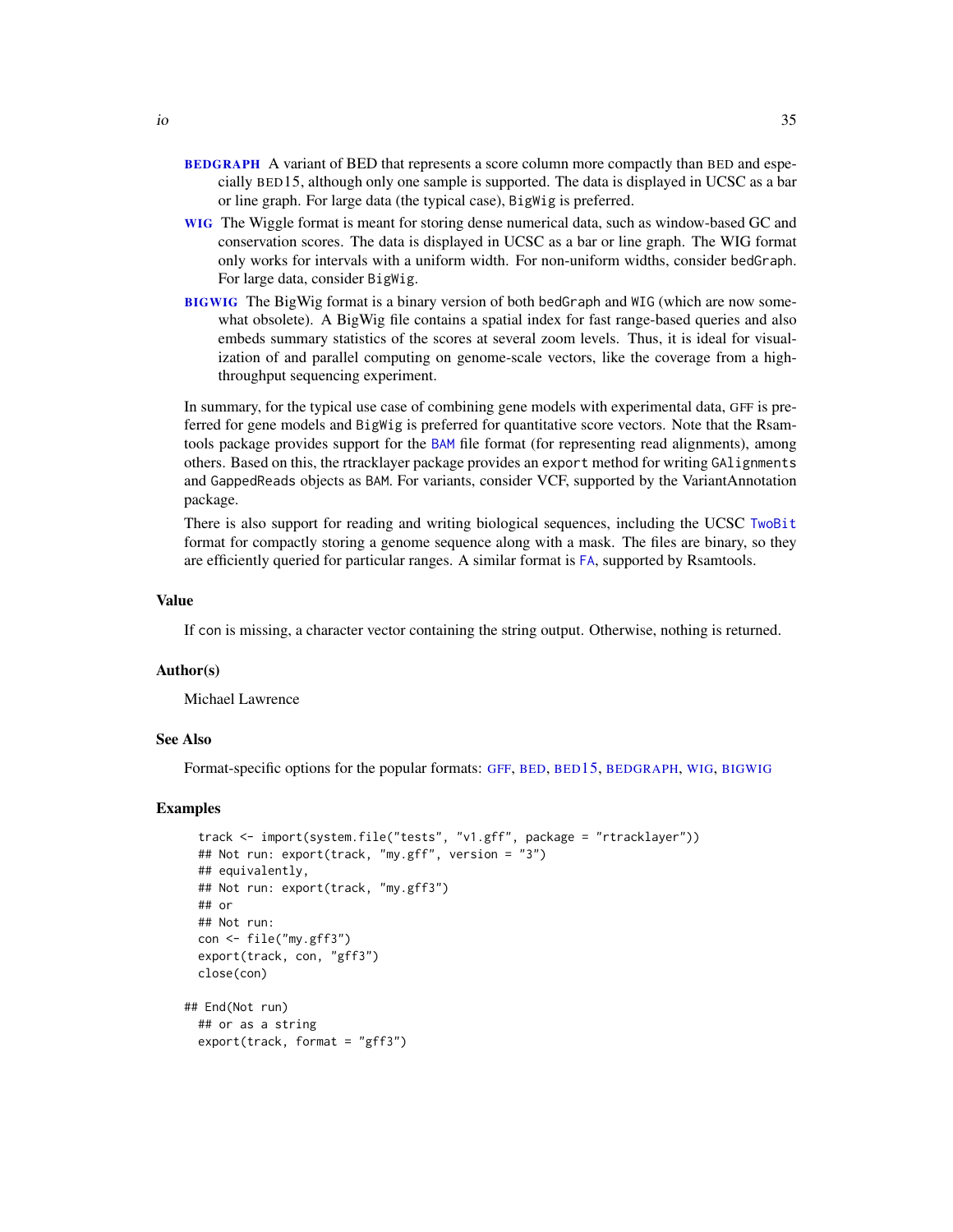**BEDGRAPH** A variant of BED that represents a score column more compactly than BED and especially BED15, although only one sample is supported. The data is displayed in UCSC as a bar or line graph. For large data (the typical case), `BigWig` is preferred.

**WIG** The Wiggle format is meant for storing dense numerical data, such as window-based GC and conservation scores. The data is displayed in UCSC as a bar or line graph. The WIG format only works for intervals with a uniform width. For non-uniform widths, consider `bedGraph`. For large data, consider `BigWig`.

**BIGWIG** The BigWig format is a binary version of both `bedGraph` and `WIG` (which are now somewhat obsolete). A BigWig file contains a spatial index for fast range-based queries and also embeds summary statistics of the scores at several zoom levels. Thus, it is ideal for visualization of and parallel computing on genome-scale vectors, like the coverage from a high-throughput sequencing experiment.

In summary, for the typical use case of combining gene models with experimental data, GFF is preferred for gene models and `BigWig` is preferred for quantitative score vectors. Note that the Rsamtools package provides support for the `BAM` file format (for representing read alignments), among others. Based on this, the rtracklayer package provides an `export` method for writing `GAlignments` and `GappedReads` objects as `BAM`. For variants, consider VCF, supported by the VariantAnnotation package.

There is also support for reading and writing biological sequences, including the UCSC `TwoBit` format for compactly storing a genome sequence along with a mask. The files are binary, so they are efficiently queried for particular ranges. A similar format is `FA`, supported by Rsamtools.

## Value

If `con` is missing, a character vector containing the string output. Otherwise, nothing is returned.

## Author(s)

Michael Lawrence

## See Also

Format-specific options for the popular formats: GFF, BED, BED15, BEDGRAPH, WIG, BIGWIG

## Examples

```
  track <- import(system.file("tests", "v1.gff", package = "rtracklayer"))
  ## Not run: export(track, "my.gff", version = "3")
  ## equivalently,
  ## Not run: export(track, "my.gff3")
  ## or
  ## Not run:
  con <- file("my.gff3")
  export(track, con, "gff3")
  close(con)

## End(Not run)
  ## or as a string
  export(track, format = "gff3")
```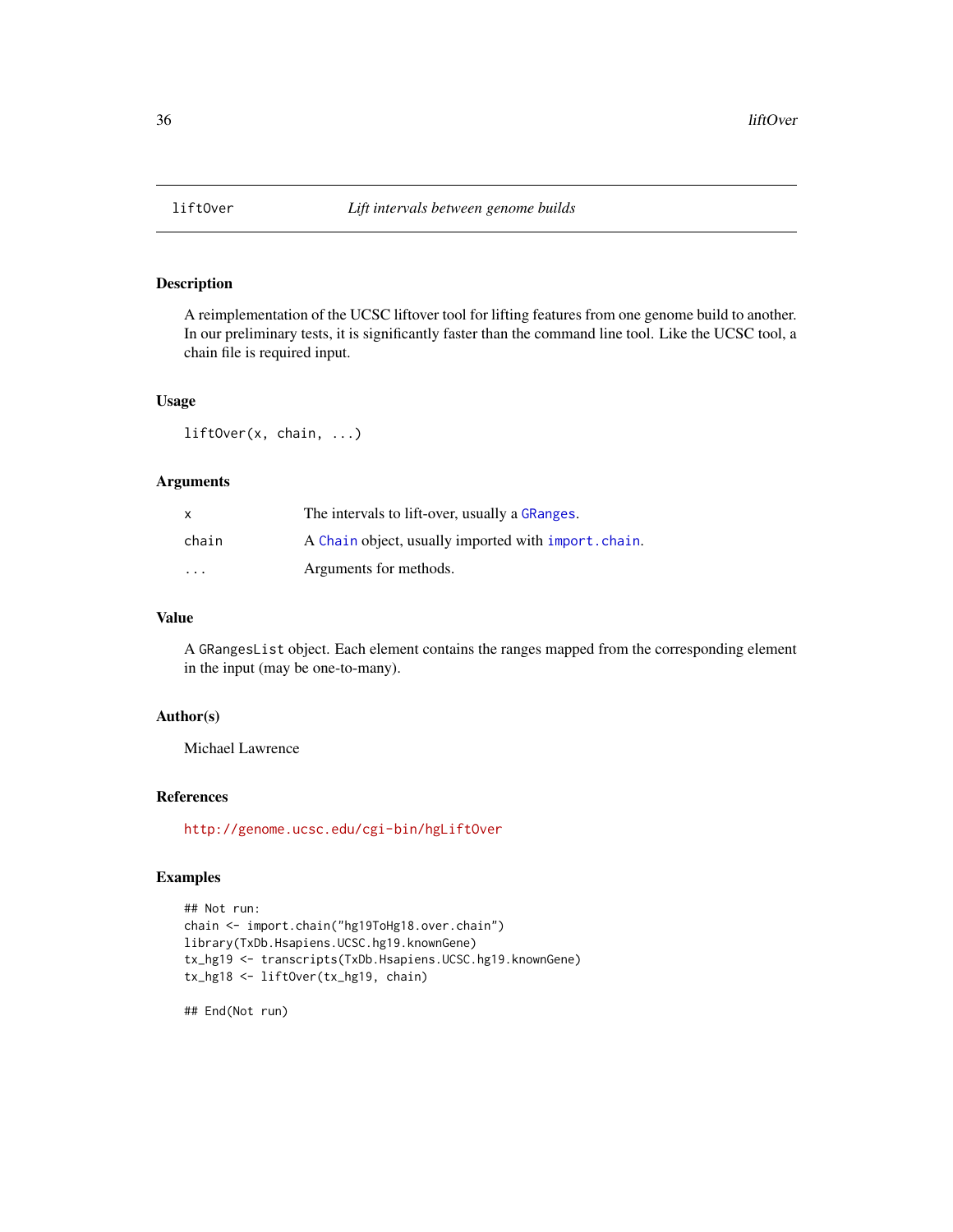# liftOver *Lift intervals between genome builds*

## Description

A reimplementation of the UCSC liftover tool for lifting features from one genome build to another. In our preliminary tests, it is significantly faster than the command line tool. Like the UCSC tool, a chain file is required input.

## Usage

```
liftOver(x, chain, ...)
```

## Arguments

| | |
|---|---|
| x | The intervals to lift-over, usually a `GRanges`. |
| chain | A `Chain` object, usually imported with `import.chain`. |
| ... | Arguments for methods. |

## Value

A `GRangesList` object. Each element contains the ranges mapped from the corresponding element in the input (may be one-to-many).

## Author(s)

Michael Lawrence

## References

http://genome.ucsc.edu/cgi-bin/hgLiftOver

## Examples

```
## Not run:
chain <- import.chain("hg19ToHg18.over.chain")
library(TxDb.Hsapiens.UCSC.hg19.knownGene)
tx_hg19 <- transcripts(TxDb.Hsapiens.UCSC.hg19.knownGene)
tx_hg18 <- liftOver(tx_hg19, chain)

## End(Not run)
```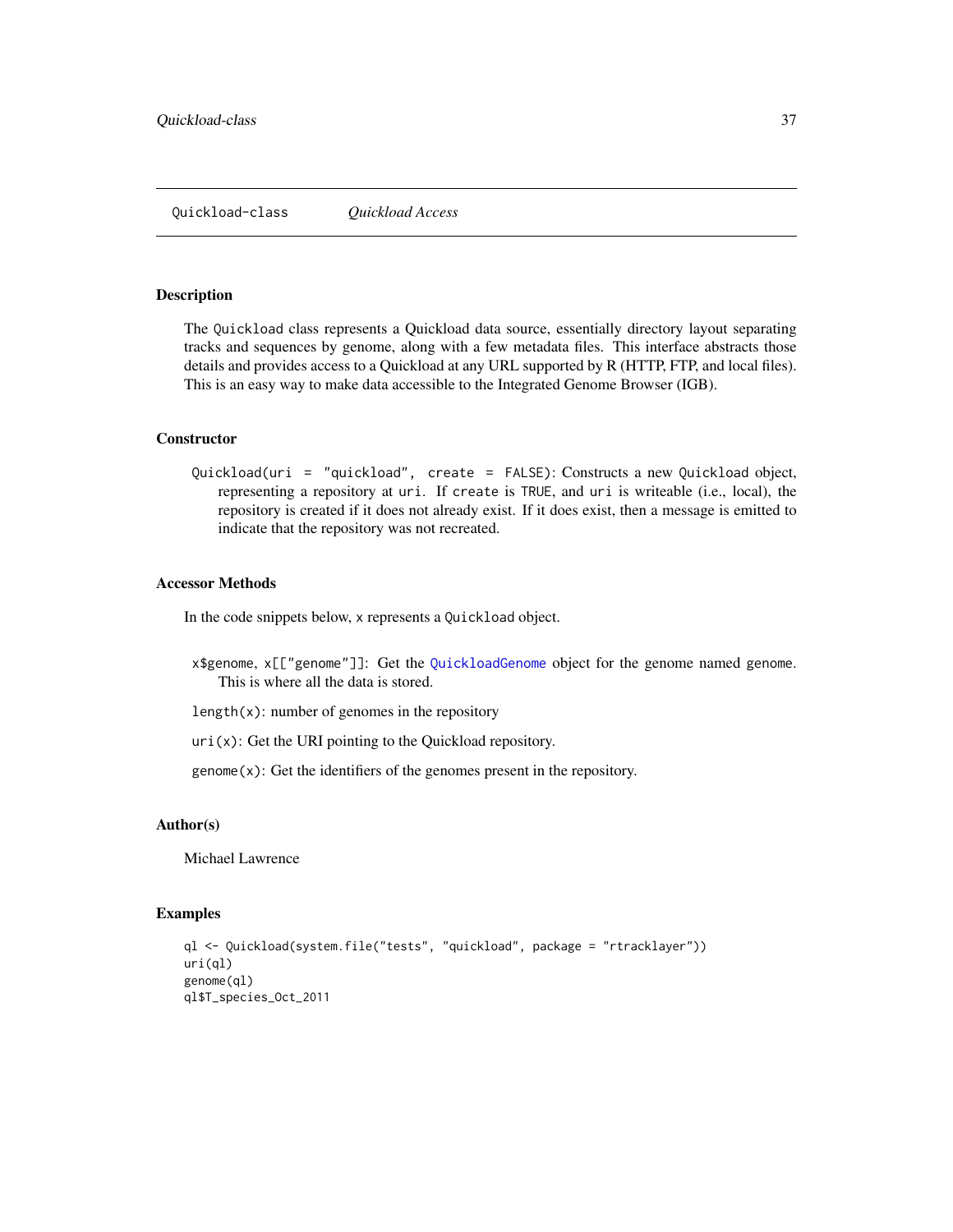## Quickload-class *Quickload Access*

### Description

The `Quickload` class represents a Quickload data source, essentially directory layout separating tracks and sequences by genome, along with a few metadata files. This interface abstracts those details and provides access to a Quickload at any URL supported by R (HTTP, FTP, and local files). This is an easy way to make data accessible to the Integrated Genome Browser (IGB).

### Constructor

`Quickload(uri = "quickload", create = FALSE)`: Constructs a new `Quickload` object, representing a repository at `uri`. If `create` is `TRUE`, and `uri` is writeable (i.e., local), the repository is created if it does not already exist. If it does exist, then a message is emitted to indicate that the repository was not recreated.

### Accessor Methods

In the code snippets below, `x` represents a `Quickload` object.

`x$genome`, `x[["genome"]]`: Get the `QuickloadGenome` object for the genome named `genome`. This is where all the data is stored.

`length(x)`: number of genomes in the repository

`uri(x)`: Get the URI pointing to the Quickload repository.

`genome(x)`: Get the identifiers of the genomes present in the repository.

### Author(s)

Michael Lawrence

### Examples

```
ql <- Quickload(system.file("tests", "quickload", package = "rtracklayer"))
uri(ql)
genome(ql)
ql$T_species_Oct_2011
```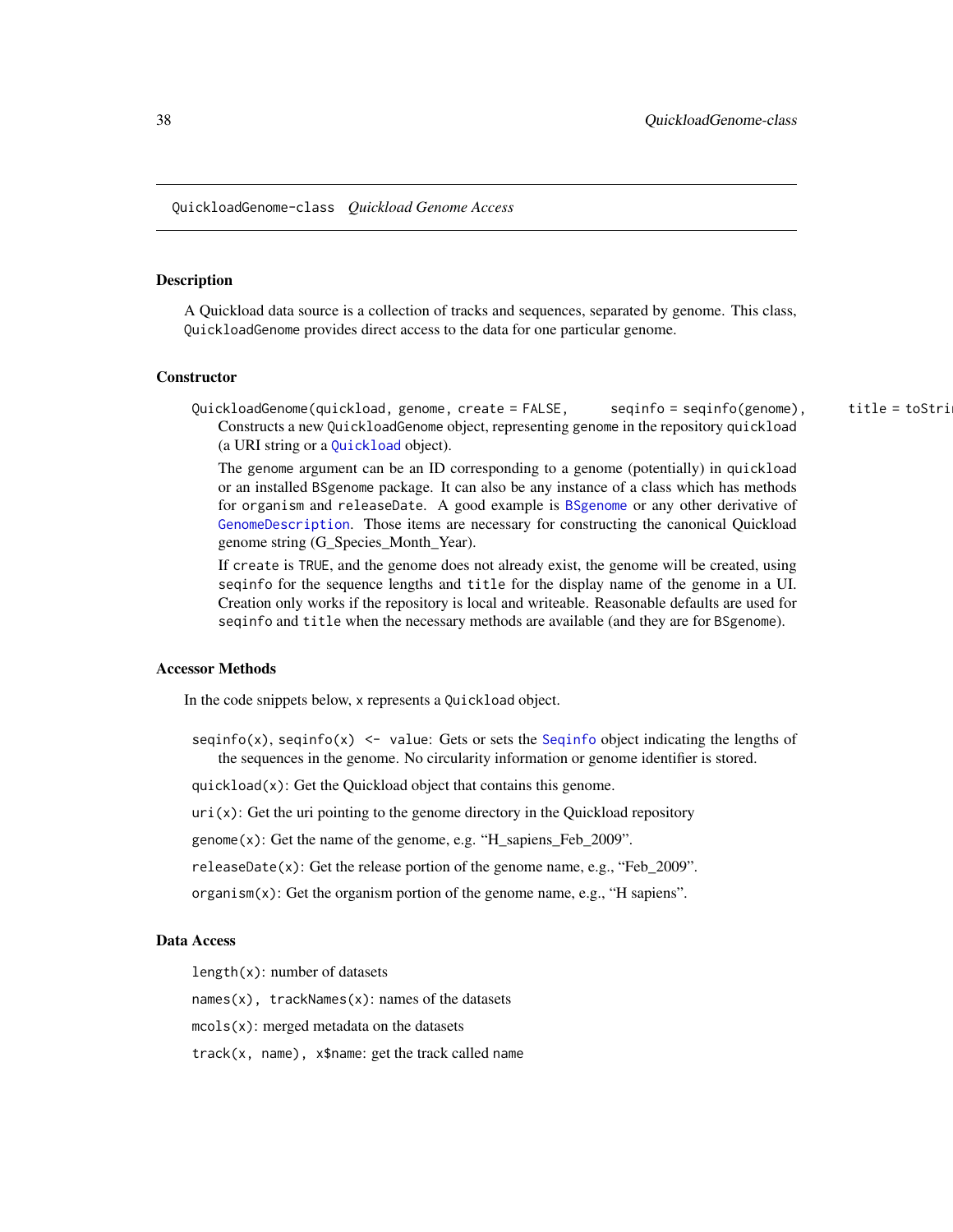QuickloadGenome-class *Quickload Genome Access*

## Description

A Quickload data source is a collection of tracks and sequences, separated by genome. This class, `QuickloadGenome` provides direct access to the data for one particular genome.

## Constructor

`QuickloadGenome(quickload, genome, create = FALSE,      seqinfo = seqinfo(genome),      title = toStri`
: Constructs a new `QuickloadGenome` object, representing `genome` in the repository `quickload` (a URI string or a `Quickload` object).

  The `genome` argument can be an ID corresponding to a genome (potentially) in `quickload` or an installed `BSgenome` package. It can also be any instance of a class which has methods for `organism` and `releaseDate`. A good example is `BSgenome` or any other derivative of `GenomeDescription`. Those items are necessary for constructing the canonical Quickload genome string (G_Species_Month_Year).

  If `create` is `TRUE`, and the genome does not already exist, the genome will be created, using `seqinfo` for the sequence lengths and `title` for the display name of the genome in a UI. Creation only works if the repository is local and writeable. Reasonable defaults are used for `seqinfo` and `title` when the necessary methods are available (and they are for `BSgenome`).

## Accessor Methods

In the code snippets below, `x` represents a `Quickload` object.

`seqinfo(x)`, `seqinfo(x) <- value`: Gets or sets the `Seqinfo` object indicating the lengths of the sequences in the genome. No circularity information or genome identifier is stored.

`quickload(x)`: Get the Quickload object that contains this genome.

`uri(x)`: Get the uri pointing to the genome directory in the Quickload repository

`genome(x)`: Get the name of the genome, e.g. "H_sapiens_Feb_2009".

`releaseDate(x)`: Get the release portion of the genome name, e.g., "Feb_2009".

`organism(x)`: Get the organism portion of the genome name, e.g., "H sapiens".

## Data Access

`length(x)`: number of datasets

`names(x), trackNames(x)`: names of the datasets

`mcols(x)`: merged metadata on the datasets

`track(x, name), x$name`: get the track called `name`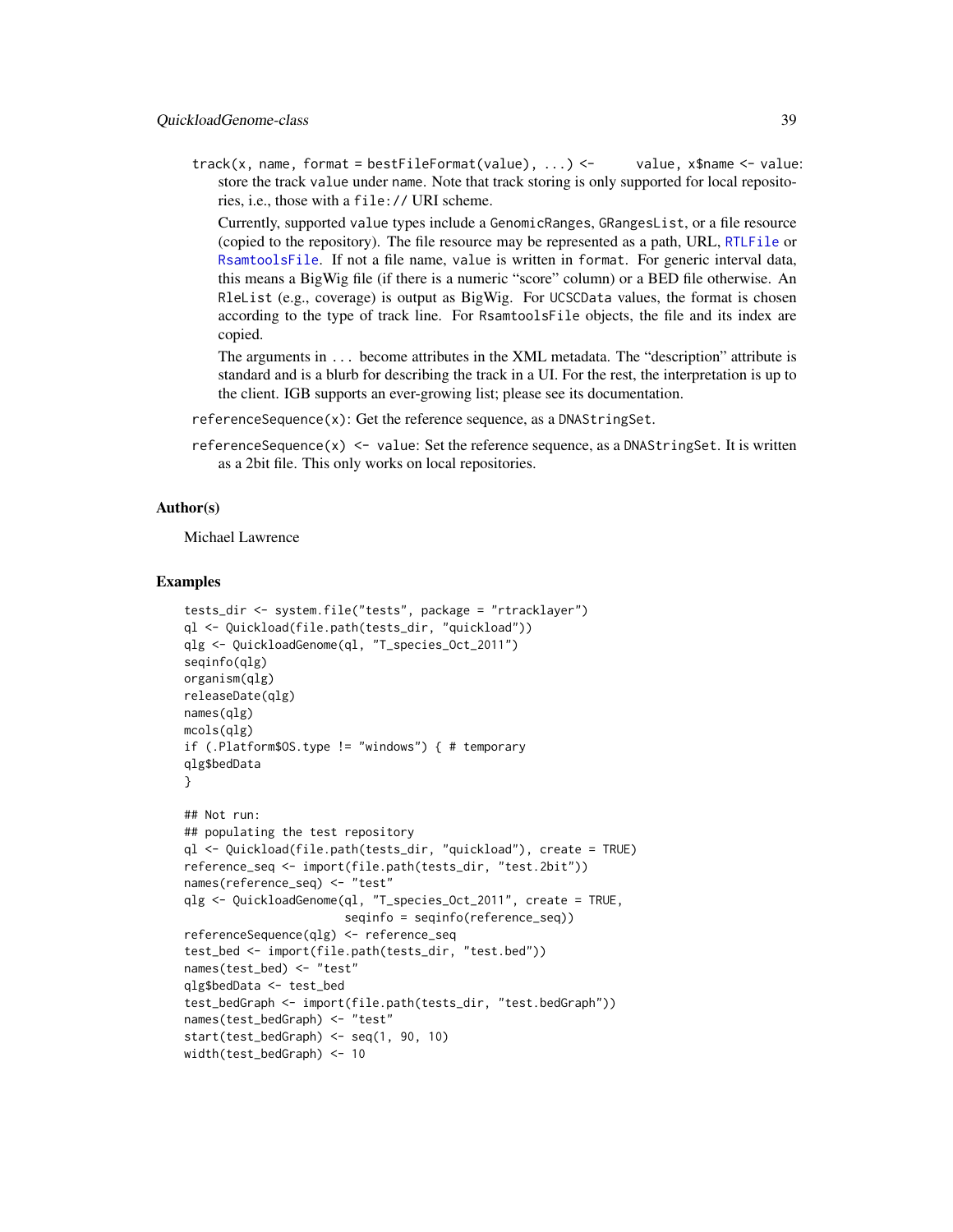`track(x, name, format = bestFileFormat(value), ...) <- value`, `x$name <- value`: store the track `value` under `name`. Note that track storing is only supported for local repositories, i.e., those with a `file://` URI scheme.

Currently, supported `value` types include a `GenomicRanges`, `GRangesList`, or a file resource (copied to the repository). The file resource may be represented as a path, URL, `RTLFile` or `RsamtoolsFile`. If not a file name, `value` is written in `format`. For generic interval data, this means a BigWig file (if there is a numeric "score" column) or a BED file otherwise. An `RleList` (e.g., coverage) is output as BigWig. For `UCSCData` values, the format is chosen according to the type of track line. For `RsamtoolsFile` objects, the file and its index are copied.

The arguments in `...` become attributes in the XML metadata. The "description" attribute is standard and is a blurb for describing the track in a UI. For the rest, the interpretation is up to the client. IGB supports an ever-growing list; please see its documentation.

`referenceSequence(x)`: Get the reference sequence, as a `DNAStringSet`.

`referenceSequence(x) <- value`: Set the reference sequence, as a `DNAStringSet`. It is written as a 2bit file. This only works on local repositories.

## Author(s)

Michael Lawrence

## Examples

```
tests_dir <- system.file("tests", package = "rtracklayer")
ql <- Quickload(file.path(tests_dir, "quickload"))
qlg <- QuickloadGenome(ql, "T_species_Oct_2011")
seqinfo(qlg)
organism(qlg)
releaseDate(qlg)
names(qlg)
mcols(qlg)
if (.Platform$OS.type != "windows") { # temporary
qlg$bedData
}

## Not run:
## populating the test repository
ql <- Quickload(file.path(tests_dir, "quickload"), create = TRUE)
reference_seq <- import(file.path(tests_dir, "test.2bit"))
names(reference_seq) <- "test"
qlg <- QuickloadGenome(ql, "T_species_Oct_2011", create = TRUE,
                       seqinfo = seqinfo(reference_seq))
referenceSequence(qlg) <- reference_seq
test_bed <- import(file.path(tests_dir, "test.bed"))
names(test_bed) <- "test"
qlg$bedData <- test_bed
test_bedGraph <- import(file.path(tests_dir, "test.bedGraph"))
names(test_bedGraph) <- "test"
start(test_bedGraph) <- seq(1, 90, 10)
width(test_bedGraph) <- 10
```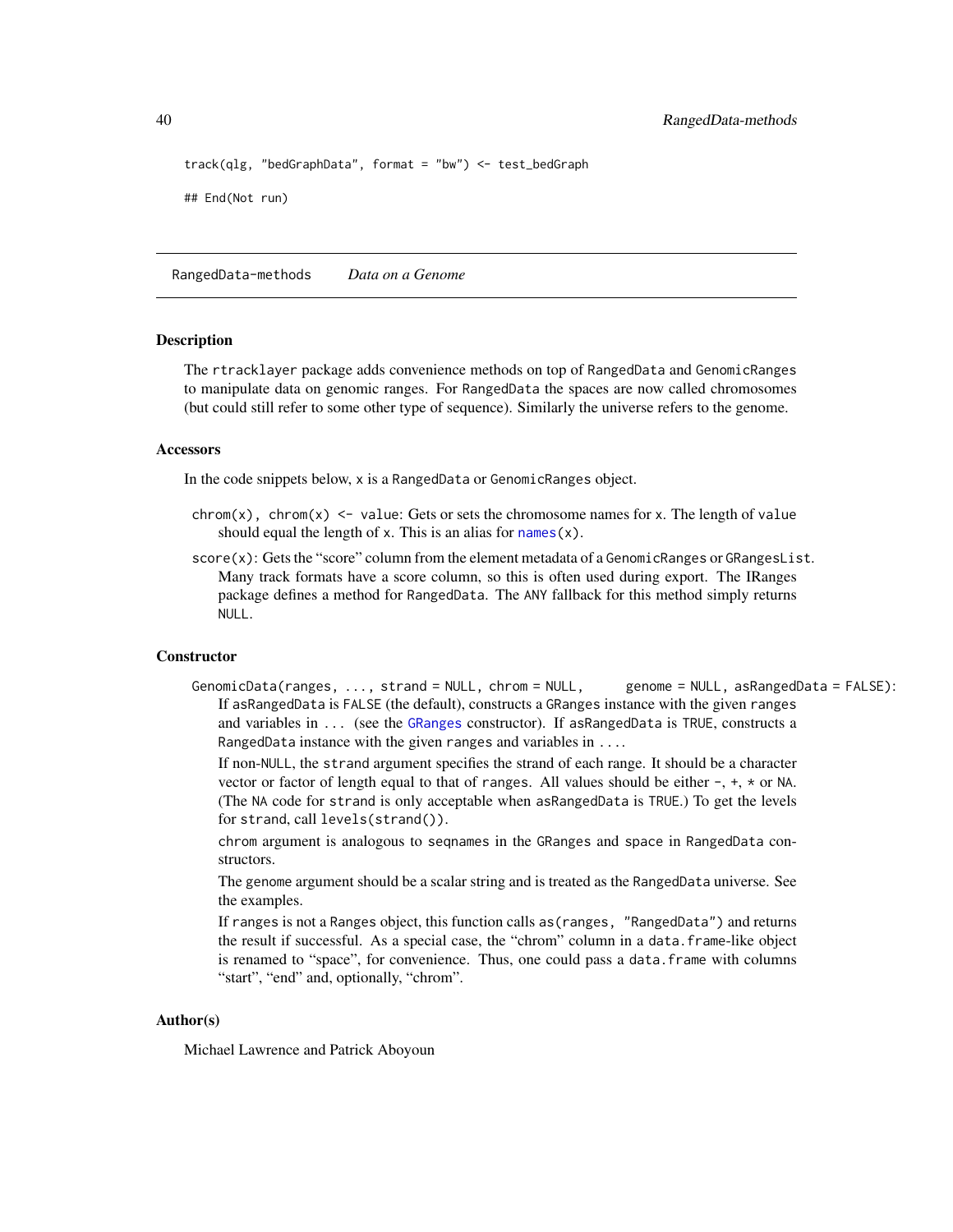```
track(qlg, "bedGraphData", format = "bw") <- test_bedGraph

## End(Not run)
```

---

RangedData-methods *Data on a Genome*

---

### Description

The rtracklayer package adds convenience methods on top of RangedData and GenomicRanges to manipulate data on genomic ranges. For RangedData the spaces are now called chromosomes (but could still refer to some other type of sequence). Similarly the universe refers to the genome.

### Accessors

In the code snippets below, x is a RangedData or GenomicRanges object.

`chrom(x)`, `chrom(x) <- value`: Gets or sets the chromosome names for x. The length of value should equal the length of x. This is an alias for `names(x)`.

`score(x)`: Gets the "score" column from the element metadata of a GenomicRanges or GRangesList. Many track formats have a score column, so this is often used during export. The IRanges package defines a method for RangedData. The ANY fallback for this method simply returns NULL.

### Constructor

`GenomicData(ranges, ..., strand = NULL, chrom = NULL, genome = NULL, asRangedData = FALSE)`: If asRangedData is FALSE (the default), constructs a GRanges instance with the given ranges and variables in ... (see the GRanges constructor). If asRangedData is TRUE, constructs a RangedData instance with the given ranges and variables in ....

If non-NULL, the strand argument specifies the strand of each range. It should be a character vector or factor of length equal to that of ranges. All values should be either -, +, * or NA. (The NA code for strand is only acceptable when asRangedData is TRUE.) To get the levels for strand, call `levels(strand())`.

chrom argument is analogous to seqnames in the GRanges and space in RangedData constructors.

The genome argument should be a scalar string and is treated as the RangedData universe. See the examples.

If ranges is not a Ranges object, this function calls `as(ranges, "RangedData")` and returns the result if successful. As a special case, the "chrom" column in a data.frame-like object is renamed to "space", for convenience. Thus, one could pass a data.frame with columns "start", "end" and, optionally, "chrom".

### Author(s)

Michael Lawrence and Patrick Aboyoun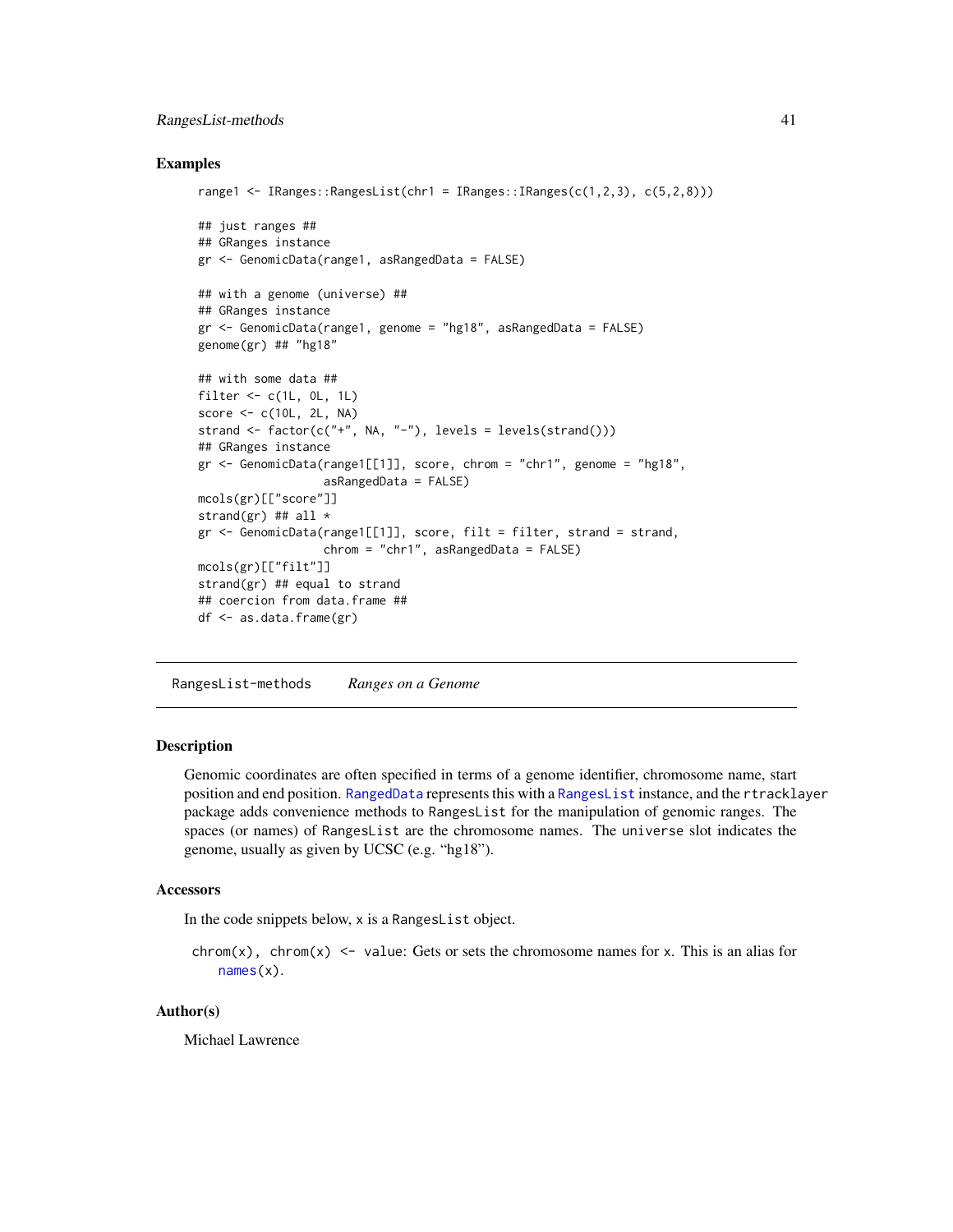### Examples

```
range1 <- IRanges::RangesList(chr1 = IRanges::IRanges(c(1,2,3), c(5,2,8)))

## just ranges ##
## GRanges instance
gr <- GenomicData(range1, asRangedData = FALSE)

## with a genome (universe) ##
## GRanges instance
gr <- GenomicData(range1, genome = "hg18", asRangedData = FALSE)
genome(gr) ## "hg18"

## with some data ##
filter <- c(1L, 0L, 1L)
score <- c(10L, 2L, NA)
strand <- factor(c("+", NA, "-"), levels = levels(strand()))
## GRanges instance
gr <- GenomicData(range1[[1]], score, chrom = "chr1", genome = "hg18",
                  asRangedData = FALSE)
mcols(gr)[["score"]]
strand(gr) ## all *
gr <- GenomicData(range1[[1]], score, filt = filter, strand = strand,
                  chrom = "chr1", asRangedData = FALSE)
mcols(gr)[["filt"]]
strand(gr) ## equal to strand
## coercion from data.frame ##
df <- as.data.frame(gr)
```

---

## RangesList-methods *Ranges on a Genome*

---

### Description

Genomic coordinates are often specified in terms of a genome identifier, chromosome name, start position and end position. RangedData represents this with a RangesList instance, and the rtracklayer package adds convenience methods to RangesList for the manipulation of genomic ranges. The spaces (or names) of RangesList are the chromosome names. The universe slot indicates the genome, usually as given by UCSC (e.g. "hg18").

### Accessors

In the code snippets below, x is a RangesList object.

chrom(x), chrom(x) <- value: Gets or sets the chromosome names for x. This is an alias for names(x).

### Author(s)

Michael Lawrence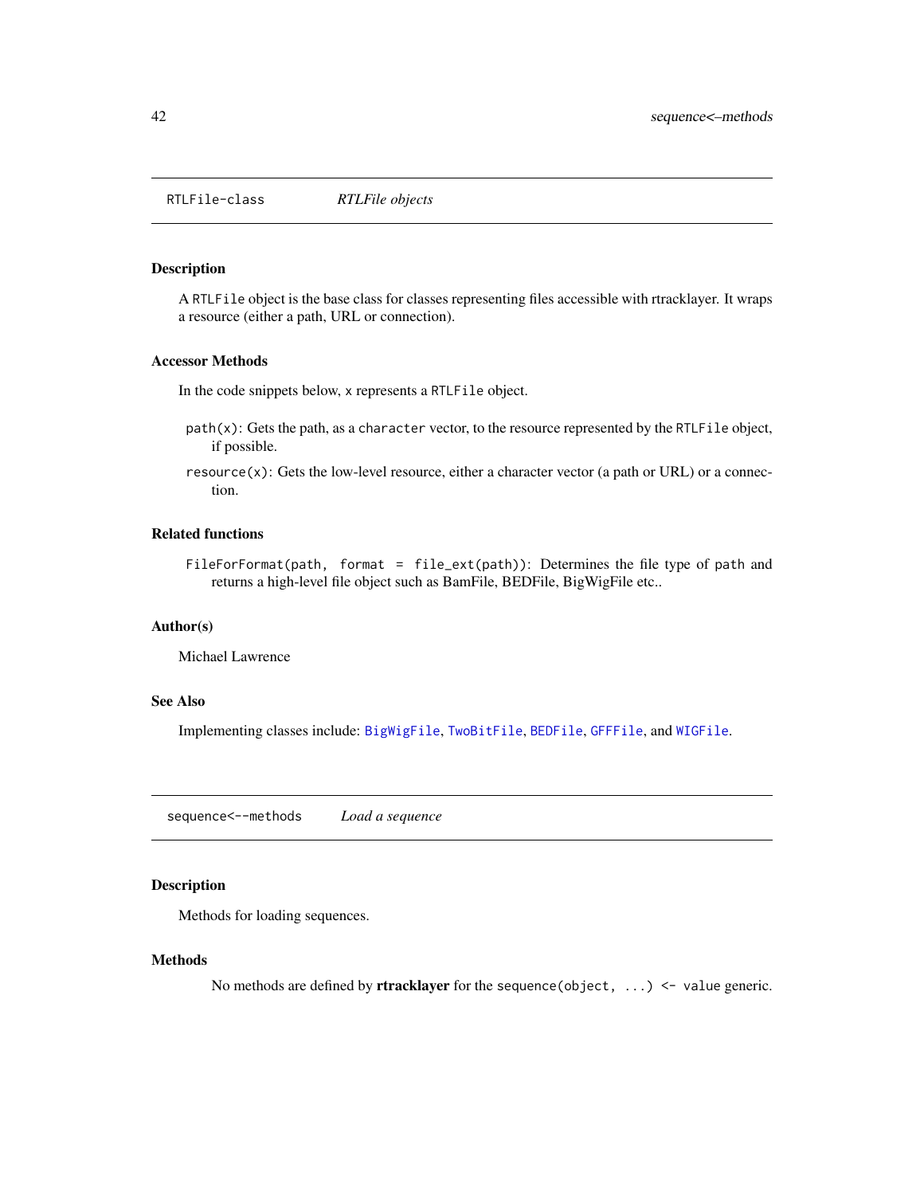## RTLFile-class *RTLFile objects*

### Description

A RTLFile object is the base class for classes representing files accessible with rtracklayer. It wraps a resource (either a path, URL or connection).

### Accessor Methods

In the code snippets below, x represents a RTLFile object.

- `path(x)`: Gets the path, as a character vector, to the resource represented by the RTLFile object, if possible.
- `resource(x)`: Gets the low-level resource, either a character vector (a path or URL) or a connection.

### Related functions

- `FileForFormat(path, format = file_ext(path))`: Determines the file type of path and returns a high-level file object such as BamFile, BEDFile, BigWigFile etc..

### Author(s)

Michael Lawrence

### See Also

Implementing classes include: BigWigFile, TwoBitFile, BEDFile, GFFFile, and WIGFile.

## sequence<--methods *Load a sequence*

### Description

Methods for loading sequences.

### Methods

No methods are defined by **rtracklayer** for the `sequence(object, ...) <- value` generic.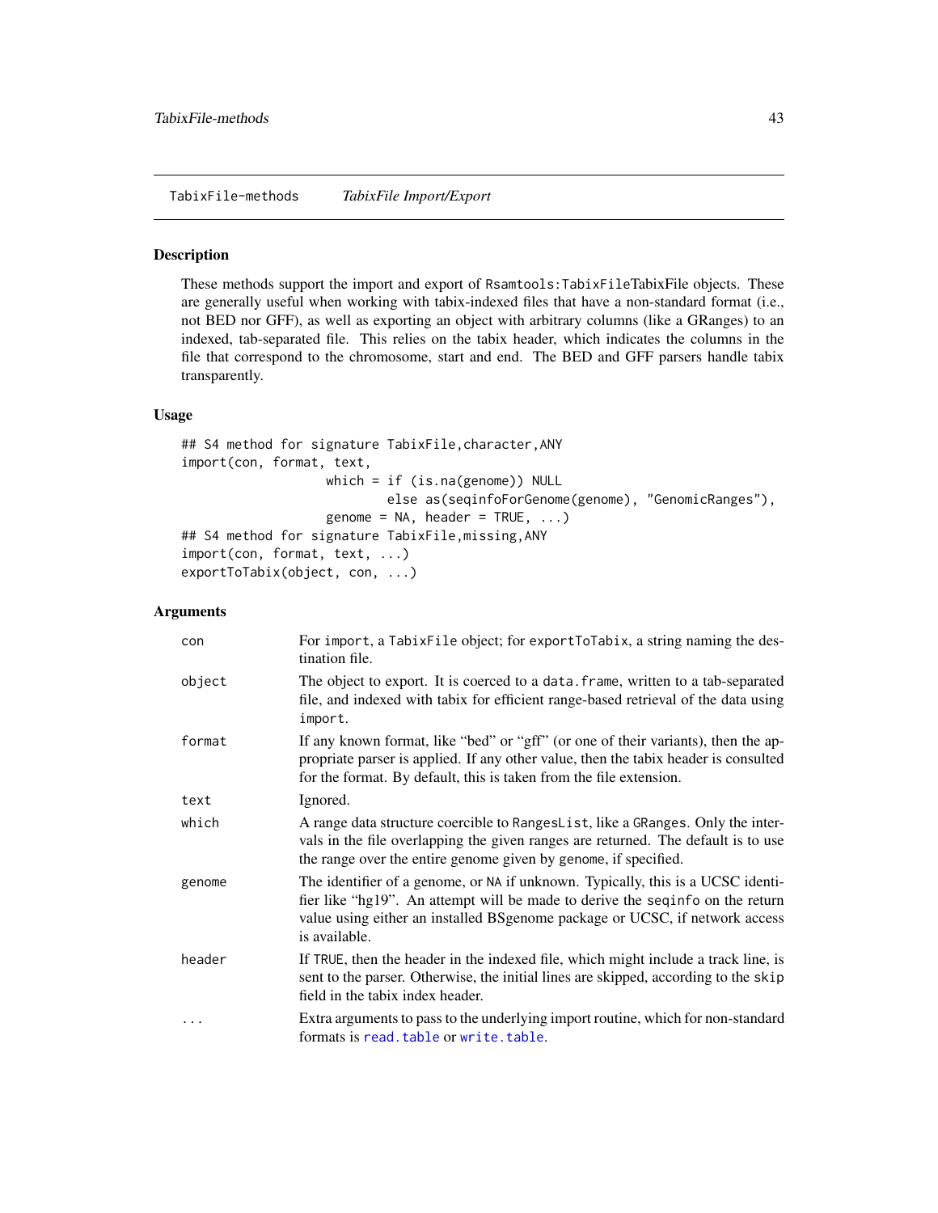TabixFile-methods *TabixFile Import/Export*

## Description

These methods support the import and export of Rsamtools:TabixFileTabixFile objects. These are generally useful when working with tabix-indexed files that have a non-standard format (i.e., not BED nor GFF), as well as exporting an object with arbitrary columns (like a GRanges) to an indexed, tab-separated file. This relies on the tabix header, which indicates the columns in the file that correspond to the chromosome, start and end. The BED and GFF parsers handle tabix transparently.

## Usage

```
## S4 method for signature TabixFile,character,ANY
import(con, format, text,
                    which = if (is.na(genome)) NULL
                            else as(seqinfoForGenome(genome), "GenomicRanges"),
                    genome = NA, header = TRUE, ...)
## S4 method for signature TabixFile,missing,ANY
import(con, format, text, ...)
exportToTabix(object, con, ...)
```

## Arguments

| | |
|---|---|
| con | For import, a TabixFile object; for exportToTabix, a string naming the destination file. |
| object | The object to export. It is coerced to a data.frame, written to a tab-separated file, and indexed with tabix for efficient range-based retrieval of the data using import. |
| format | If any known format, like "bed" or "gff" (or one of their variants), then the appropriate parser is applied. If any other value, then the tabix header is consulted for the format. By default, this is taken from the file extension. |
| text | Ignored. |
| which | A range data structure coercible to RangesList, like a GRanges. Only the intervals in the file overlapping the given ranges are returned. The default is to use the range over the entire genome given by genome, if specified. |
| genome | The identifier of a genome, or NA if unknown. Typically, this is a UCSC identifier like "hg19". An attempt will be made to derive the seqinfo on the return value using either an installed BSgenome package or UCSC, if network access is available. |
| header | If TRUE, then the header in the indexed file, which might include a track line, is sent to the parser. Otherwise, the initial lines are skipped, according to the skip field in the tabix index header. |
| ... | Extra arguments to pass to the underlying import routine, which for non-standard formats is read.table or write.table. |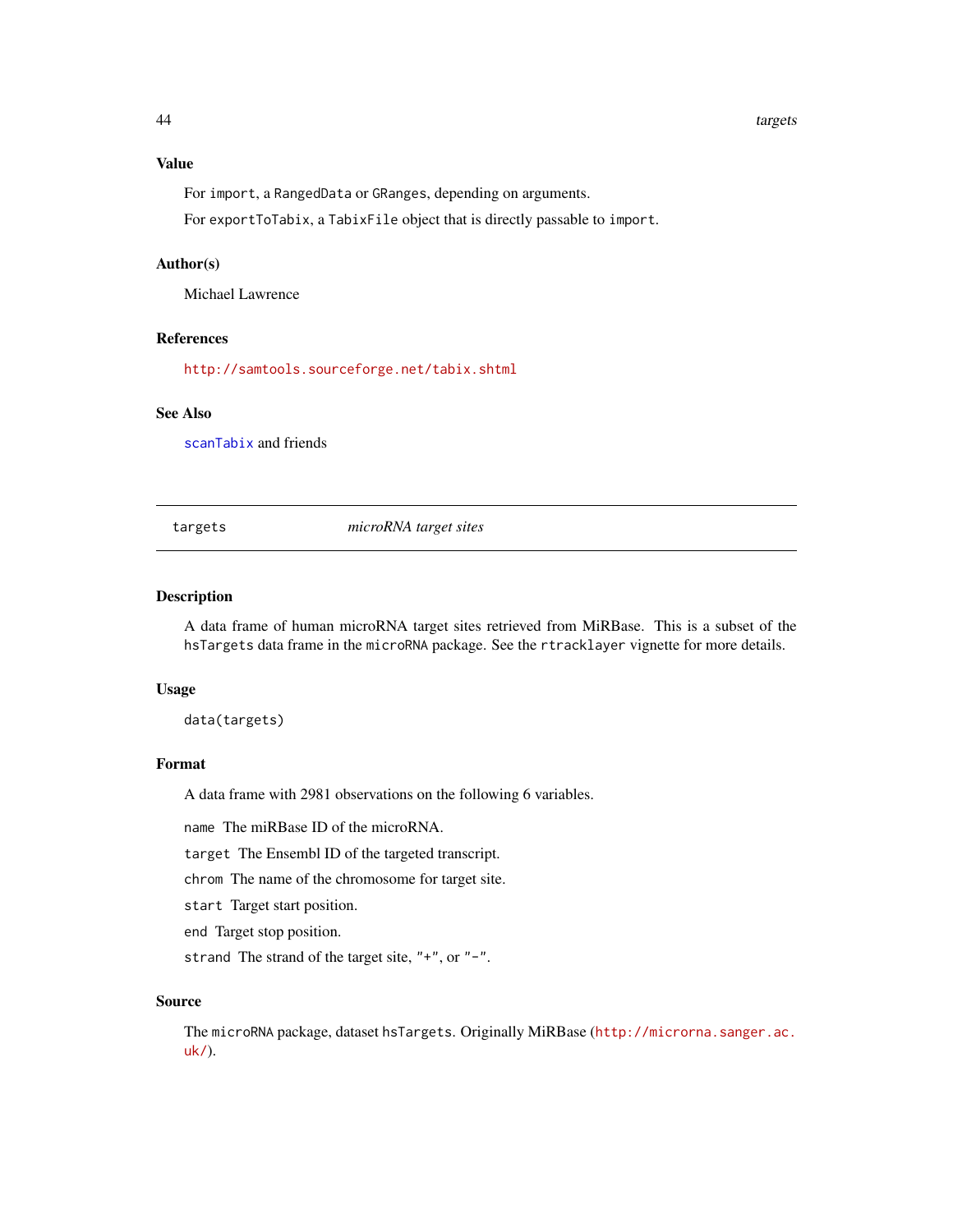### Value

For `import`, a `RangedData` or `GRanges`, depending on arguments.

For `exportToTabix`, a `TabixFile` object that is directly passable to `import`.

### Author(s)

Michael Lawrence

### References

http://samtools.sourceforge.net/tabix.shtml

### See Also

`scanTabix` and friends

---

## targets — *microRNA target sites*

---

### Description

A data frame of human microRNA target sites retrieved from MiRBase. This is a subset of the `hsTargets` data frame in the `microRNA` package. See the `rtracklayer` vignette for more details.

### Usage

```
data(targets)
```

### Format

A data frame with 2981 observations on the following 6 variables.

- `name` The miRBase ID of the microRNA.
- `target` The Ensembl ID of the targeted transcript.
- `chrom` The name of the chromosome for target site.
- `start` Target start position.
- `end` Target stop position.
- `strand` The strand of the target site, `"+"`, or `"-"`.

### Source

The `microRNA` package, dataset `hsTargets`. Originally MiRBase (http://microrna.sanger.ac.uk/).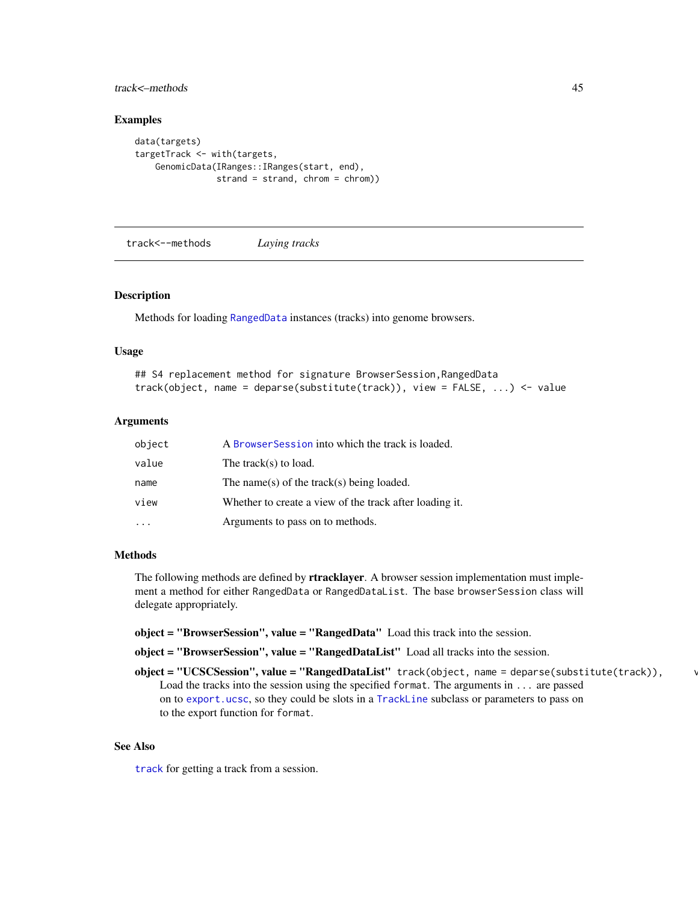## Examples

```
data(targets)
targetTrack <- with(targets,
    GenomicData(IRanges::IRanges(start, end),
                strand = strand, chrom = chrom))
```

---

track<--methods *Laying tracks*

---

## Description

Methods for loading RangedData instances (tracks) into genome browsers.

## Usage

```
## S4 replacement method for signature BrowserSession,RangedData
track(object, name = deparse(substitute(track)), view = FALSE, ...) <- value
```

## Arguments

| | |
|---|---|
| object | A BrowserSession into which the track is loaded. |
| value | The track(s) to load. |
| name | The name(s) of the track(s) being loaded. |
| view | Whether to create a view of the track after loading it. |
| ... | Arguments to pass on to methods. |

## Methods

The following methods are defined by **rtracklayer**. A browser session implementation must implement a method for either RangedData or RangedDataList. The base browserSession class will delegate appropriately.

**object = "BrowserSession", value = "RangedData"** Load this track into the session.

**object = "BrowserSession", value = "RangedDataList"** Load all tracks into the session.

**object = "UCSCSession", value = "RangedDataList"** `track(object, name = deparse(substitute(track)), v` Load the tracks into the session using the specified format. The arguments in ... are passed on to export.ucsc, so they could be slots in a TrackLine subclass or parameters to pass on to the export function for format.

## See Also

track for getting a track from a session.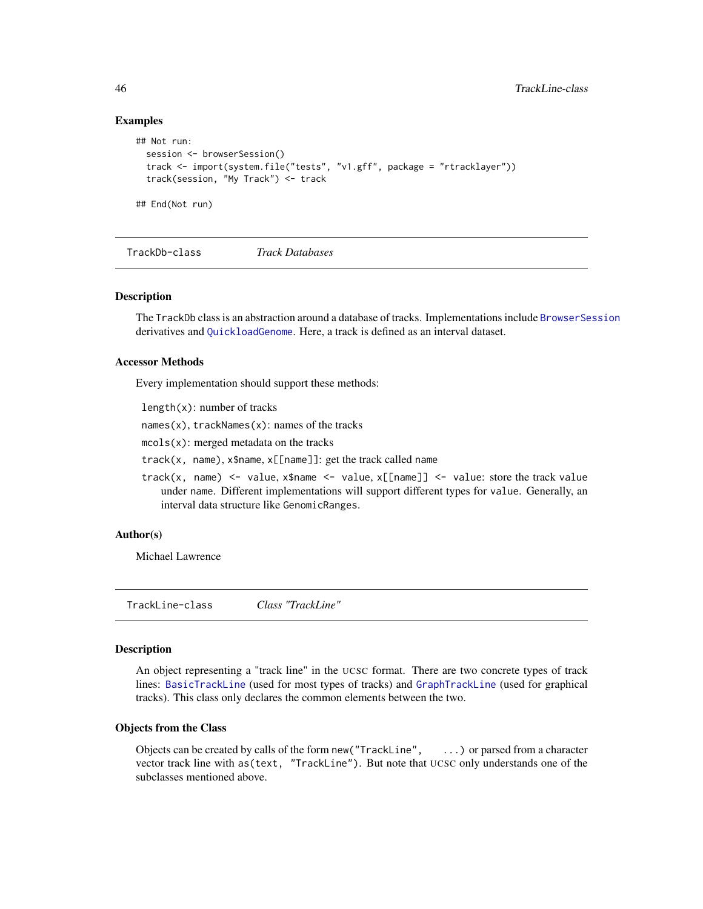### Examples

```
## Not run:
  session <- browserSession()
  track <- import(system.file("tests", "v1.gff", package = "rtracklayer"))
  track(session, "My Track") <- track

## End(Not run)
```

---

## TrackDb-class *Track Databases*

---

### Description

The TrackDb class is an abstraction around a database of tracks. Implementations include BrowserSession derivatives and QuickloadGenome. Here, a track is defined as an interval dataset.

### Accessor Methods

Every implementation should support these methods:

- `length(x)`: number of tracks
- `names(x)`, `trackNames(x)`: names of the tracks
- `mcols(x)`: merged metadata on the tracks
- `track(x, name)`, `x$name`, `x[[name]]`: get the track called `name`
- `track(x, name) <- value`, `x$name <- value`, `x[[name]] <- value`: store the track `value` under `name`. Different implementations will support different types for `value`. Generally, an interval data structure like `GenomicRanges`.

### Author(s)

Michael Lawrence

---

## TrackLine-class *Class "TrackLine"*

---

### Description

An object representing a "track line" in the UCSC format. There are two concrete types of track lines: BasicTrackLine (used for most types of tracks) and GraphTrackLine (used for graphical tracks). This class only declares the common elements between the two.

### Objects from the Class

Objects can be created by calls of the form `new("TrackLine", ...)` or parsed from a character vector track line with `as(text, "TrackLine")`. But note that UCSC only understands one of the subclasses mentioned above.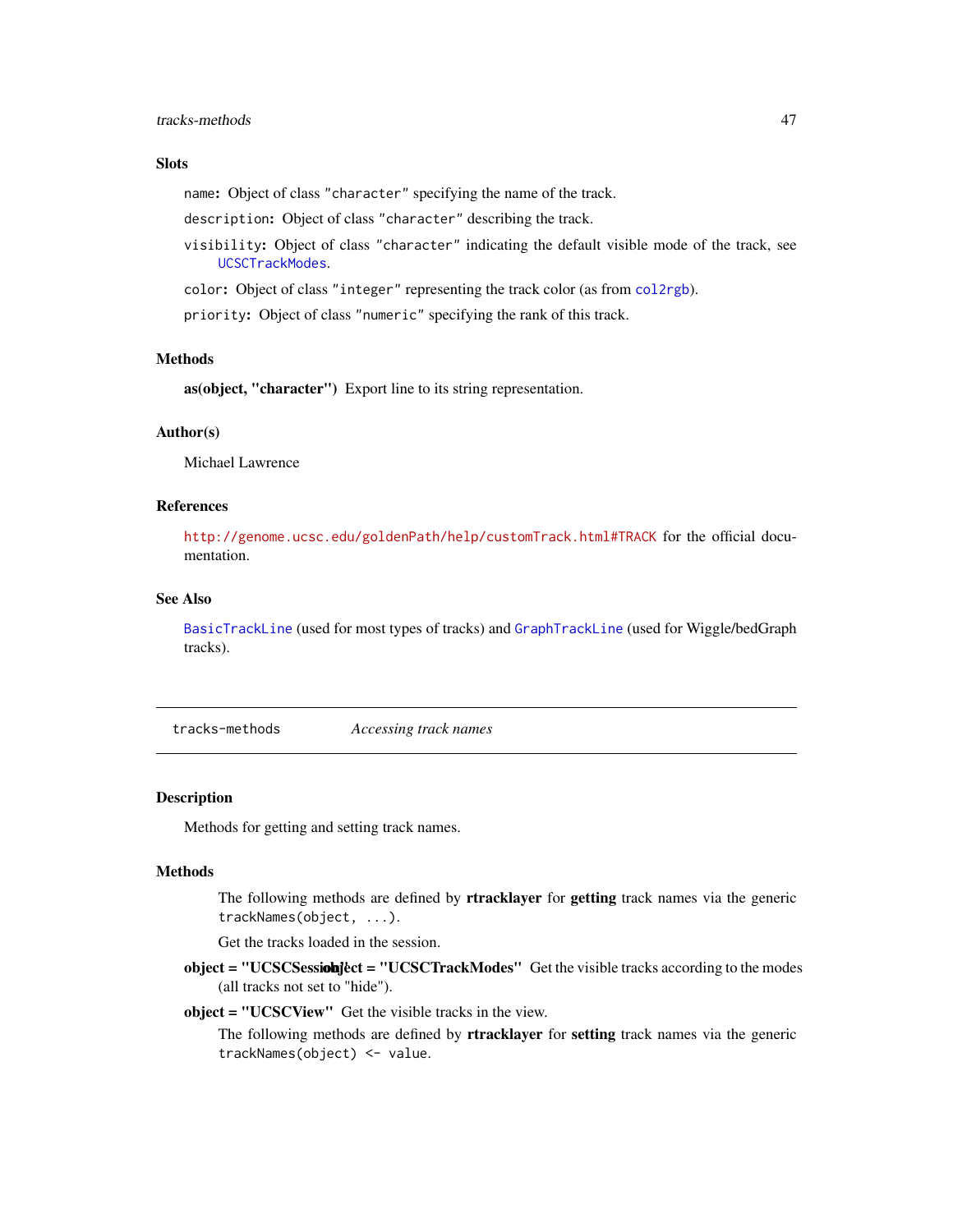### Slots

`name`: Object of class `"character"` specifying the name of the track.

`description`: Object of class `"character"` describing the track.

`visibility`: Object of class `"character"` indicating the default visible mode of the track, see `UCSCTrackModes`.

`color`: Object of class `"integer"` representing the track color (as from `col2rgb`).

`priority`: Object of class `"numeric"` specifying the rank of this track.

### Methods

**as(object, "character")** Export line to its string representation.

### Author(s)

Michael Lawrence

### References

`http://genome.ucsc.edu/goldenPath/help/customTrack.html#TRACK` for the official documentation.

### See Also

`BasicTrackLine` (used for most types of tracks) and `GraphTrackLine` (used for Wiggle/bedGraph tracks).

---

## tracks-methods *Accessing track names*

### Description

Methods for getting and setting track names.

### Methods

The following methods are defined by **rtracklayer** for **getting** track names via the generic `trackNames(object, ...)`.

Get the tracks loaded in the session.

**object = "UCSCSession"** **object = "UCSCTrackModes"** Get the visible tracks according to the modes (all tracks not set to "hide").

**object = "UCSCView"** Get the visible tracks in the view.

The following methods are defined by **rtracklayer** for **setting** track names via the generic `trackNames(object) <- value`.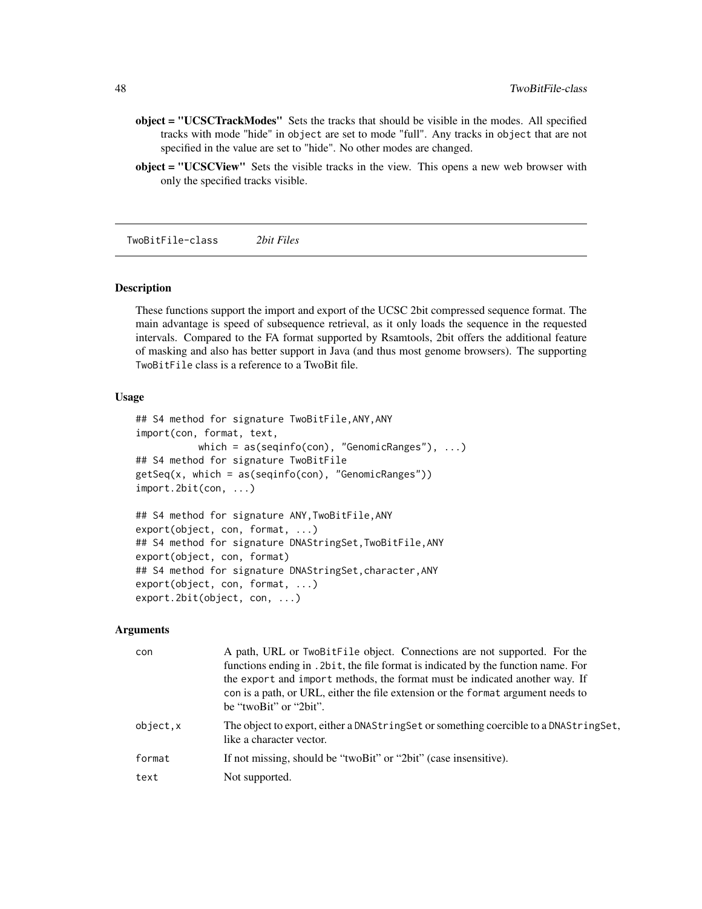**object = "UCSCTrackModes"** Sets the tracks that should be visible in the modes. All specified tracks with mode "hide" in object are set to mode "full". Any tracks in object that are not specified in the value are set to "hide". No other modes are changed.

**object = "UCSCView"** Sets the visible tracks in the view. This opens a new web browser with only the specified tracks visible.

---

TwoBitFile-class *2bit Files*

---

### Description

These functions support the import and export of the UCSC 2bit compressed sequence format. The main advantage is speed of subsequence retrieval, as it only loads the sequence in the requested intervals. Compared to the FA format supported by Rsamtools, 2bit offers the additional feature of masking and also has better support in Java (and thus most genome browsers). The supporting TwoBitFile class is a reference to a TwoBit file.

### Usage

```
## S4 method for signature TwoBitFile,ANY,ANY
import(con, format, text,
          which = as(seqinfo(con), "GenomicRanges"), ...)
## S4 method for signature TwoBitFile
getSeq(x, which = as(seqinfo(con), "GenomicRanges"))
import.2bit(con, ...)

## S4 method for signature ANY,TwoBitFile,ANY
export(object, con, format, ...)
## S4 method for signature DNAStringSet,TwoBitFile,ANY
export(object, con, format)
## S4 method for signature DNAStringSet,character,ANY
export(object, con, format, ...)
export.2bit(object, con, ...)
```

### Arguments

| | |
|---|---|
| con | A path, URL or TwoBitFile object. Connections are not supported. For the functions ending in .2bit, the file format is indicated by the function name. For the export and import methods, the format must be indicated another way. If con is a path, or URL, either the file extension or the format argument needs to be "twoBit" or "2bit". |
| object,x | The object to export, either a DNAStringSet or something coercible to a DNAStringSet, like a character vector. |
| format | If not missing, should be "twoBit" or "2bit" (case insensitive). |
| text | Not supported. |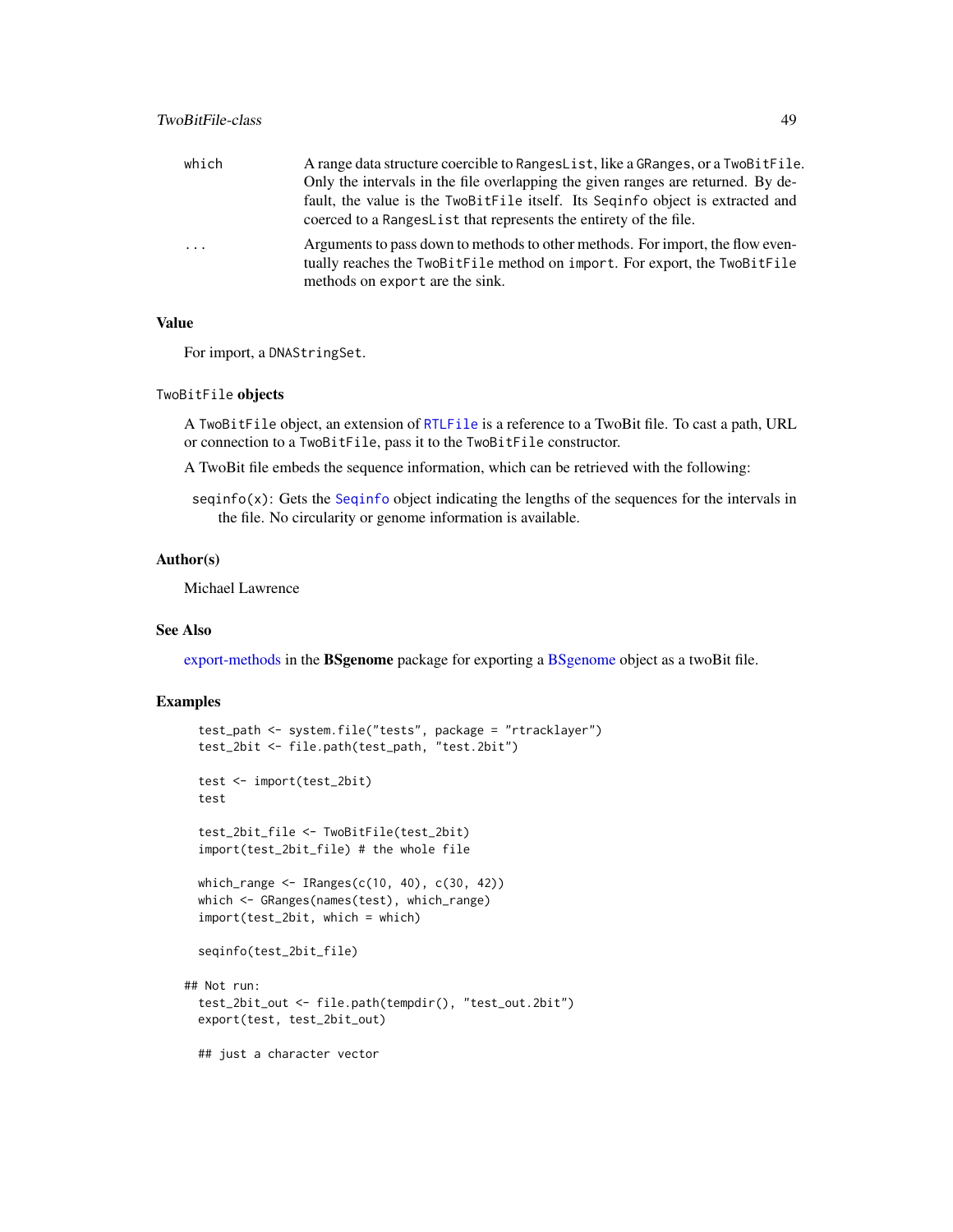which
: A range data structure coercible to `RangesList`, like a `GRanges`, or a `TwoBitFile`. Only the intervals in the file overlapping the given ranges are returned. By default, the value is the `TwoBitFile` itself. Its `Seqinfo` object is extracted and coerced to a `RangesList` that represents the entirety of the file.

...
: Arguments to pass down to methods to other methods. For import, the flow eventually reaches the `TwoBitFile` method on `import`. For export, the `TwoBitFile` methods on `export` are the sink.

## Value

For import, a `DNAStringSet`.

## `TwoBitFile` objects

A `TwoBitFile` object, an extension of `RTLFile` is a reference to a TwoBit file. To cast a path, URL or connection to a `TwoBitFile`, pass it to the `TwoBitFile` constructor.

A TwoBit file embeds the sequence information, which can be retrieved with the following:

`seqinfo(x)`: Gets the `Seqinfo` object indicating the lengths of the sequences for the intervals in the file. No circularity or genome information is available.

## Author(s)

Michael Lawrence

## See Also

export-methods in the **BSgenome** package for exporting a BSgenome object as a twoBit file.

## Examples

```
  test_path <- system.file("tests", package = "rtracklayer")
  test_2bit <- file.path(test_path, "test.2bit")

  test <- import(test_2bit)
  test

  test_2bit_file <- TwoBitFile(test_2bit)
  import(test_2bit_file) # the whole file

  which_range <- IRanges(c(10, 40), c(30, 42))
  which <- GRanges(names(test), which_range)
  import(test_2bit, which = which)

  seqinfo(test_2bit_file)

## Not run:
  test_2bit_out <- file.path(tempdir(), "test_out.2bit")
  export(test, test_2bit_out)

  ## just a character vector
```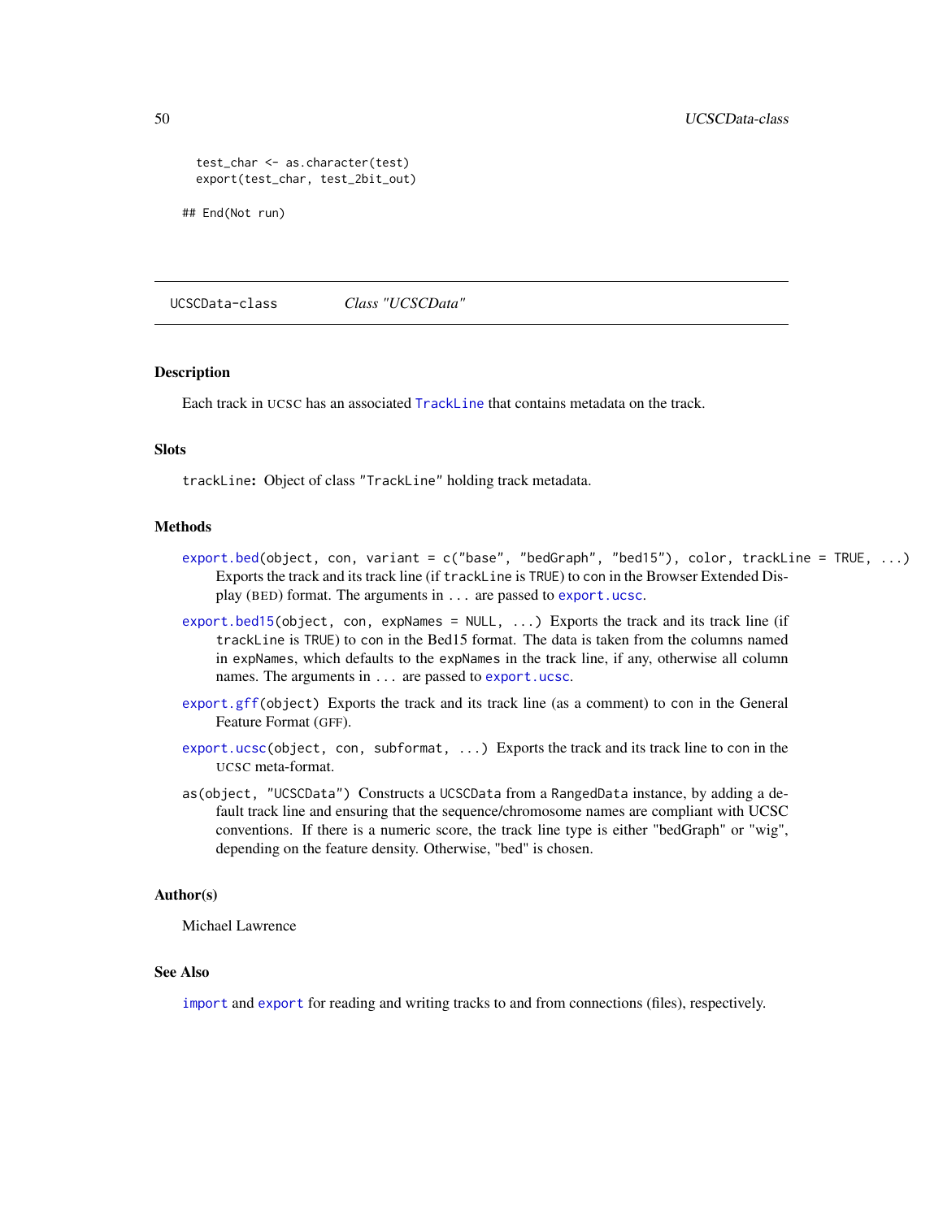```
  test_char <- as.character(test)
  export(test_char, test_2bit_out)

## End(Not run)
```

---

UCSCData-class        *Class "UCSCData"*

---

## Description

Each track in UCSC has an associated TrackLine that contains metadata on the track.

## Slots

`trackLine`: Object of class "TrackLine" holding track metadata.

## Methods

`export.bed(object, con, variant = c("base", "bedGraph", "bed15"), color, trackLine = TRUE, ...)` Exports the track and its track line (if `trackLine` is `TRUE`) to `con` in the Browser Extended Display (BED) format. The arguments in `...` are passed to `export.ucsc`.

`export.bed15(object, con, expNames = NULL, ...)` Exports the track and its track line (if `trackLine` is `TRUE`) to `con` in the Bed15 format. The data is taken from the columns named in `expNames`, which defaults to the `expNames` in the track line, if any, otherwise all column names. The arguments in `...` are passed to `export.ucsc`.

`export.gff(object)` Exports the track and its track line (as a comment) to `con` in the General Feature Format (GFF).

`export.ucsc(object, con, subformat, ...)` Exports the track and its track line to `con` in the UCSC meta-format.

`as(object, "UCSCData")` Constructs a `UCSCData` from a `RangedData` instance, by adding a default track line and ensuring that the sequence/chromosome names are compliant with UCSC conventions. If there is a numeric score, the track line type is either "bedGraph" or "wig", depending on the feature density. Otherwise, "bed" is chosen.

## Author(s)

Michael Lawrence

## See Also

`import` and `export` for reading and writing tracks to and from connections (files), respectively.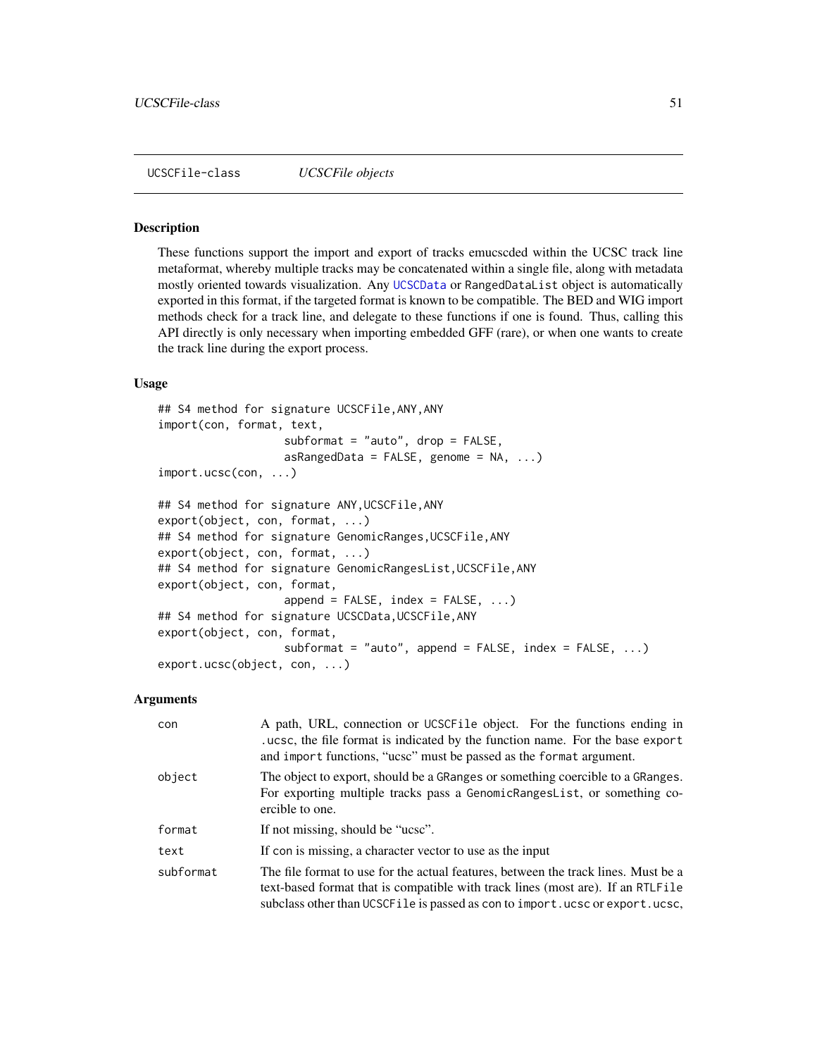UCSCFile-class *UCSCFile objects*

## Description

These functions support the import and export of tracks emucscded within the UCSC track line metaformat, whereby multiple tracks may be concatenated within a single file, along with metadata mostly oriented towards visualization. Any `UCSCData` or `RangedDataList` object is automatically exported in this format, if the targeted format is known to be compatible. The BED and WIG import methods check for a track line, and delegate to these functions if one is found. Thus, calling this API directly is only necessary when importing embedded GFF (rare), or when one wants to create the track line during the export process.

## Usage

```
## S4 method for signature UCSCFile,ANY,ANY
import(con, format, text,
                   subformat = "auto", drop = FALSE,
                   asRangedData = FALSE, genome = NA, ...)
import.ucsc(con, ...)

## S4 method for signature ANY,UCSCFile,ANY
export(object, con, format, ...)
## S4 method for signature GenomicRanges,UCSCFile,ANY
export(object, con, format, ...)
## S4 method for signature GenomicRangesList,UCSCFile,ANY
export(object, con, format,
                   append = FALSE, index = FALSE, ...)
## S4 method for signature UCSCData,UCSCFile,ANY
export(object, con, format,
                   subformat = "auto", append = FALSE, index = FALSE, ...)
export.ucsc(object, con, ...)
```

## Arguments

`con` A path, URL, connection or `UCSCFile` object. For the functions ending in `.ucsc`, the file format is indicated by the function name. For the base `export` and `import` functions, "ucsc" must be passed as the `format` argument.

`object` The object to export, should be a `GRanges` or something coercible to a `GRanges`. For exporting multiple tracks pass a `GenomicRangesList`, or something coercible to one.

`format` If not missing, should be "ucsc".

`text` If con is missing, a character vector to use as the input

`subformat` The file format to use for the actual features, between the track lines. Must be a text-based format that is compatible with track lines (most are). If an `RTLFile` subclass other than `UCSCFile` is passed as `con` to `import.ucsc` or `export.ucsc`,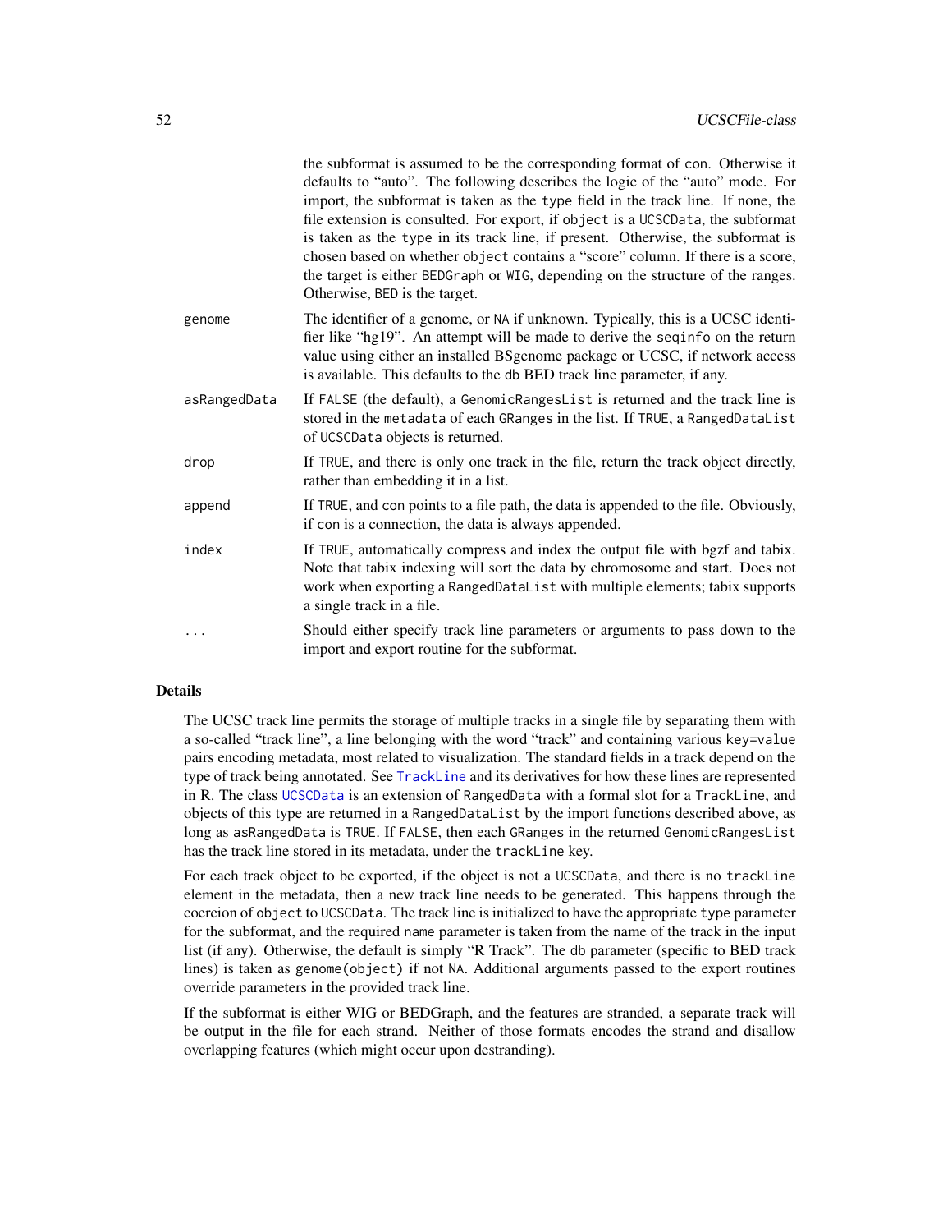the subformat is assumed to be the corresponding format of `con`. Otherwise it defaults to "auto". The following describes the logic of the "auto" mode. For import, the subformat is taken as the `type` field in the track line. If none, the file extension is consulted. For export, if `object` is a `UCSCData`, the subformat is taken as the `type` in its track line, if present. Otherwise, the subformat is chosen based on whether `object` contains a "score" column. If there is a score, the target is either `BEDGraph` or `WIG`, depending on the structure of the ranges. Otherwise, `BED` is the target.

`genome` The identifier of a genome, or `NA` if unknown. Typically, this is a UCSC identifier like "hg19". An attempt will be made to derive the `seqinfo` on the return value using either an installed BSgenome package or UCSC, if network access is available. This defaults to the `db` BED track line parameter, if any.

`asRangedData` If `FALSE` (the default), a `GenomicRangesList` is returned and the track line is stored in the `metadata` of each `GRanges` in the list. If `TRUE`, a `RangedDataList` of `UCSCData` objects is returned.

`drop` If `TRUE`, and there is only one track in the file, return the track object directly, rather than embedding it in a list.

`append` If `TRUE`, and `con` points to a file path, the data is appended to the file. Obviously, if `con` is a connection, the data is always appended.

`index` If `TRUE`, automatically compress and index the output file with bgzf and tabix. Note that tabix indexing will sort the data by chromosome and start. Does not work when exporting a `RangedDataList` with multiple elements; tabix supports a single track in a file.

`...` Should either specify track line parameters or arguments to pass down to the import and export routine for the subformat.

## Details

The UCSC track line permits the storage of multiple tracks in a single file by separating them with a so-called "track line", a line belonging with the word "track" and containing various `key=value` pairs encoding metadata, most related to visualization. The standard fields in a track depend on the type of track being annotated. See `TrackLine` and its derivatives for how these lines are represented in R. The class `UCSCData` is an extension of `RangedData` with a formal slot for a `TrackLine`, and objects of this type are returned in a `RangedDataList` by the import functions described above, as long as `asRangedData` is `TRUE`. If `FALSE`, then each `GRanges` in the returned `GenomicRangesList` has the track line stored in its metadata, under the `trackLine` key.

For each track object to be exported, if the object is not a `UCSCData`, and there is no `trackLine` element in the metadata, then a new track line needs to be generated. This happens through the coercion of `object` to `UCSCData`. The track line is initialized to have the appropriate `type` parameter for the subformat, and the required `name` parameter is taken from the name of the track in the input list (if any). Otherwise, the default is simply "R Track". The `db` parameter (specific to BED track lines) is taken as `genome(object)` if not `NA`. Additional arguments passed to the export routines override parameters in the provided track line.

If the subformat is either WIG or BEDGraph, and the features are stranded, a separate track will be output in the file for each strand. Neither of those formats encodes the strand and disallow overlapping features (which might occur upon destranding).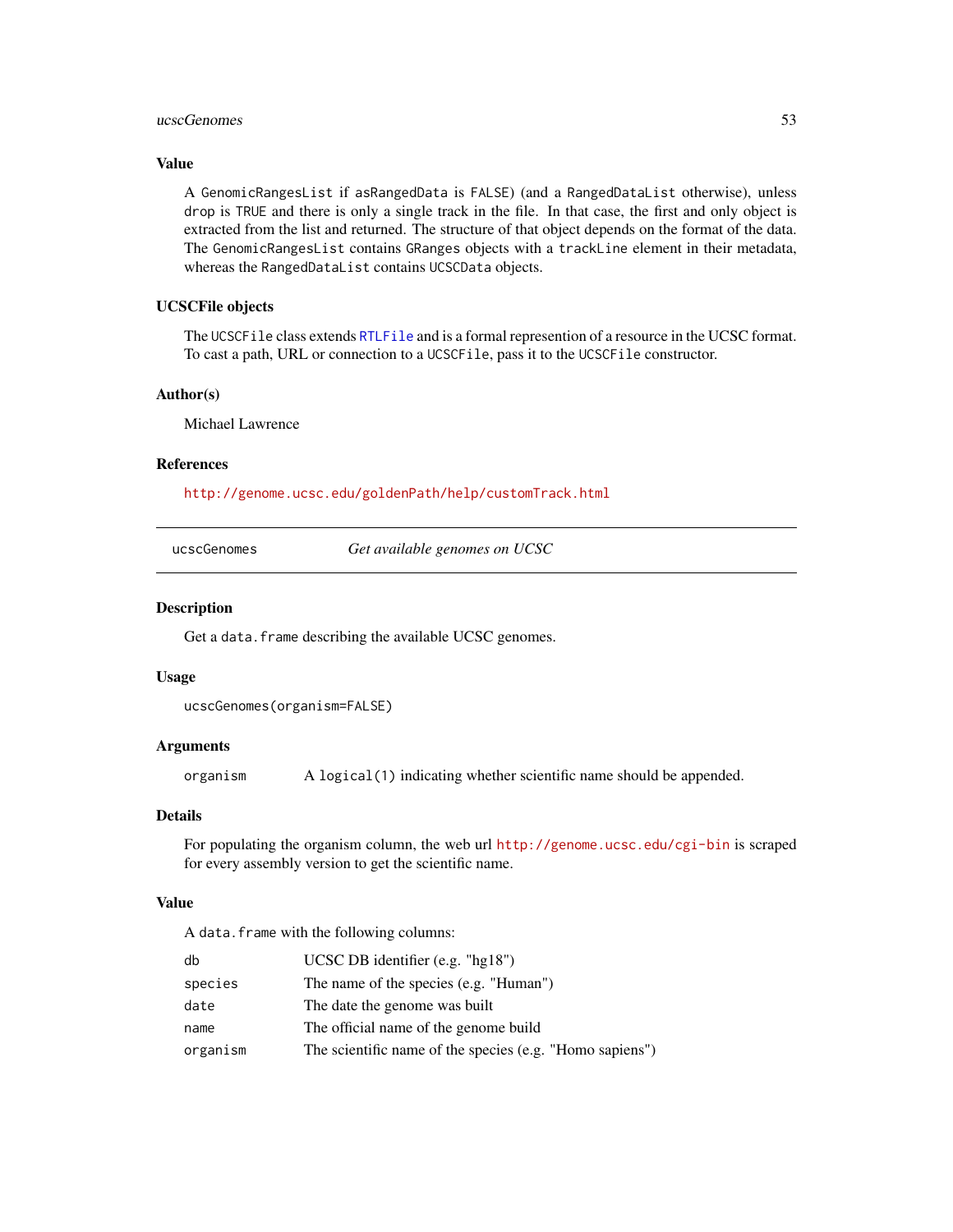## Value

A `GenomicRangesList` if `asRangedData` is `FALSE`) (and a `RangedDataList` otherwise), unless `drop` is `TRUE` and there is only a single track in the file. In that case, the first and only object is extracted from the list and returned. The structure of that object depends on the format of the data. The `GenomicRangesList` contains `GRanges` objects with a `trackLine` element in their metadata, whereas the `RangedDataList` contains `UCSCData` objects.

## UCSCFile objects

The `UCSCFile` class extends `RTLFile` and is a formal represention of a resource in the UCSC format. To cast a path, URL or connection to a `UCSCFile`, pass it to the `UCSCFile` constructor.

## Author(s)

Michael Lawrence

## References

http://genome.ucsc.edu/goldenPath/help/customTrack.html

---

`ucscGenomes` *Get available genomes on UCSC*

---

## Description

Get a `data.frame` describing the available UCSC genomes.

## Usage

```
ucscGenomes(organism=FALSE)
```

## Arguments

| | |
|---|---|
| `organism` | A `logical(1)` indicating whether scientific name should be appended. |

## Details

For populating the organism column, the web url http://genome.ucsc.edu/cgi-bin is scraped for every assembly version to get the scientific name.

## Value

A `data.frame` with the following columns:

| | |
|---|---|
| `db` | UCSC DB identifier (e.g. "hg18") |
| `species` | The name of the species (e.g. "Human") |
| `date` | The date the genome was built |
| `name` | The official name of the genome build |
| `organism` | The scientific name of the species (e.g. "Homo sapiens") |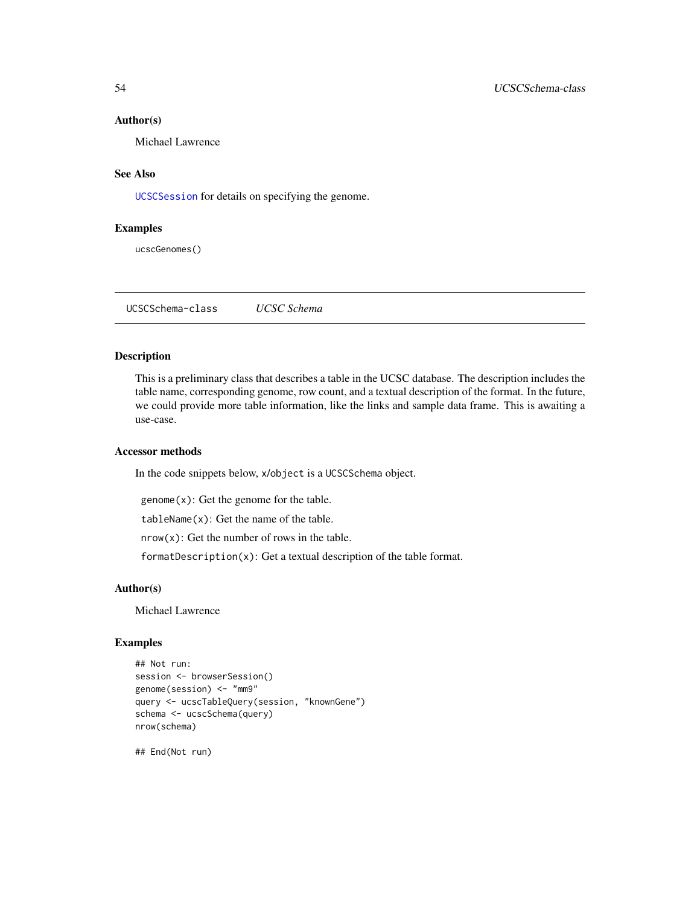### Author(s)

Michael Lawrence

### See Also

`UCSCSession` for details on specifying the genome.

### Examples

```
ucscGenomes()
```

---

## UCSCSchema-class *UCSC Schema*

---

### Description

This is a preliminary class that describes a table in the UCSC database. The description includes the table name, corresponding genome, row count, and a textual description of the format. In the future, we could provide more table information, like the links and sample data frame. This is awaiting a use-case.

### Accessor methods

In the code snippets below, `x`/`object` is a `UCSCSchema` object.

`genome(x)`: Get the genome for the table.

`tableName(x)`: Get the name of the table.

`nrow(x)`: Get the number of rows in the table.

`formatDescription(x)`: Get a textual description of the table format.

### Author(s)

Michael Lawrence

### Examples

```
## Not run:
session <- browserSession()
genome(session) <- "mm9"
query <- ucscTableQuery(session, "knownGene")
schema <- ucscSchema(query)
nrow(schema)

## End(Not run)
```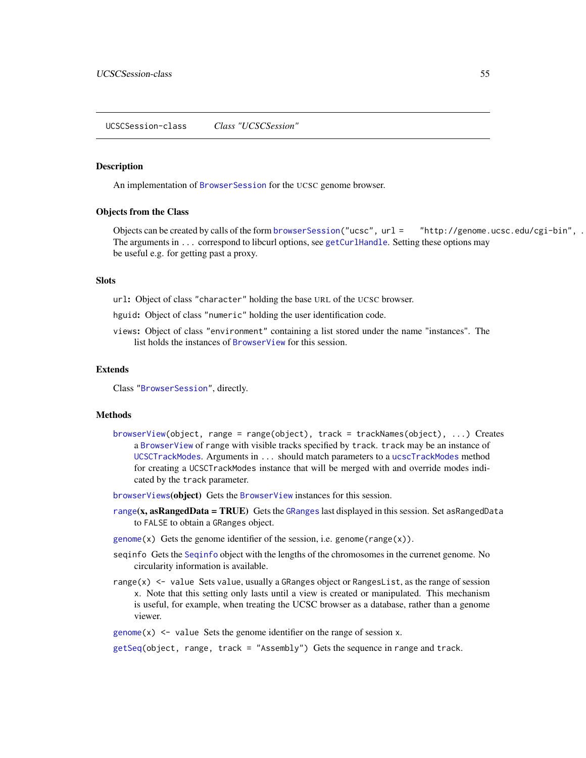UCSCSession-class *Class "UCSCSession"*

### Description

An implementation of `BrowserSession` for the UCSC genome browser.

### Objects from the Class

Objects can be created by calls of the form `browserSession("ucsc", url = "http://genome.ucsc.edu/cgi-bin", .` The arguments in `...` correspond to libcurl options, see `getCurlHandle`. Setting these options may be useful e.g. for getting past a proxy.

### Slots

`url`: Object of class `"character"` holding the base URL of the UCSC browser.

`hguid`: Object of class `"numeric"` holding the user identification code.

`views`: Object of class `"environment"` containing a list stored under the name "instances". The list holds the instances of `BrowserView` for this session.

### Extends

Class `"BrowserSession"`, directly.

### Methods

`browserView(object, range = range(object), track = trackNames(object), ...)` Creates a `BrowserView` of `range` with visible tracks specified by `track`. `track` may be an instance of `UCSCTrackModes`. Arguments in `...` should match parameters to a `ucscTrackModes` method for creating a `UCSCTrackModes` instance that will be merged with and override modes indicated by the `track` parameter.

`browserViews`**(object)** Gets the `BrowserView` instances for this session.

`range`**(x, asRangedData = TRUE)** Gets the `GRanges` last displayed in this session. Set `asRangedData` to `FALSE` to obtain a `GRanges` object.

`genome(x)` Gets the genome identifier of the session, i.e. `genome(range(x))`.

`seqinfo` Gets the `Seqinfo` object with the lengths of the chromosomes in the currenet genome. No circularity information is available.

`range(x) <- value` Sets `value`, usually a `GRanges` object or `RangesList`, as the range of session `x`. Note that this setting only lasts until a view is created or manipulated. This mechanism is useful, for example, when treating the UCSC browser as a database, rather than a genome viewer.

`genome(x) <- value` Sets the genome identifier on the range of session `x`.

`getSeq(object, range, track = "Assembly")` Gets the sequence in `range` and `track`.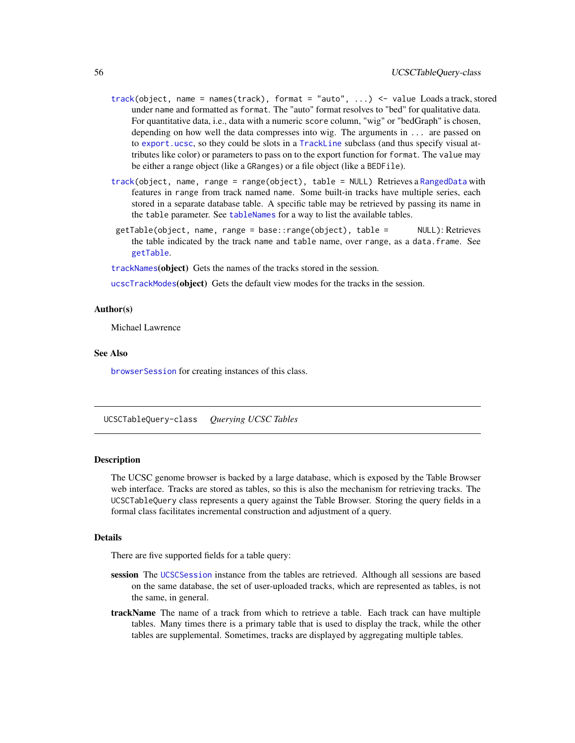`track(object, name = names(track), format = "auto", ...) <- value` Loads a track, stored under `name` and formatted as `format`. The "auto" format resolves to "bed" for qualitative data. For quantitative data, i.e., data with a numeric `score` column, "wig" or "bedGraph" is chosen, depending on how well the data compresses into wig. The arguments in `...` are passed on to `export.ucsc`, so they could be slots in a `TrackLine` subclass (and thus specify visual attributes like color) or parameters to pass on to the export function for `format`. The `value` may be either a range object (like a `GRanges`) or a file object (like a `BEDFile`).

`track(object, name, range = range(object), table = NULL)` Retrieves a `RangedData` with features in `range` from track named `name`. Some built-in tracks have multiple series, each stored in a separate database table. A specific table may be retrieved by passing its name in the `table` parameter. See `tableNames` for a way to list the available tables.

`getTable(object, name, range = base::range(object), table = NULL)`: Retrieves the table indicated by the track `name` and `table` name, over `range`, as a `data.frame`. See `getTable`.

`trackNames`**(object)** Gets the names of the tracks stored in the session.

`ucscTrackModes`**(object)** Gets the default view modes for the tracks in the session.

### Author(s)

Michael Lawrence

### See Also

`browserSession` for creating instances of this class.

---

## UCSCTableQuery-class *Querying UCSC Tables*

### Description

The UCSC genome browser is backed by a large database, which is exposed by the Table Browser web interface. Tracks are stored as tables, so this is also the mechanism for retrieving tracks. The `UCSCTableQuery` class represents a query against the Table Browser. Storing the query fields in a formal class facilitates incremental construction and adjustment of a query.

### Details

There are five supported fields for a table query:

**session** The `UCSCSession` instance from the tables are retrieved. Although all sessions are based on the same database, the set of user-uploaded tracks, which are represented as tables, is not the same, in general.

**trackName** The name of a track from which to retrieve a table. Each track can have multiple tables. Many times there is a primary table that is used to display the track, while the other tables are supplemental. Sometimes, tracks are displayed by aggregating multiple tables.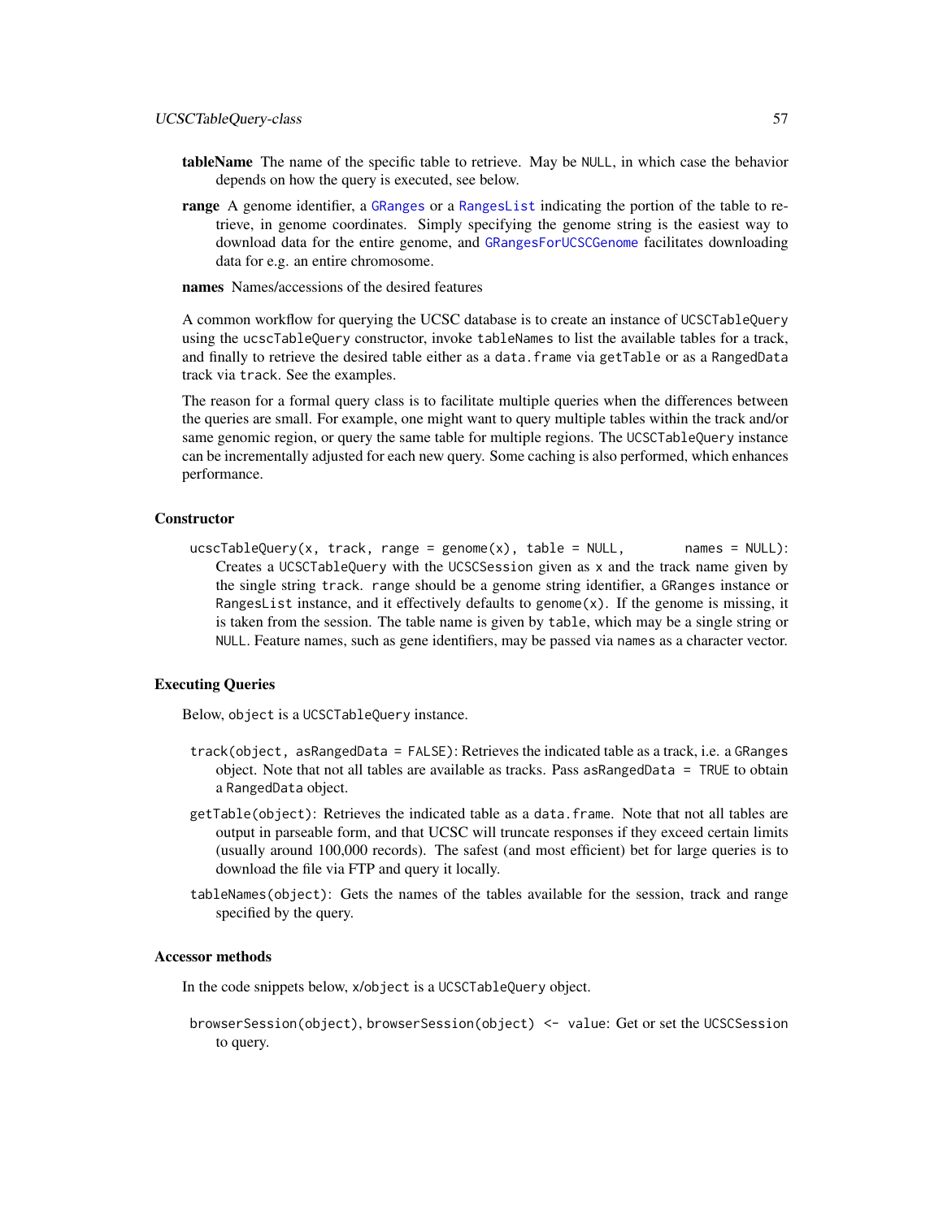**tableName** The name of the specific table to retrieve. May be NULL, in which case the behavior depends on how the query is executed, see below.

**range** A genome identifier, a GRanges or a RangesList indicating the portion of the table to retrieve, in genome coordinates. Simply specifying the genome string is the easiest way to download data for the entire genome, and GRangesForUCSCGenome facilitates downloading data for e.g. an entire chromosome.

**names** Names/accessions of the desired features

A common workflow for querying the UCSC database is to create an instance of UCSCTableQuery using the ucscTableQuery constructor, invoke tableNames to list the available tables for a track, and finally to retrieve the desired table either as a data.frame via getTable or as a RangedData track via track. See the examples.

The reason for a formal query class is to facilitate multiple queries when the differences between the queries are small. For example, one might want to query multiple tables within the track and/or same genomic region, or query the same table for multiple regions. The UCSCTableQuery instance can be incrementally adjusted for each new query. Some caching is also performed, which enhances performance.

### Constructor

`ucscTableQuery(x, track, range = genome(x), table = NULL, names = NULL)`: Creates a UCSCTableQuery with the UCSCSession given as x and the track name given by the single string track. range should be a genome string identifier, a GRanges instance or RangesList instance, and it effectively defaults to genome(x). If the genome is missing, it is taken from the session. The table name is given by table, which may be a single string or NULL. Feature names, such as gene identifiers, may be passed via names as a character vector.

### Executing Queries

Below, object is a UCSCTableQuery instance.

`track(object, asRangedData = FALSE)`: Retrieves the indicated table as a track, i.e. a GRanges object. Note that not all tables are available as tracks. Pass asRangedData = TRUE to obtain a RangedData object.

`getTable(object)`: Retrieves the indicated table as a data.frame. Note that not all tables are output in parseable form, and that UCSC will truncate responses if they exceed certain limits (usually around 100,000 records). The safest (and most efficient) bet for large queries is to download the file via FTP and query it locally.

`tableNames(object)`: Gets the names of the tables available for the session, track and range specified by the query.

### Accessor methods

In the code snippets below, x/object is a UCSCTableQuery object.

`browserSession(object)`, `browserSession(object) <- value`: Get or set the UCSCSession to query.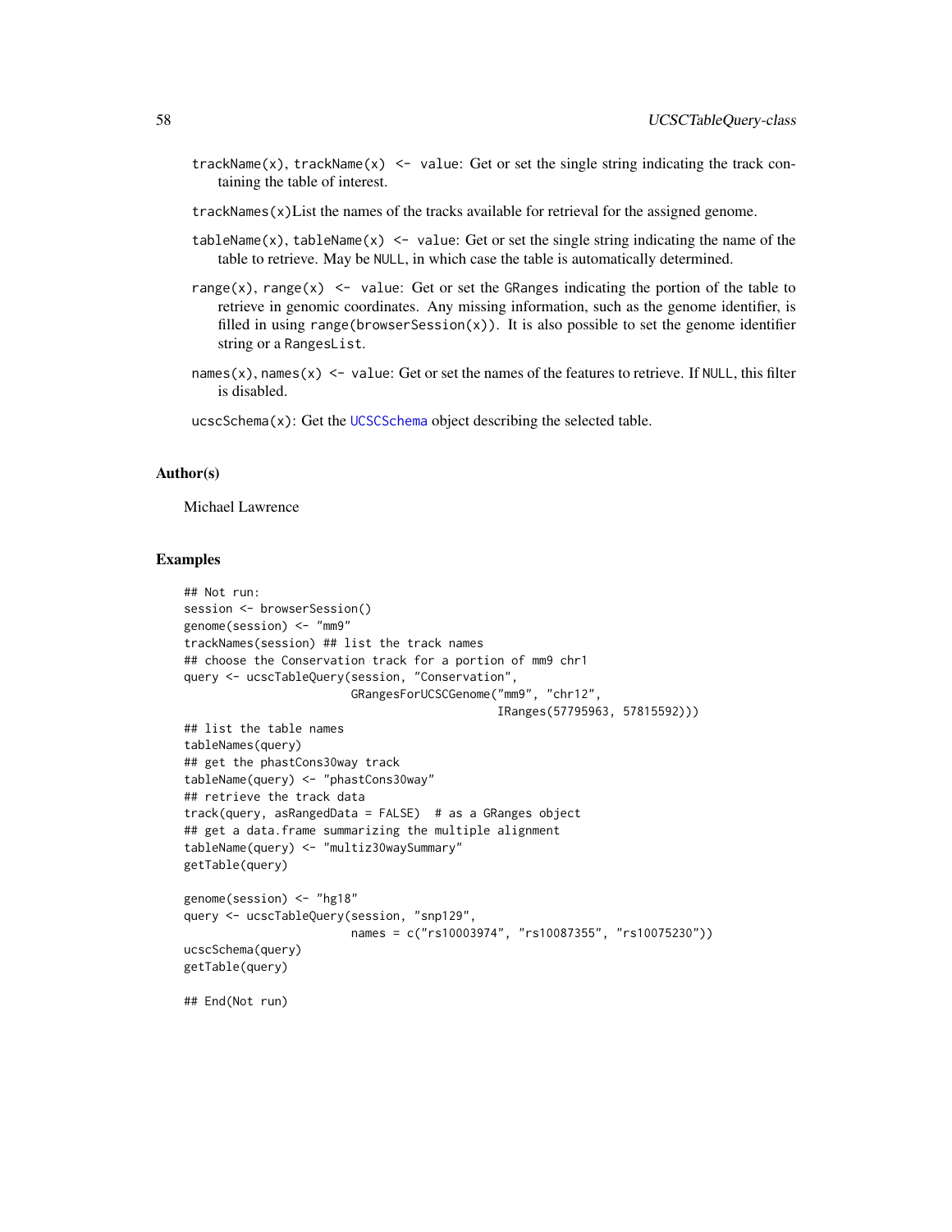- `trackName(x)`, `trackName(x) <- value`: Get or set the single string indicating the track containing the table of interest.
- `trackNames(x)`List the names of the tracks available for retrieval for the assigned genome.
- `tableName(x)`, `tableName(x) <- value`: Get or set the single string indicating the name of the table to retrieve. May be `NULL`, in which case the table is automatically determined.
- `range(x)`, `range(x) <- value`: Get or set the `GRanges` indicating the portion of the table to retrieve in genomic coordinates. Any missing information, such as the genome identifier, is filled in using `range(browserSession(x))`. It is also possible to set the genome identifier string or a `RangesList`.
- `names(x)`, `names(x) <- value`: Get or set the names of the features to retrieve. If `NULL`, this filter is disabled.
- `ucscSchema(x)`: Get the `UCSCSchema` object describing the selected table.

## Author(s)

Michael Lawrence

## Examples

```
## Not run:
session <- browserSession()
genome(session) <- "mm9"
trackNames(session) ## list the track names
## choose the Conservation track for a portion of mm9 chr1
query <- ucscTableQuery(session, "Conservation",
                        GRangesForUCSCGenome("mm9", "chr12",
                                             IRanges(57795963, 57815592)))
## list the table names
tableNames(query)
## get the phastCons30way track
tableName(query) <- "phastCons30way"
## retrieve the track data
track(query, asRangedData = FALSE)  # as a GRanges object
## get a data.frame summarizing the multiple alignment
tableName(query) <- "multiz30waySummary"
getTable(query)

genome(session) <- "hg18"
query <- ucscTableQuery(session, "snp129",
                        names = c("rs10003974", "rs10087355", "rs10075230"))
ucscSchema(query)
getTable(query)

## End(Not run)
```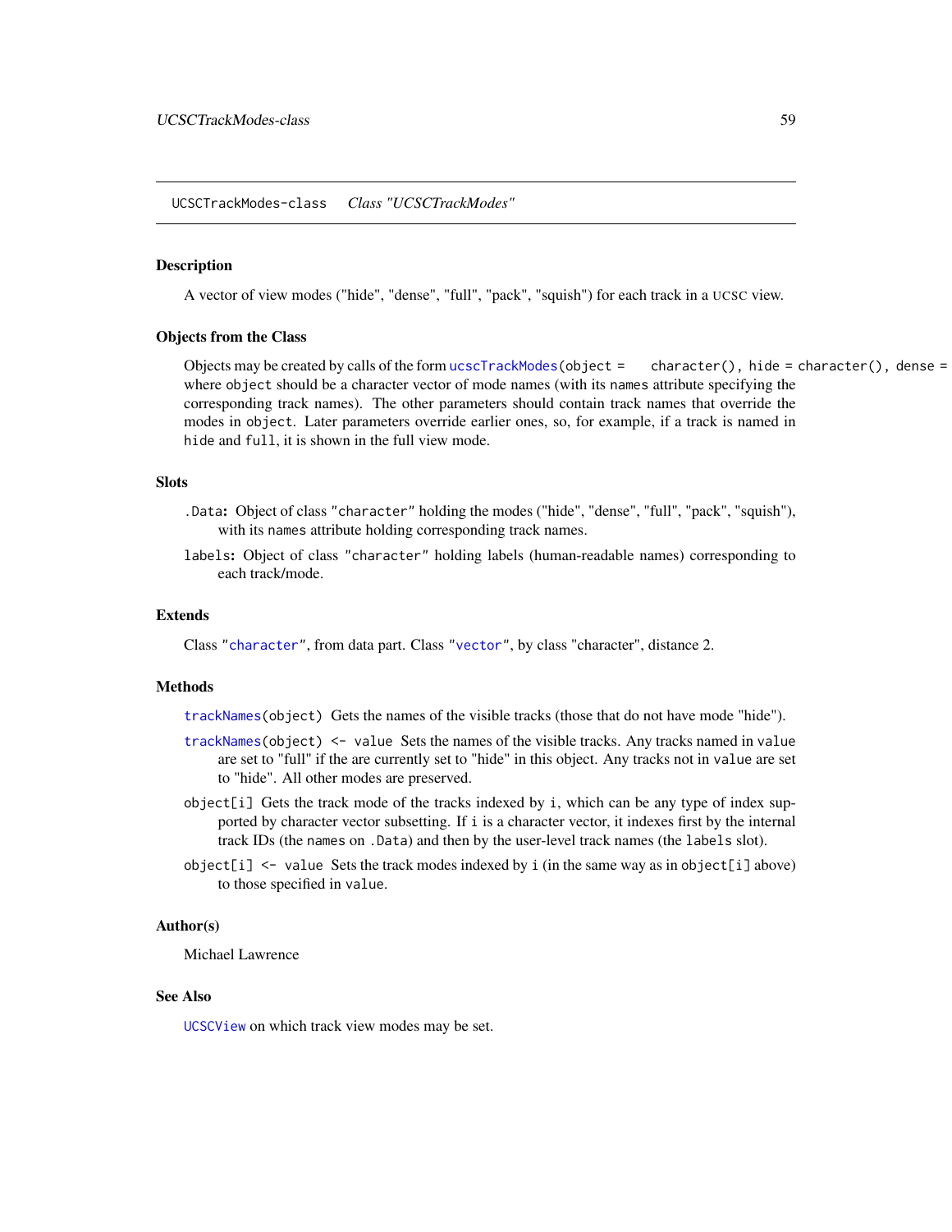UCSCTrackModes-class    *Class "UCSCTrackModes"*

## Description

A vector of view modes ("hide", "dense", "full", "pack", "squish") for each track in a UCSC view.

## Objects from the Class

Objects may be created by calls of the form `ucscTrackModes(object = character(), hide = character(), dense =` where `object` should be a character vector of mode names (with its `names` attribute specifying the corresponding track names). The other parameters should contain track names that override the modes in `object`. Later parameters override earlier ones, so, for example, if a track is named in `hide` and `full`, it is shown in the full view mode.

## Slots

`.Data`: Object of class `"character"` holding the modes ("hide", "dense", "full", "pack", "squish"), with its `names` attribute holding corresponding track names.

`labels`: Object of class `"character"` holding labels (human-readable names) corresponding to each track/mode.

## Extends

Class `"character"`, from data part. Class `"vector"`, by class "character", distance 2.

## Methods

`trackNames(object)` Gets the names of the visible tracks (those that do not have mode "hide").

`trackNames(object) <- value` Sets the names of the visible tracks. Any tracks named in `value` are set to "full" if the are currently set to "hide" in this object. Any tracks not in `value` are set to "hide". All other modes are preserved.

`object[i]` Gets the track mode of the tracks indexed by `i`, which can be any type of index supported by character vector subsetting. If `i` is a character vector, it indexes first by the internal track IDs (the `names` on `.Data`) and then by the user-level track names (the `labels` slot).

`object[i] <- value` Sets the track modes indexed by `i` (in the same way as in `object[i]` above) to those specified in `value`.

## Author(s)

Michael Lawrence

## See Also

`UCSCView` on which track view modes may be set.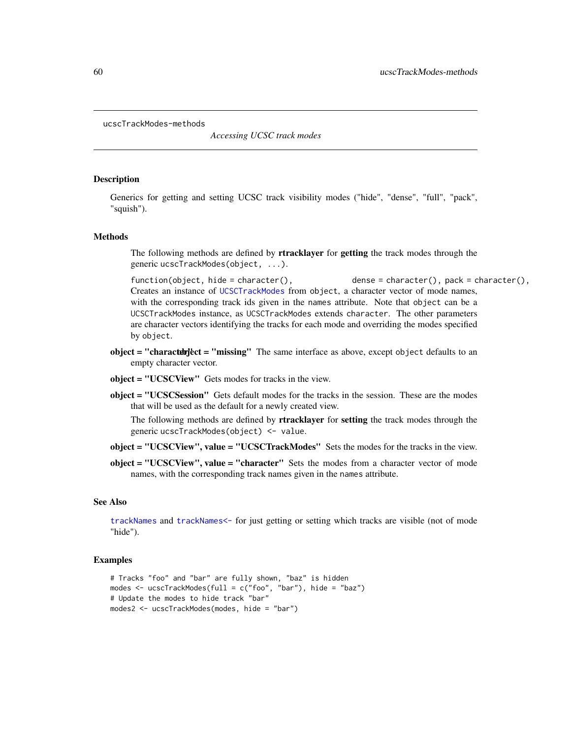ucscTrackModes-methods

*Accessing UCSC track modes*

## Description

Generics for getting and setting UCSC track visibility modes ("hide", "dense", "full", "pack", "squish").

## Methods

The following methods are defined by **rtracklayer** for **getting** the track modes through the generic `ucscTrackModes(object, ...)`.

`function(object, hide = character(), dense = character(), pack = character(),` Creates an instance of `UCSCTrackModes` from `object`, a character vector of mode names, with the corresponding track ids given in the `names` attribute. Note that `object` can be a `UCSCTrackModes` instance, as `UCSCTrackModes` extends `character`. The other parameters are character vectors identifying the tracks for each mode and overriding the modes specified by `object`.

**object = "character"** **object = "missing"** The same interface as above, except `object` defaults to an empty character vector.

**object = "UCSCView"** Gets modes for tracks in the view.

**object = "UCSCSession"** Gets default modes for the tracks in the session. These are the modes that will be used as the default for a newly created view.

The following methods are defined by **rtracklayer** for **setting** the track modes through the generic `ucscTrackModes(object) <- value`.

**object = "UCSCView", value = "UCSCTrackModes"** Sets the modes for the tracks in the view.

**object = "UCSCView", value = "character"** Sets the modes from a character vector of mode names, with the corresponding track names given in the `names` attribute.

## See Also

`trackNames` and `trackNames<-` for just getting or setting which tracks are visible (not of mode "hide").

## Examples

```
# Tracks "foo" and "bar" are fully shown, "baz" is hidden
modes <- ucscTrackModes(full = c("foo", "bar"), hide = "baz")
# Update the modes to hide track "bar"
modes2 <- ucscTrackModes(modes, hide = "bar")
```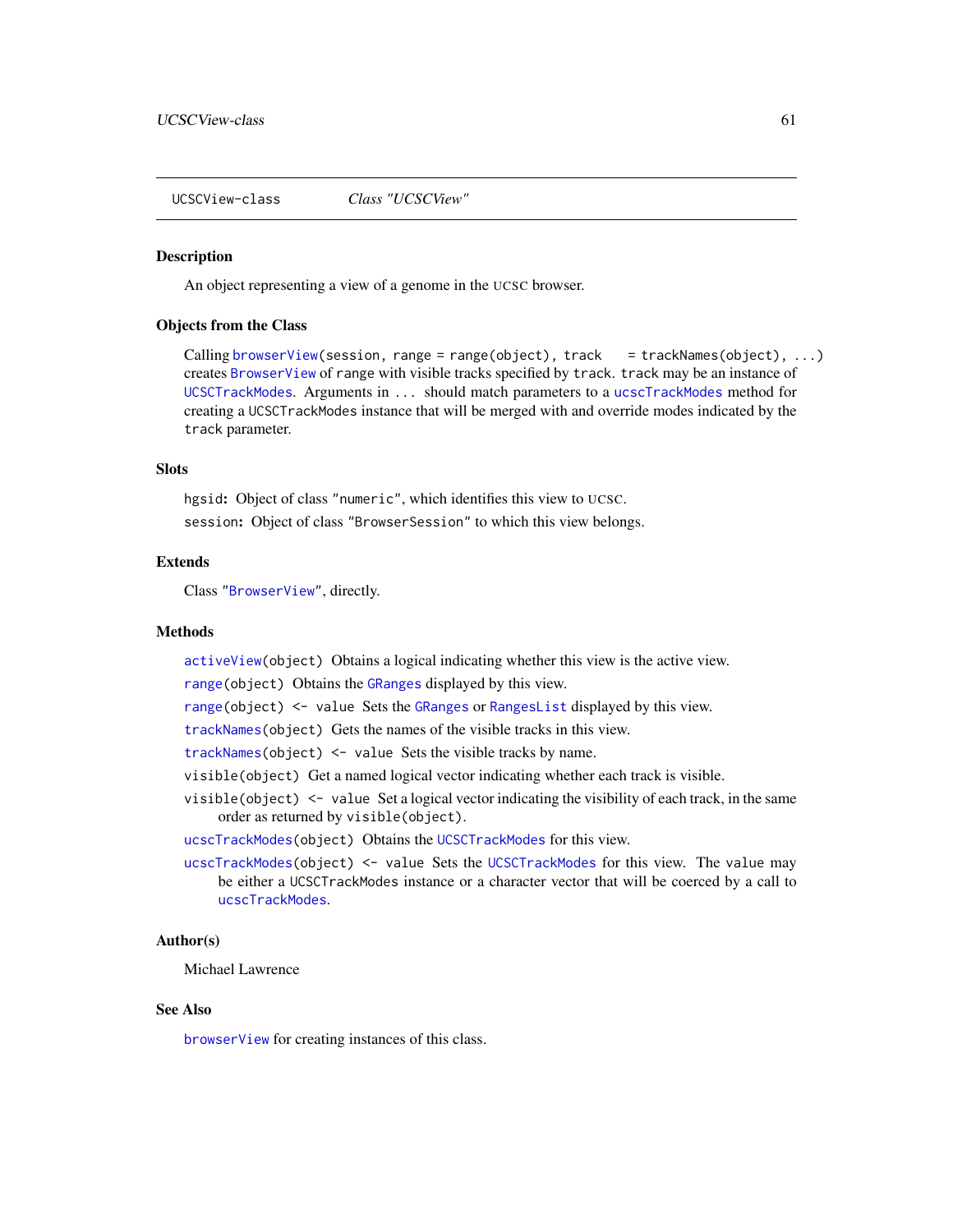UCSCView-class *Class "UCSCView"*

## Description

An object representing a view of a genome in the UCSC browser.

## Objects from the Class

Calling `browserView(session, range = range(object), track = trackNames(object), ...)` creates `BrowserView` of range with visible tracks specified by `track`. `track` may be an instance of `UCSCTrackModes`. Arguments in `...` should match parameters to a `ucscTrackModes` method for creating a `UCSCTrackModes` instance that will be merged with and override modes indicated by the `track` parameter.

## Slots

`hgsid`: Object of class `"numeric"`, which identifies this view to UCSC.

`session`: Object of class `"BrowserSession"` to which this view belongs.

## Extends

Class `"BrowserView"`, directly.

## Methods

`activeView(object)` Obtains a logical indicating whether this view is the active view.

`range(object)` Obtains the `GRanges` displayed by this view.

`range(object) <- value` Sets the `GRanges` or `RangesList` displayed by this view.

`trackNames(object)` Gets the names of the visible tracks in this view.

`trackNames(object) <- value` Sets the visible tracks by name.

`visible(object)` Get a named logical vector indicating whether each track is visible.

`visible(object) <- value` Set a logical vector indicating the visibility of each track, in the same order as returned by `visible(object)`.

`ucscTrackModes(object)` Obtains the `UCSCTrackModes` for this view.

`ucscTrackModes(object) <- value` Sets the `UCSCTrackModes` for this view. The `value` may be either a `UCSCTrackModes` instance or a character vector that will be coerced by a call to `ucscTrackModes`.

## Author(s)

Michael Lawrence

## See Also

`browserView` for creating instances of this class.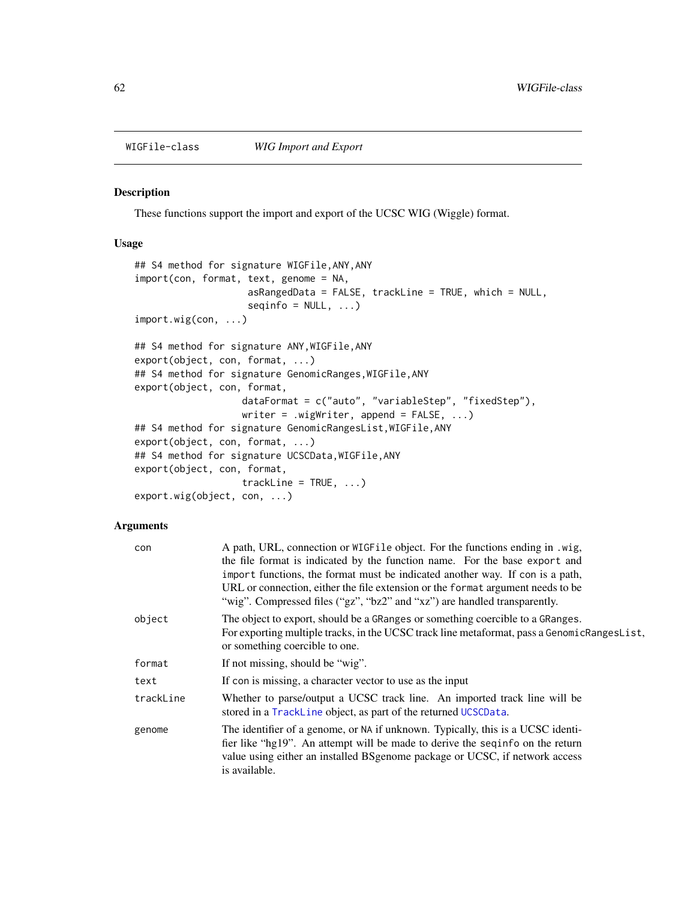WIGFile-class *WIG Import and Export*

## Description

These functions support the import and export of the UCSC WIG (Wiggle) format.

## Usage

```
## S4 method for signature WIGFile,ANY,ANY
import(con, format, text, genome = NA,
                    asRangedData = FALSE, trackLine = TRUE, which = NULL,
                    seqinfo = NULL, ...)
import.wig(con, ...)

## S4 method for signature ANY,WIGFile,ANY
export(object, con, format, ...)
## S4 method for signature GenomicRanges,WIGFile,ANY
export(object, con, format,
                   dataFormat = c("auto", "variableStep", "fixedStep"),
                   writer = .wigWriter, append = FALSE, ...)
## S4 method for signature GenomicRangesList,WIGFile,ANY
export(object, con, format, ...)
## S4 method for signature UCSCData,WIGFile,ANY
export(object, con, format,
                   trackLine = TRUE, ...)
export.wig(object, con, ...)
```

## Arguments

| | |
|---|---|
| con | A path, URL, connection or WIGFile object. For the functions ending in .wig, the file format is indicated by the function name. For the base export and import functions, the format must be indicated another way. If con is a path, URL or connection, either the file extension or the format argument needs to be "wig". Compressed files ("gz", "bz2" and "xz") are handled transparently. |
| object | The object to export, should be a GRanges or something coercible to a GRanges. For exporting multiple tracks, in the UCSC track line metaformat, pass a GenomicRangesList, or something coercible to one. |
| format | If not missing, should be "wig". |
| text | If con is missing, a character vector to use as the input |
| trackLine | Whether to parse/output a UCSC track line. An imported track line will be stored in a TrackLine object, as part of the returned UCSCData. |
| genome | The identifier of a genome, or NA if unknown. Typically, this is a UCSC identifier like "hg19". An attempt will be made to derive the seqinfo on the return value using either an installed BSgenome package or UCSC, if network access is available. |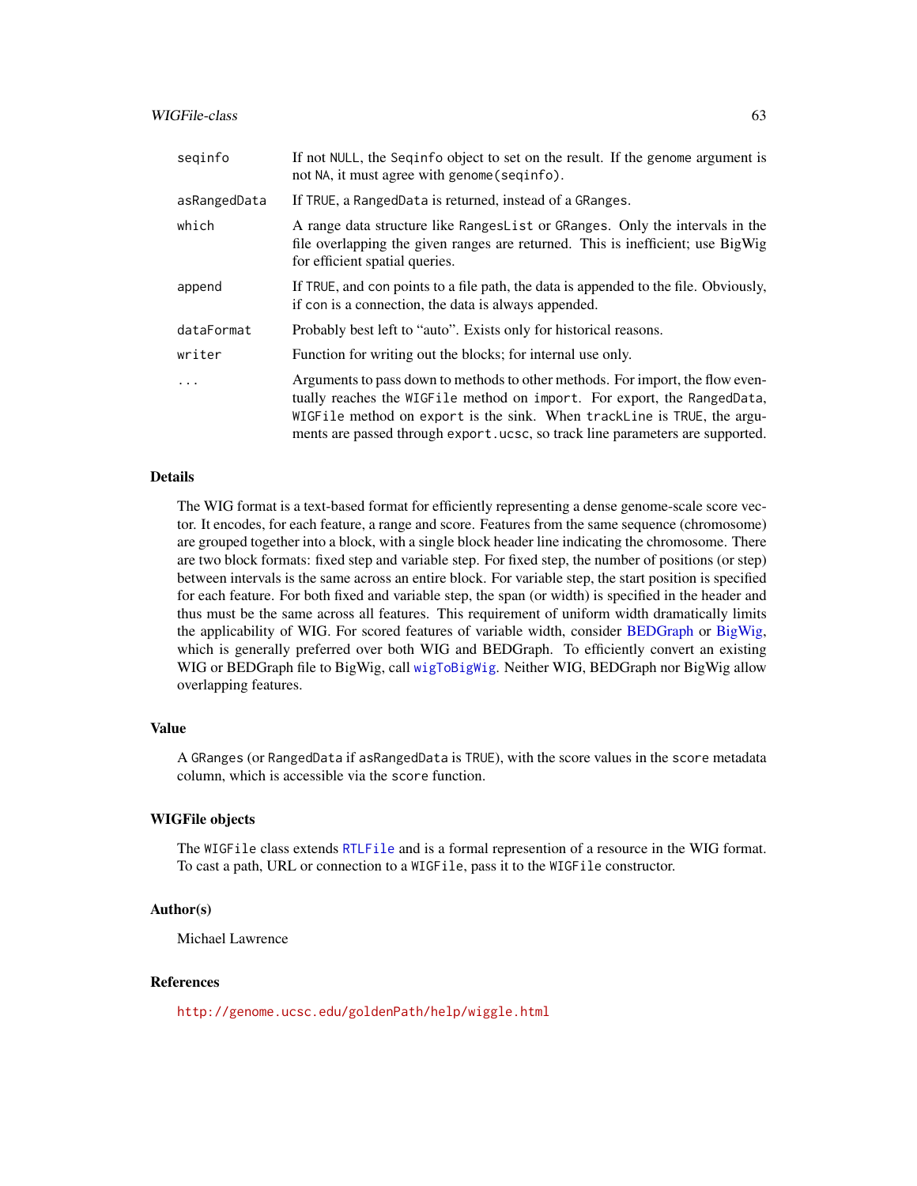| | |
|---|---|
| seqinfo | If not NULL, the Seqinfo object to set on the result. If the genome argument is not NA, it must agree with genome(seqinfo). |
| asRangedData | If TRUE, a RangedData is returned, instead of a GRanges. |
| which | A range data structure like RangesList or GRanges. Only the intervals in the file overlapping the given ranges are returned. This is inefficient; use BigWig for efficient spatial queries. |
| append | If TRUE, and con points to a file path, the data is appended to the file. Obviously, if con is a connection, the data is always appended. |
| dataFormat | Probably best left to "auto". Exists only for historical reasons. |
| writer | Function for writing out the blocks; for internal use only. |
| ... | Arguments to pass down to methods to other methods. For import, the flow eventually reaches the WIGFile method on import. For export, the RangedData, WIGFile method on export is the sink. When trackLine is TRUE, the arguments are passed through export.ucsc, so track line parameters are supported. |

## Details

The WIG format is a text-based format for efficiently representing a dense genome-scale score vector. It encodes, for each feature, a range and score. Features from the same sequence (chromosome) are grouped together into a block, with a single block header line indicating the chromosome. There are two block formats: fixed step and variable step. For fixed step, the number of positions (or step) between intervals is the same across an entire block. For variable step, the start position is specified for each feature. For both fixed and variable step, the span (or width) is specified in the header and thus must be the same across all features. This requirement of uniform width dramatically limits the applicability of WIG. For scored features of variable width, consider BEDGraph or BigWig, which is generally preferred over both WIG and BEDGraph. To efficiently convert an existing WIG or BEDGraph file to BigWig, call wigToBigWig. Neither WIG, BEDGraph nor BigWig allow overlapping features.

## Value

A GRanges (or RangedData if asRangedData is TRUE), with the score values in the score metadata column, which is accessible via the score function.

## WIGFile objects

The WIGFile class extends RTLFile and is a formal represention of a resource in the WIG format. To cast a path, URL or connection to a WIGFile, pass it to the WIGFile constructor.

## Author(s)

Michael Lawrence

## References

http://genome.ucsc.edu/goldenPath/help/wiggle.html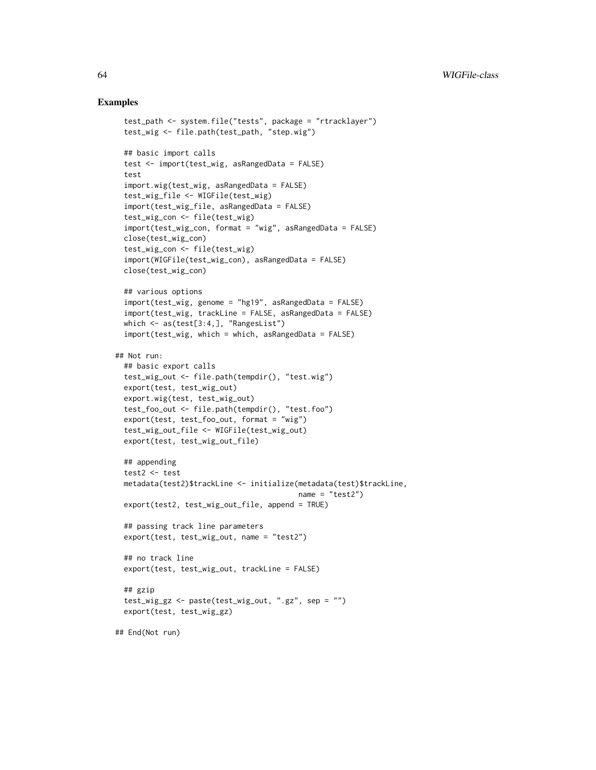## Examples

```
  test_path <- system.file("tests", package = "rtracklayer")
  test_wig <- file.path(test_path, "step.wig")

  ## basic import calls
  test <- import(test_wig, asRangedData = FALSE)
  test
  import.wig(test_wig, asRangedData = FALSE)
  test_wig_file <- WIGFile(test_wig)
  import(test_wig_file, asRangedData = FALSE)
  test_wig_con <- file(test_wig)
  import(test_wig_con, format = "wig", asRangedData = FALSE)
  close(test_wig_con)
  test_wig_con <- file(test_wig)
  import(WIGFile(test_wig_con), asRangedData = FALSE)
  close(test_wig_con)

  ## various options
  import(test_wig, genome = "hg19", asRangedData = FALSE)
  import(test_wig, trackLine = FALSE, asRangedData = FALSE)
  which <- as(test[3:4,], "RangesList")
  import(test_wig, which = which, asRangedData = FALSE)

## Not run:
  ## basic export calls
  test_wig_out <- file.path(tempdir(), "test.wig")
  export(test, test_wig_out)
  export.wig(test, test_wig_out)
  test_foo_out <- file.path(tempdir(), "test.foo")
  export(test, test_foo_out, format = "wig")
  test_wig_out_file <- WIGFile(test_wig_out)
  export(test, test_wig_out_file)

  ## appending
  test2 <- test
  metadata(test2)$trackLine <- initialize(metadata(test)$trackLine,
                                          name = "test2")
  export(test2, test_wig_out_file, append = TRUE)

  ## passing track line parameters
  export(test, test_wig_out, name = "test2")

  ## no track line
  export(test, test_wig_out, trackLine = FALSE)

  ## gzip
  test_wig_gz <- paste(test_wig_out, ".gz", sep = "")
  export(test, test_wig_gz)

## End(Not run)
```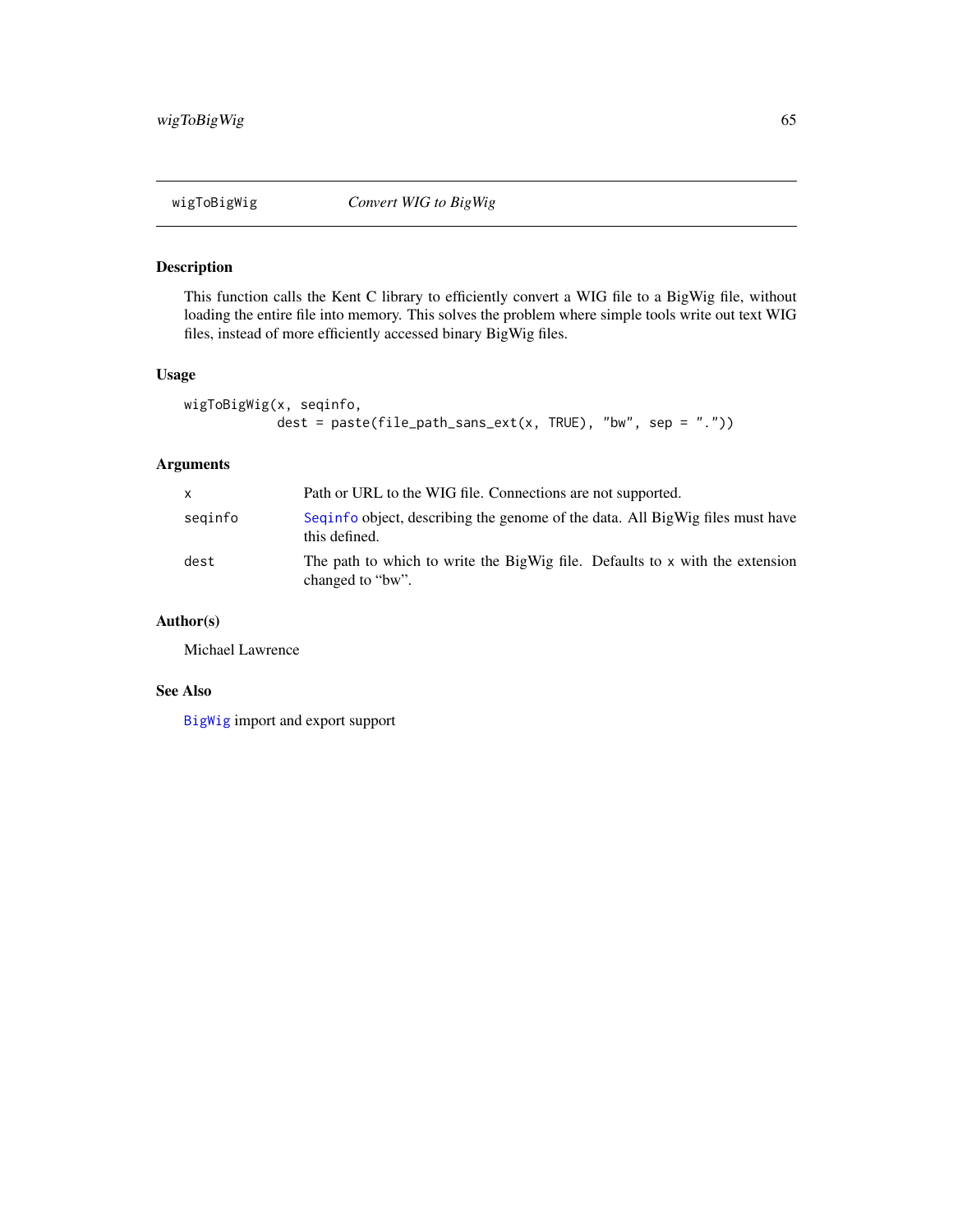# wigToBigWig — *Convert WIG to BigWig*

## Description

This function calls the Kent C library to efficiently convert a WIG file to a BigWig file, without loading the entire file into memory. This solves the problem where simple tools write out text WIG files, instead of more efficiently accessed binary BigWig files.

## Usage

```
wigToBigWig(x, seqinfo,
            dest = paste(file_path_sans_ext(x, TRUE), "bw", sep = "."))
```

## Arguments

| | |
|---|---|
| `x` | Path or URL to the WIG file. Connections are not supported. |
| `seqinfo` | `Seqinfo` object, describing the genome of the data. All BigWig files must have this defined. |
| `dest` | The path to which to write the BigWig file. Defaults to `x` with the extension changed to "bw". |

## Author(s)

Michael Lawrence

## See Also

`BigWig` import and export support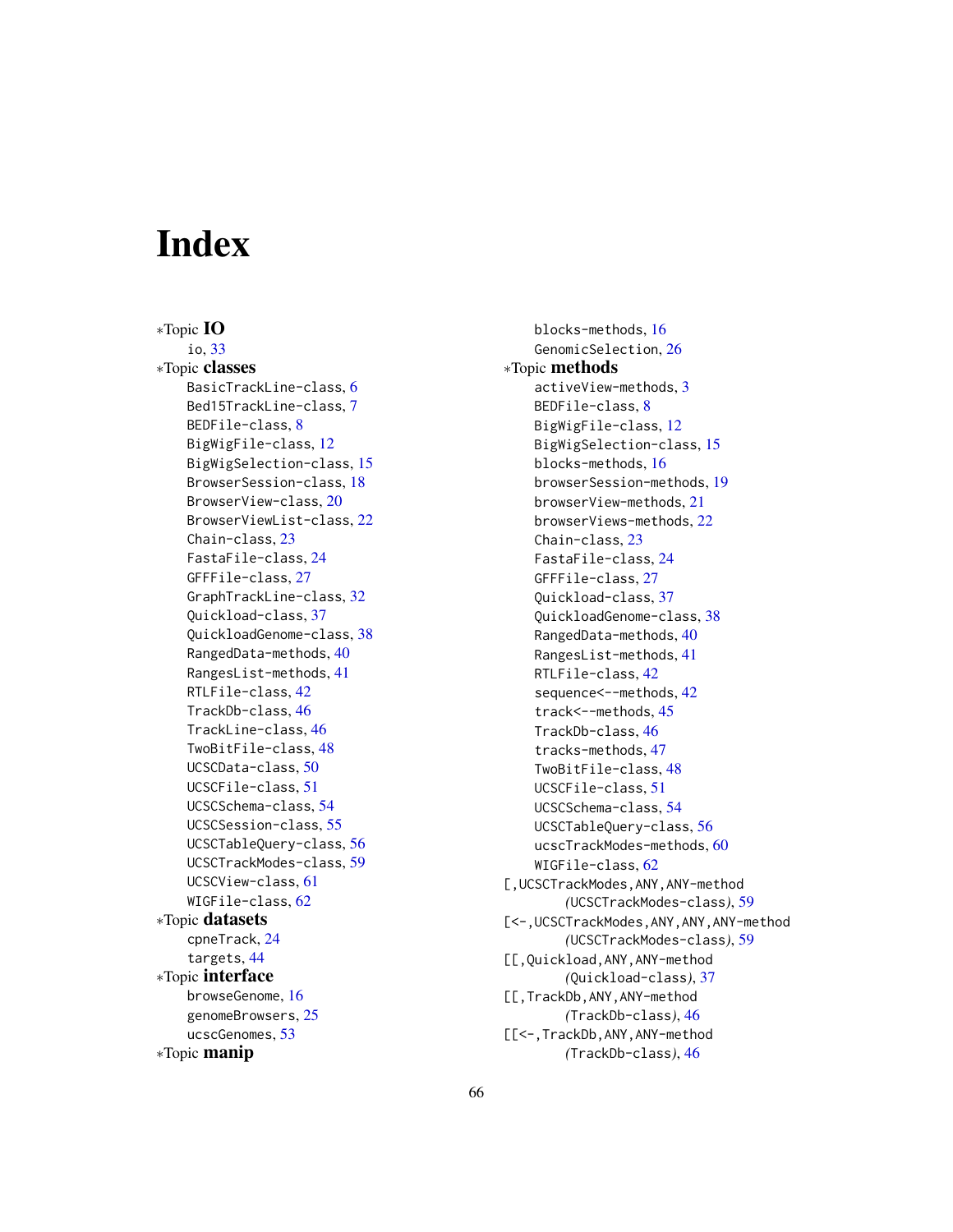# Index

∗Topic **IO**
  io, 33
∗Topic **classes**
  BasicTrackLine-class, 6
  Bed15TrackLine-class, 7
  BEDFile-class, 8
  BigWigFile-class, 12
  BigWigSelection-class, 15
  BrowserSession-class, 18
  BrowserView-class, 20
  BrowserViewList-class, 22
  Chain-class, 23
  FastaFile-class, 24
  GFFFile-class, 27
  GraphTrackLine-class, 32
  Quickload-class, 37
  QuickloadGenome-class, 38
  RangedData-methods, 40
  RangesList-methods, 41
  RTLFile-class, 42
  TrackDb-class, 46
  TrackLine-class, 46
  TwoBitFile-class, 48
  UCSCData-class, 50
  UCSCFile-class, 51
  UCSCSchema-class, 54
  UCSCSession-class, 55
  UCSCTableQuery-class, 56
  UCSCTrackModes-class, 59
  UCSCView-class, 61
  WIGFile-class, 62
∗Topic **datasets**
  cpneTrack, 24
  targets, 44
∗Topic **interface**
  browseGenome, 16
  genomeBrowsers, 25
  ucscGenomes, 53
∗Topic **manip**
  blocks-methods, 16
  GenomicSelection, 26
∗Topic **methods**
  activeView-methods, 3
  BEDFile-class, 8
  BigWigFile-class, 12
  BigWigSelection-class, 15
  blocks-methods, 16
  browserSession-methods, 19
  browserView-methods, 21
  browserViews-methods, 22
  Chain-class, 23
  FastaFile-class, 24
  GFFFile-class, 27
  Quickload-class, 37
  QuickloadGenome-class, 38
  RangedData-methods, 40
  RangesList-methods, 41
  RTLFile-class, 42
  sequence<--methods, 42
  track<--methods, 45
  TrackDb-class, 46
  tracks-methods, 47
  TwoBitFile-class, 48
  UCSCFile-class, 51
  UCSCSchema-class, 54
  UCSCTableQuery-class, 56
  ucscTrackModes-methods, 60
  WIGFile-class, 62
[,UCSCTrackModes,ANY,ANY-method
    *(UCSCTrackModes-class)*, 59
[<-,UCSCTrackModes,ANY,ANY,ANY-method
    *(UCSCTrackModes-class)*, 59
[[,Quickload,ANY,ANY-method
    *(Quickload-class)*, 37
[[,TrackDb,ANY,ANY-method
    *(TrackDb-class)*, 46
[[<-,TrackDb,ANY,ANY-method
    *(TrackDb-class)*, 46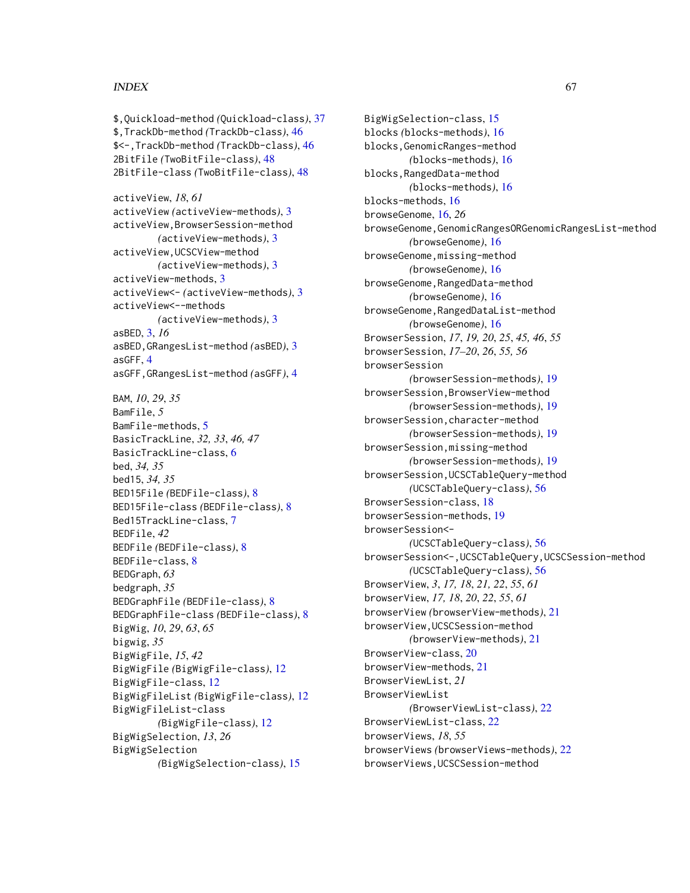$,Quickload-method (Quickload-class), 37
$,TrackDb-method (TrackDb-class), 46
$<-,TrackDb-method (TrackDb-class), 46
2BitFile (TwoBitFile-class), 48
2BitFile-class (TwoBitFile-class), 48

activeView, *18*, *61*
activeView (activeView-methods), 3
activeView,BrowserSession-method
    (activeView-methods), 3
activeView,UCSCView-method
    (activeView-methods), 3
activeView-methods, 3
activeView<- (activeView-methods), 3
activeView<--methods
    (activeView-methods), 3
asBED, 3, *16*
asBED,GRangesList-method (asBED), 3
asGFF, 4
asGFF,GRangesList-method (asGFF), 4

BAM, *10*, *29*, *35*
BamFile, *5*
BamFile-methods, 5
BasicTrackLine, *32, 33*, *46, 47*
BasicTrackLine-class, 6
bed, *34, 35*
bed15, *34, 35*
BED15File (BEDFile-class), 8
BED15File-class (BEDFile-class), 8
Bed15TrackLine-class, 7
BEDFile, *42*
BEDFile (BEDFile-class), 8
BEDFile-class, 8
BEDGraph, *63*
bedgraph, *35*
BEDGraphFile (BEDFile-class), 8
BEDGraphFile-class (BEDFile-class), 8
BigWig, *10*, *29*, *63*, *65*
bigwig, *35*
BigWigFile, *15*, *42*
BigWigFile (BigWigFile-class), 12
BigWigFile-class, 12
BigWigFileList (BigWigFile-class), 12
BigWigFileList-class
    (BigWigFile-class), 12
BigWigSelection, *13*, *26*
BigWigSelection
    (BigWigSelection-class), 15
BigWigSelection-class, 15
blocks (blocks-methods), 16
blocks,GenomicRanges-method
    (blocks-methods), 16
blocks,RangedData-method
    (blocks-methods), 16
blocks-methods, 16
browseGenome, 16, *26*
browseGenome,GenomicRangesORGenomicRangesList-method
    (browseGenome), 16
browseGenome,missing-method
    (browseGenome), 16
browseGenome,RangedData-method
    (browseGenome), 16
browseGenome,RangedDataList-method
    (browseGenome), 16
BrowserSession, *17*, *19, 20*, *25*, *45, 46*, *55*
browserSession, *17–20*, *26*, *55, 56*
browserSession
    (browserSession-methods), 19
browserSession,BrowserView-method
    (browserSession-methods), 19
browserSession,character-method
    (browserSession-methods), 19
browserSession,missing-method
    (browserSession-methods), 19
browserSession,UCSCTableQuery-method
    (UCSCTableQuery-class), 56
BrowserSession-class, 18
browserSession-methods, 19
browserSession<-
    (UCSCTableQuery-class), 56
browserSession<-,UCSCTableQuery,UCSCSession-method
    (UCSCTableQuery-class), 56
BrowserView, *3*, *17, 18*, *21, 22*, *55*, *61*
browserView, *17, 18*, *20*, *22*, *55*, *61*
browserView (browserView-methods), 21
browserView,UCSCSession-method
    (browserView-methods), 21
BrowserView-class, 20
browserView-methods, 21
BrowserViewList, *21*
BrowserViewList
    (BrowserViewList-class), 22
BrowserViewList-class, 22
browserViews, *18*, *55*
browserViews (browserViews-methods), 22
browserViews,UCSCSession-method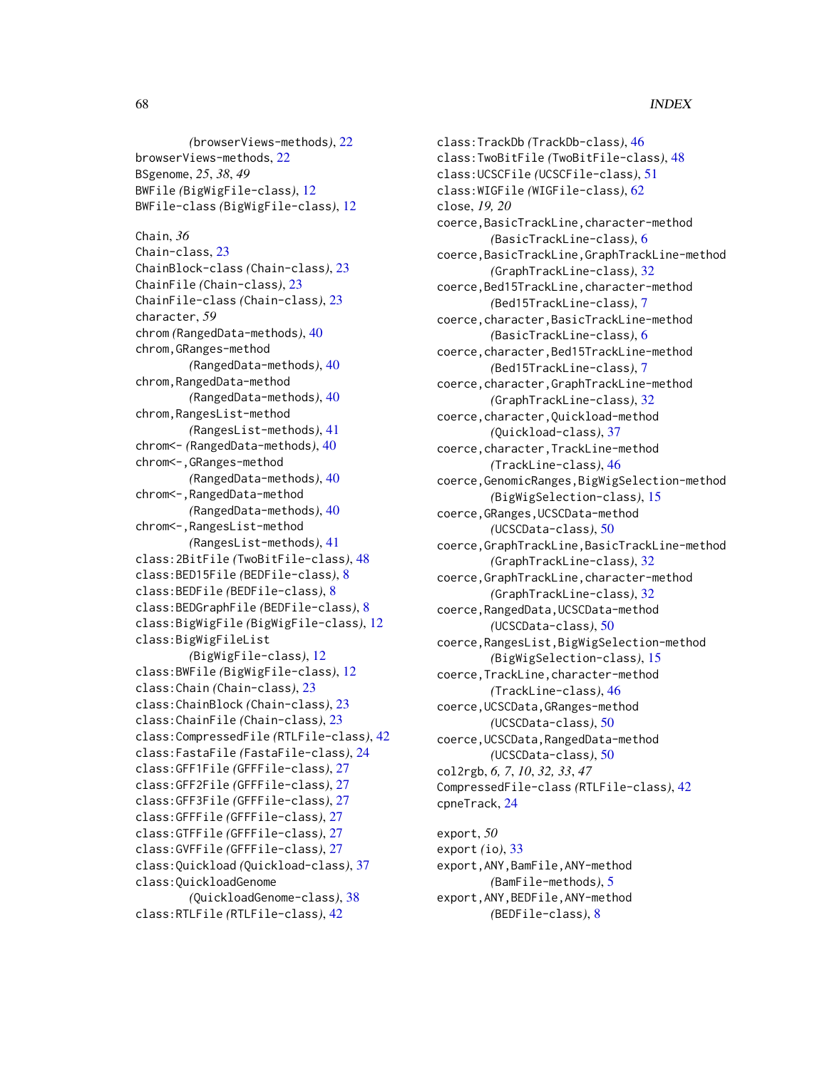(browserViews-methods), 22
browserViews-methods, 22
BSgenome, *25*, *38*, *49*
BWFile (BigWigFile-class), 12
BWFile-class (BigWigFile-class), 12

Chain, *36*
Chain-class, 23
ChainBlock-class (Chain-class), 23
ChainFile (Chain-class), 23
ChainFile-class (Chain-class), 23
character, *59*
chrom (RangedData-methods), 40
chrom,GRanges-method
 (RangedData-methods), 40
chrom,RangedData-method
 (RangedData-methods), 40
chrom,RangesList-method
 (RangesList-methods), 41
chrom<- (RangedData-methods), 40
chrom<-,GRanges-method
 (RangedData-methods), 40
chrom<-,RangedData-method
 (RangedData-methods), 40
chrom<-,RangesList-method
 (RangesList-methods), 41
class:2BitFile (TwoBitFile-class), 48
class:BED15File (BEDFile-class), 8
class:BEDFile (BEDFile-class), 8
class:BEDGraphFile (BEDFile-class), 8
class:BigWigFile (BigWigFile-class), 12
class:BigWigFileList
 (BigWigFile-class), 12
class:BWFile (BigWigFile-class), 12
class:Chain (Chain-class), 23
class:ChainBlock (Chain-class), 23
class:ChainFile (Chain-class), 23
class:CompressedFile (RTLFile-class), 42
class:FastaFile (FastaFile-class), 24
class:GFF1File (GFFFile-class), 27
class:GFF2File (GFFFile-class), 27
class:GFF3File (GFFFile-class), 27
class:GFFFile (GFFFile-class), 27
class:GTFFile (GFFFile-class), 27
class:GVFFile (GFFFile-class), 27
class:Quickload (Quickload-class), 37
class:QuickloadGenome
 (QuickloadGenome-class), 38
class:RTLFile (RTLFile-class), 42
class:TrackDb (TrackDb-class), 46
class:TwoBitFile (TwoBitFile-class), 48
class:UCSCFile (UCSCFile-class), 51
class:WIGFile (WIGFile-class), 62
close, *19*, *20*
coerce,BasicTrackLine,character-method
 (BasicTrackLine-class), 6
coerce,BasicTrackLine,GraphTrackLine-method
 (GraphTrackLine-class), 32
coerce,Bed15TrackLine,character-method
 (Bed15TrackLine-class), 7
coerce,character,BasicTrackLine-method
 (BasicTrackLine-class), 6
coerce,character,Bed15TrackLine-method
 (Bed15TrackLine-class), 7
coerce,character,GraphTrackLine-method
 (GraphTrackLine-class), 32
coerce,character,Quickload-method
 (Quickload-class), 37
coerce,character,TrackLine-method
 (TrackLine-class), 46
coerce,GenomicRanges,BigWigSelection-method
 (BigWigSelection-class), 15
coerce,GRanges,UCSCData-method
 (UCSCData-class), 50
coerce,GraphTrackLine,BasicTrackLine-method
 (GraphTrackLine-class), 32
coerce,GraphTrackLine,character-method
 (GraphTrackLine-class), 32
coerce,RangedData,UCSCData-method
 (UCSCData-class), 50
coerce,RangesList,BigWigSelection-method
 (BigWigSelection-class), 15
coerce,TrackLine,character-method
 (TrackLine-class), 46
coerce,UCSCData,GRanges-method
 (UCSCData-class), 50
coerce,UCSCData,RangedData-method
 (UCSCData-class), 50
col2rgb, *6*, *7*, *10*, *32*, *33*, *47*
CompressedFile-class (RTLFile-class), 42
cpneTrack, 24

export, *50*
export (io), 33
export,ANY,BamFile,ANY-method
 (BamFile-methods), 5
export,ANY,BEDFile,ANY-method
 (BEDFile-class), 8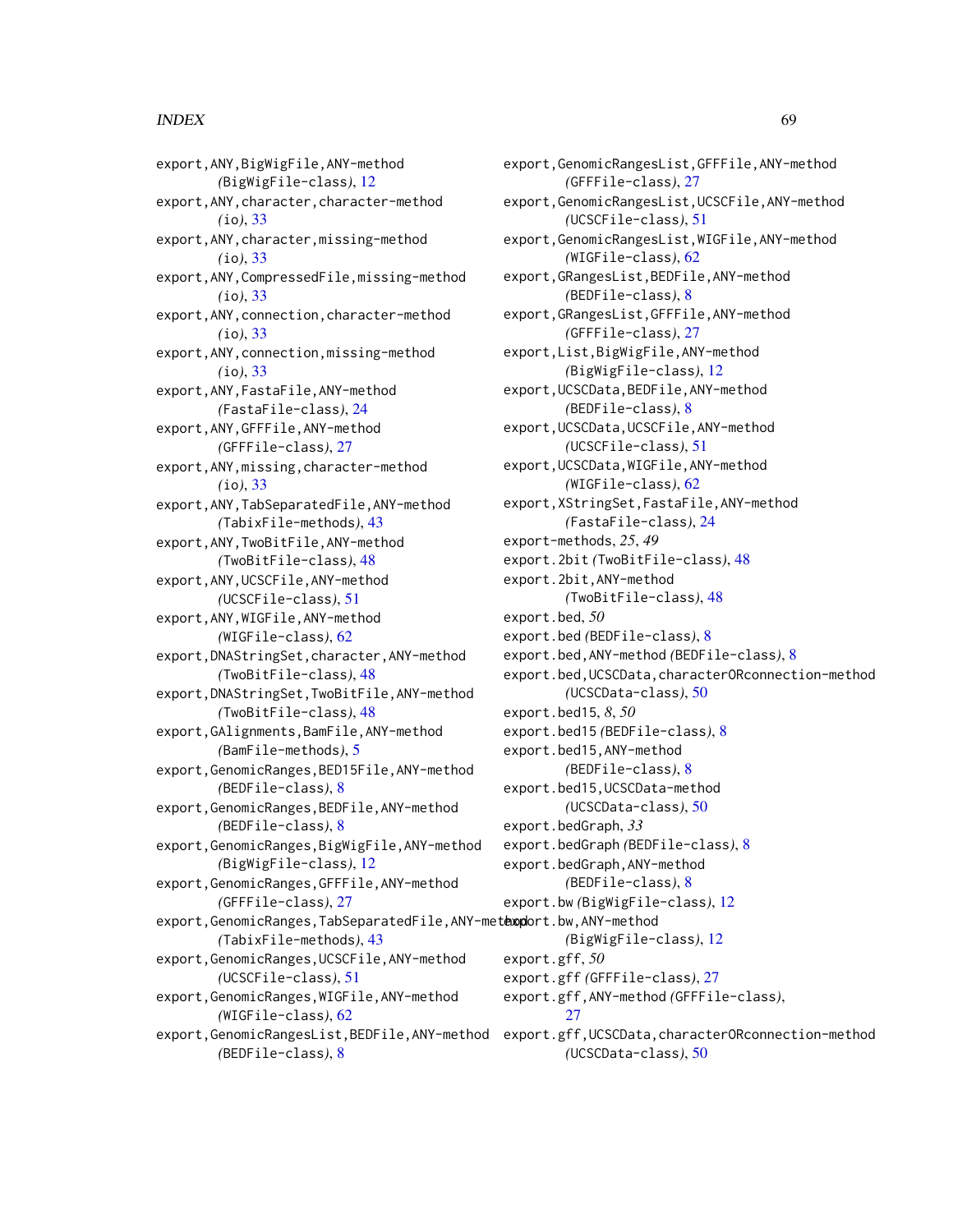export,ANY,BigWigFile,ANY-method *(BigWigFile-class)*, 12
export,ANY,character,character-method *(io)*, 33
export,ANY,character,missing-method *(io)*, 33
export,ANY,CompressedFile,missing-method *(io)*, 33
export,ANY,connection,character-method *(io)*, 33
export,ANY,connection,missing-method *(io)*, 33
export,ANY,FastaFile,ANY-method *(FastaFile-class)*, 24
export,ANY,GFFFile,ANY-method *(GFFFile-class)*, 27
export,ANY,missing,character-method *(io)*, 33
export,ANY,TabSeparatedFile,ANY-method *(TabixFile-methods)*, 43
export,ANY,TwoBitFile,ANY-method *(TwoBitFile-class)*, 48
export,ANY,UCSCFile,ANY-method *(UCSCFile-class)*, 51
export,ANY,WIGFile,ANY-method *(WIGFile-class)*, 62
export,DNAStringSet,character,ANY-method *(TwoBitFile-class)*, 48
export,DNAStringSet,TwoBitFile,ANY-method *(TwoBitFile-class)*, 48
export,GAlignments,BamFile,ANY-method *(BamFile-methods)*, 5
export,GenomicRanges,BED15File,ANY-method *(BEDFile-class)*, 8
export,GenomicRanges,BEDFile,ANY-method *(BEDFile-class)*, 8
export,GenomicRanges,BigWigFile,ANY-method *(BigWigFile-class)*, 12
export,GenomicRanges,GFFFile,ANY-method *(GFFFile-class)*, 27
export,GenomicRanges,TabSeparatedFile,ANY-method *(TabixFile-methods)*, 43
export,GenomicRanges,UCSCFile,ANY-method *(UCSCFile-class)*, 51
export,GenomicRanges,WIGFile,ANY-method *(WIGFile-class)*, 62
export,GenomicRangesList,BEDFile,ANY-method *(BEDFile-class)*, 8
export,GenomicRangesList,GFFFile,ANY-method *(GFFFile-class)*, 27
export,GenomicRangesList,UCSCFile,ANY-method *(UCSCFile-class)*, 51
export,GenomicRangesList,WIGFile,ANY-method *(WIGFile-class)*, 62
export,GRangesList,BEDFile,ANY-method *(BEDFile-class)*, 8
export,GRangesList,GFFFile,ANY-method *(GFFFile-class)*, 27
export,List,BigWigFile,ANY-method *(BigWigFile-class)*, 12
export,UCSCData,BEDFile,ANY-method *(BEDFile-class)*, 8
export,UCSCData,UCSCFile,ANY-method *(UCSCFile-class)*, 51
export,UCSCData,WIGFile,ANY-method *(WIGFile-class)*, 62
export,XStringSet,FastaFile,ANY-method *(FastaFile-class)*, 24
export-methods, *25*, *49*
export.2bit *(TwoBitFile-class)*, 48
export.2bit,ANY-method *(TwoBitFile-class)*, 48
export.bed, *50*
export.bed *(BEDFile-class)*, 8
export.bed,ANY-method *(BEDFile-class)*, 8
export.bed,UCSCData,characterORconnection-method *(UCSCData-class)*, 50
export.bed15, *8*, *50*
export.bed15 *(BEDFile-class)*, 8
export.bed15,ANY-method *(BEDFile-class)*, 8
export.bed15,UCSCData-method *(UCSCData-class)*, 50
export.bedGraph, *33*
export.bedGraph *(BEDFile-class)*, 8
export.bedGraph,ANY-method *(BEDFile-class)*, 8
export.bw *(BigWigFile-class)*, 12
export.bw,ANY-method *(BigWigFile-class)*, 12
export.gff, *50*
export.gff *(GFFFile-class)*, 27
export.gff,ANY-method *(GFFFile-class)*, 27
export.gff,UCSCData,characterORconnection-method *(UCSCData-class)*, 50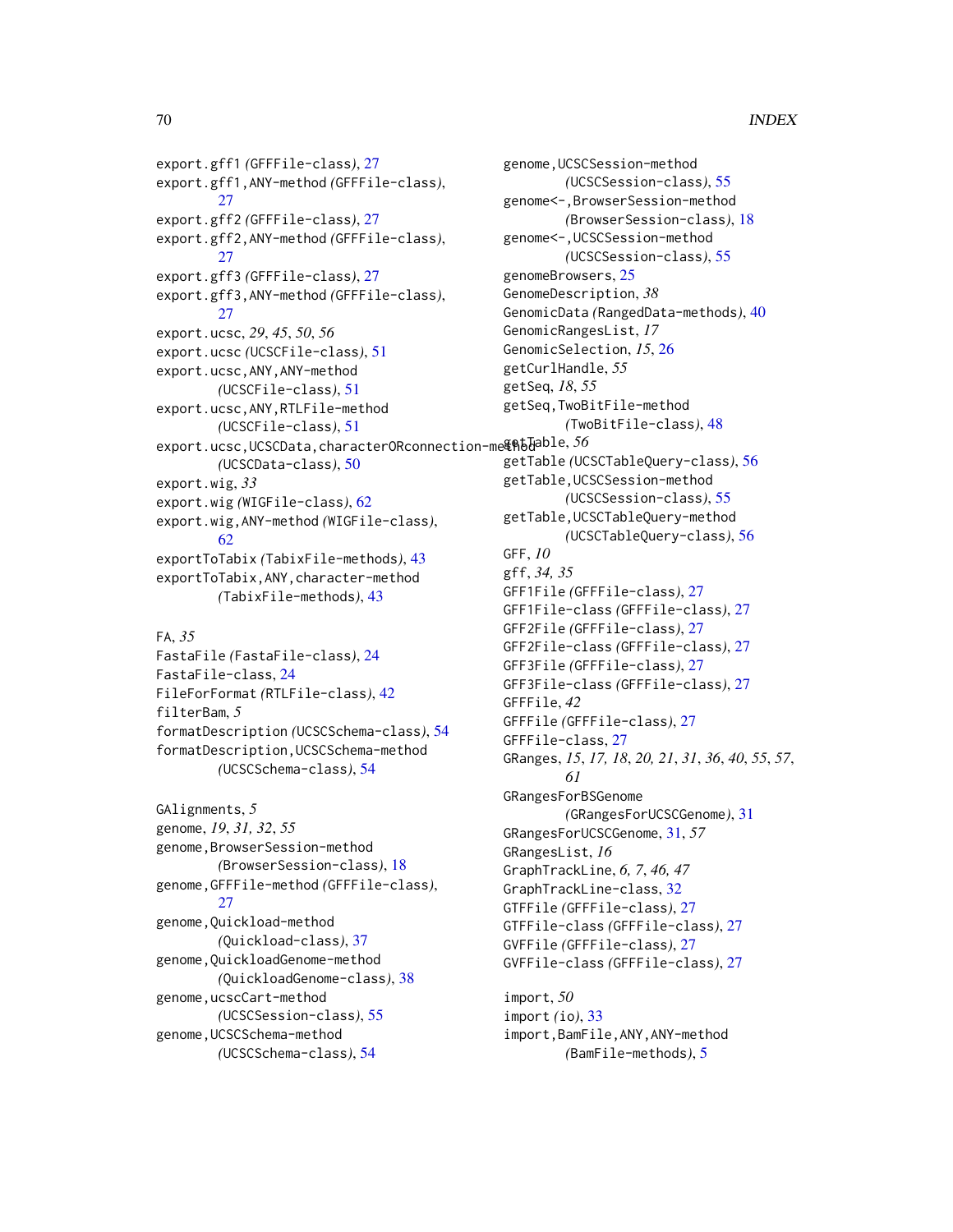export.gff1 *(GFFFile-class)*, 27
export.gff1,ANY-method *(GFFFile-class)*, 27
export.gff2 *(GFFFile-class)*, 27
export.gff2,ANY-method *(GFFFile-class)*, 27
export.gff3 *(GFFFile-class)*, 27
export.gff3,ANY-method *(GFFFile-class)*, 27
export.ucsc, *29*, *45*, *50*, *56*
export.ucsc *(UCSCFile-class)*, 51
export.ucsc,ANY,ANY-method *(UCSCFile-class)*, 51
export.ucsc,ANY,RTLFile-method *(UCSCFile-class)*, 51
export.ucsc,UCSCData,characterORconnection-method *(UCSCData-class)*, 50
export.wig, *33*
export.wig *(WIGFile-class)*, 62
export.wig,ANY-method *(WIGFile-class)*, 62
exportToTabix *(TabixFile-methods)*, 43
exportToTabix,ANY,character-method *(TabixFile-methods)*, 43

FA, *35*
FastaFile *(FastaFile-class)*, 24
FastaFile-class, 24
FileForFormat *(RTLFile-class)*, 42
filterBam, *5*
formatDescription *(UCSCSchema-class)*, 54
formatDescription,UCSCSchema-method *(UCSCSchema-class)*, 54

GAlignments, *5*
genome, *19*, *31, 32*, *55*
genome,BrowserSession-method *(BrowserSession-class)*, 18
genome,GFFFile-method *(GFFFile-class)*, 27
genome,Quickload-method *(Quickload-class)*, 37
genome,QuickloadGenome-method *(QuickloadGenome-class)*, 38
genome,ucscCart-method *(UCSCSession-class)*, 55
genome,UCSCSchema-method *(UCSCSchema-class)*, 54
genome,UCSCSession-method *(UCSCSession-class)*, 55
genome<-,BrowserSession-method *(BrowserSession-class)*, 18
genome<-,UCSCSession-method *(UCSCSession-class)*, 55
genomeBrowsers, 25
GenomeDescription, *38*
GenomicData *(RangedData-methods)*, 40
GenomicRangesList, *17*
GenomicSelection, *15*, 26
getCurlHandle, *55*
getSeq, *18*, *55*
getSeq,TwoBitFile-method *(TwoBitFile-class)*, 48
getTable, *56*
getTable *(UCSCTableQuery-class)*, 56
getTable,UCSCSession-method *(UCSCSession-class)*, 55
getTable,UCSCTableQuery-method *(UCSCTableQuery-class)*, 56
GFF, *10*
gff, *34, 35*
GFF1File *(GFFFile-class)*, 27
GFF1File-class *(GFFFile-class)*, 27
GFF2File *(GFFFile-class)*, 27
GFF2File-class *(GFFFile-class)*, 27
GFF3File *(GFFFile-class)*, 27
GFF3File-class *(GFFFile-class)*, 27
GFFFile, *42*
GFFFile *(GFFFile-class)*, 27
GFFFile-class, 27
GRanges, *15*, *17, 18*, *20, 21*, *31*, *36*, *40*, *55*, *57*, *61*
GRangesForBSGenome *(GRangesForUCSCGenome)*, 31
GRangesForUCSCGenome, 31, *57*
GRangesList, *16*
GraphTrackLine, *6, 7*, *46, 47*
GraphTrackLine-class, 32
GTFFile *(GFFFile-class)*, 27
GTFFile-class *(GFFFile-class)*, 27
GVFFile *(GFFFile-class)*, 27
GVFFile-class *(GFFFile-class)*, 27

import, *50*
import *(io)*, 33
import,BamFile,ANY,ANY-method *(BamFile-methods)*, 5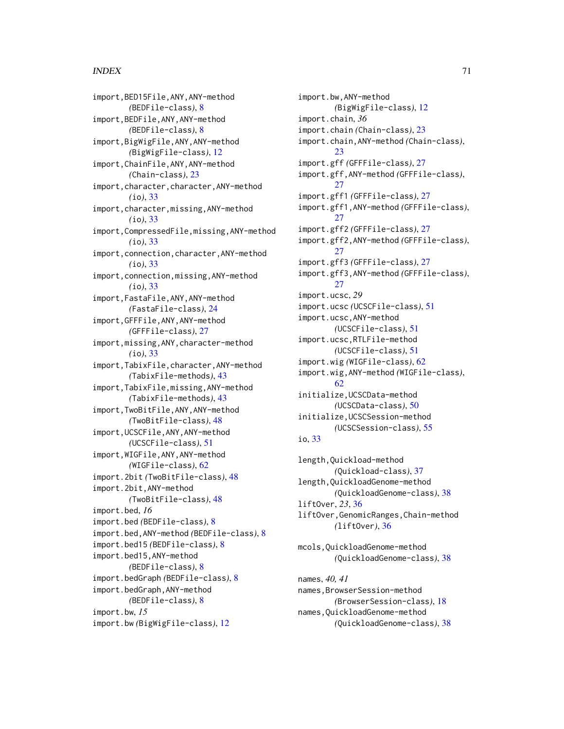import,BED15File,ANY,ANY-method
*(BEDFile-class)*, 8
import,BEDFile,ANY,ANY-method
*(BEDFile-class)*, 8
import,BigWigFile,ANY,ANY-method
*(BigWigFile-class)*, 12
import,ChainFile,ANY,ANY-method
*(Chain-class)*, 23
import,character,character,ANY-method
*(io)*, 33
import,character,missing,ANY-method
*(io)*, 33
import,CompressedFile,missing,ANY-method
*(io)*, 33
import,connection,character,ANY-method
*(io)*, 33
import,connection,missing,ANY-method
*(io)*, 33
import,FastaFile,ANY,ANY-method
*(FastaFile-class)*, 24
import,GFFFile,ANY,ANY-method
*(GFFFile-class)*, 27
import,missing,ANY,character-method
*(io)*, 33
import,TabixFile,character,ANY-method
*(TabixFile-methods)*, 43
import,TabixFile,missing,ANY-method
*(TabixFile-methods)*, 43
import,TwoBitFile,ANY,ANY-method
*(TwoBitFile-class)*, 48
import,UCSCFile,ANY,ANY-method
*(UCSCFile-class)*, 51
import,WIGFile,ANY,ANY-method
*(WIGFile-class)*, 62
import.2bit *(TwoBitFile-class)*, 48
import.2bit,ANY-method
*(TwoBitFile-class)*, 48
import.bed, *16*
import.bed *(BEDFile-class)*, 8
import.bed,ANY-method *(BEDFile-class)*, 8
import.bed15 *(BEDFile-class)*, 8
import.bed15,ANY-method
*(BEDFile-class)*, 8
import.bedGraph *(BEDFile-class)*, 8
import.bedGraph,ANY-method
*(BEDFile-class)*, 8
import.bw, *15*
import.bw *(BigWigFile-class)*, 12
import.bw,ANY-method
*(BigWigFile-class)*, 12
import.chain, *36*
import.chain *(Chain-class)*, 23
import.chain,ANY-method *(Chain-class)*, 23
import.gff *(GFFFile-class)*, 27
import.gff,ANY-method *(GFFFile-class)*, 27
import.gff1 *(GFFFile-class)*, 27
import.gff1,ANY-method *(GFFFile-class)*, 27
import.gff2 *(GFFFile-class)*, 27
import.gff2,ANY-method *(GFFFile-class)*, 27
import.gff3 *(GFFFile-class)*, 27
import.gff3,ANY-method *(GFFFile-class)*, 27
import.ucsc, *29*
import.ucsc *(UCSCFile-class)*, 51
import.ucsc,ANY-method
*(UCSCFile-class)*, 51
import.ucsc,RTLFile-method
*(UCSCFile-class)*, 51
import.wig *(WIGFile-class)*, 62
import.wig,ANY-method *(WIGFile-class)*, 62
initialize,UCSCData-method
*(UCSCData-class)*, 50
initialize,UCSCSession-method
*(UCSCSession-class)*, 55
io, 33

length,Quickload-method
*(Quickload-class)*, 37
length,QuickloadGenome-method
*(QuickloadGenome-class)*, 38
liftOver, *23*, 36
liftOver,GenomicRanges,Chain-method
*(liftOver)*, 36

mcols,QuickloadGenome-method
*(QuickloadGenome-class)*, 38

names, *40, 41*
names,BrowserSession-method
*(BrowserSession-class)*, 18
names,QuickloadGenome-method
*(QuickloadGenome-class)*, 38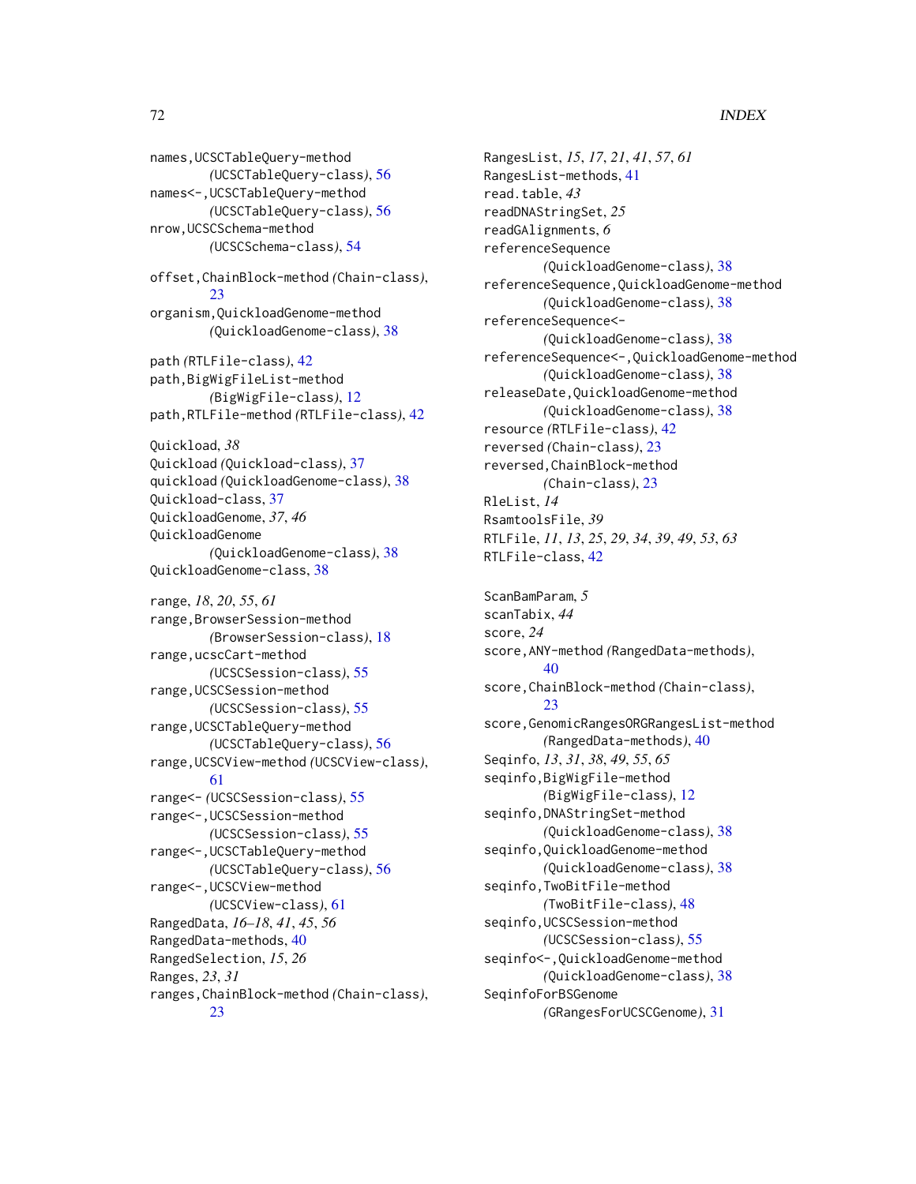names,UCSCTableQuery-method (UCSCTableQuery-class), 56
names<-,UCSCTableQuery-method (UCSCTableQuery-class), 56
nrow,UCSCSchema-method (UCSCSchema-class), 54

offset,ChainBlock-method (Chain-class), 23
organism,QuickloadGenome-method (QuickloadGenome-class), 38

path (RTLFile-class), 42
path,BigWigFileList-method (BigWigFile-class), 12
path,RTLFile-method (RTLFile-class), 42

Quickload, *38*
Quickload (Quickload-class), 37
quickload (QuickloadGenome-class), 38
Quickload-class, 37
QuickloadGenome, *37*, *46*
QuickloadGenome (QuickloadGenome-class), 38
QuickloadGenome-class, 38

range, *18*, *20*, *55*, *61*
range,BrowserSession-method (BrowserSession-class), 18
range,ucscCart-method (UCSCSession-class), 55
range,UCSCSession-method (UCSCSession-class), 55
range,UCSCTableQuery-method (UCSCTableQuery-class), 56
range,UCSCView-method (UCSCView-class), 61
range<- (UCSCSession-class), 55
range<-,UCSCSession-method (UCSCSession-class), 55
range<-,UCSCTableQuery-method (UCSCTableQuery-class), 56
range<-,UCSCView-method (UCSCView-class), 61
RangedData, *16–18*, *41*, *45*, *56*
RangedData-methods, 40
RangedSelection, *15*, *26*
Ranges, *23*, *31*
ranges,ChainBlock-method (Chain-class), 23
RangesList, *15*, *17*, *21*, *41*, *57*, *61*
RangesList-methods, 41
read.table, *43*
readDNAStringSet, *25*
readGAlignments, *6*
referenceSequence (QuickloadGenome-class), 38
referenceSequence,QuickloadGenome-method (QuickloadGenome-class), 38
referenceSequence<- (QuickloadGenome-class), 38
referenceSequence<-,QuickloadGenome-method (QuickloadGenome-class), 38
releaseDate,QuickloadGenome-method (QuickloadGenome-class), 38
resource (RTLFile-class), 42
reversed (Chain-class), 23
reversed,ChainBlock-method (Chain-class), 23
RleList, *14*
RsamtoolsFile, *39*
RTLFile, *11*, *13*, *25*, *29*, *34*, *39*, *49*, *53*, *63*
RTLFile-class, 42

ScanBamParam, *5*
scanTabix, *44*
score, *24*
score,ANY-method (RangedData-methods), 40
score,ChainBlock-method (Chain-class), 23
score,GenomicRangesORGRangesList-method (RangedData-methods), 40
Seqinfo, *13*, *31*, *38*, *49*, *55*, *65*
seqinfo,BigWigFile-method (BigWigFile-class), 12
seqinfo,DNAStringSet-method (QuickloadGenome-class), 38
seqinfo,QuickloadGenome-method (QuickloadGenome-class), 38
seqinfo,TwoBitFile-method (TwoBitFile-class), 48
seqinfo,UCSCSession-method (UCSCSession-class), 55
seqinfo<-,QuickloadGenome-method (QuickloadGenome-class), 38
SeqinfoForBSGenome (GRangesForUCSCGenome), 31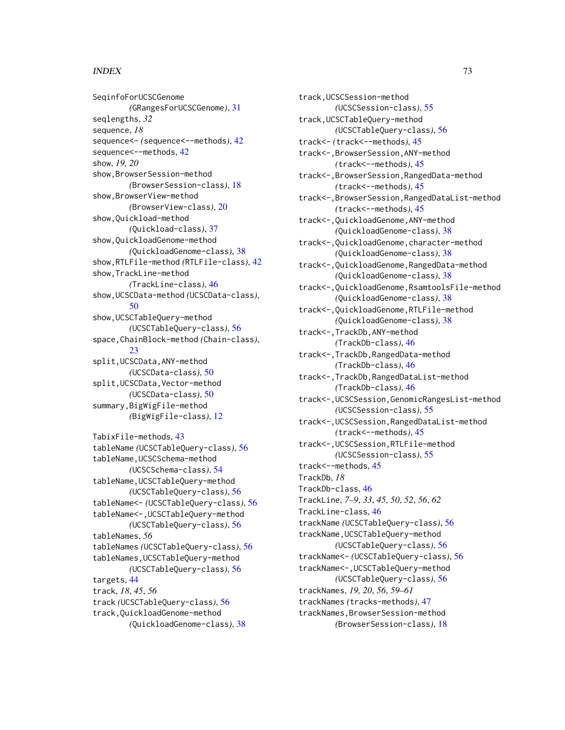SeqinfoForUCSCGenome (GRangesForUCSCGenome), 31
seqlengths, *32*
sequence, *18*
sequence<- (sequence<--methods), 42
sequence<--methods, 42
show, *19, 20*
show,BrowserSession-method (BrowserSession-class), 18
show,BrowserView-method (BrowserView-class), 20
show,Quickload-method (Quickload-class), 37
show,QuickloadGenome-method (QuickloadGenome-class), 38
show,RTLFile-method (RTLFile-class), 42
show,TrackLine-method (TrackLine-class), 46
show,UCSCData-method (UCSCData-class), 50
show,UCSCTableQuery-method (UCSCTableQuery-class), 56
space,ChainBlock-method (Chain-class), 23
split,UCSCData,ANY-method (UCSCData-class), 50
split,UCSCData,Vector-method (UCSCData-class), 50
summary,BigWigFile-method (BigWigFile-class), 12

TabixFile-methods, 43
tableName (UCSCTableQuery-class), 56
tableName,UCSCSchema-method (UCSCSchema-class), 54
tableName,UCSCTableQuery-method (UCSCTableQuery-class), 56
tableName<- (UCSCTableQuery-class), 56
tableName<-,UCSCTableQuery-method (UCSCTableQuery-class), 56
tableNames, *56*
tableNames (UCSCTableQuery-class), 56
tableNames,UCSCTableQuery-method (UCSCTableQuery-class), 56
targets, 44
track, *18*, *45*, *56*
track (UCSCTableQuery-class), 56
track,QuickloadGenome-method (QuickloadGenome-class), 38
track,UCSCSession-method (UCSCSession-class), 55
track,UCSCTableQuery-method (UCSCTableQuery-class), 56
track<- (track<--methods), 45
track<-,BrowserSession,ANY-method (track<--methods), 45
track<-,BrowserSession,RangedData-method (track<--methods), 45
track<-,BrowserSession,RangedDataList-method (track<--methods), 45
track<-,QuickloadGenome,ANY-method (QuickloadGenome-class), 38
track<-,QuickloadGenome,character-method (QuickloadGenome-class), 38
track<-,QuickloadGenome,RangedData-method (QuickloadGenome-class), 38
track<-,QuickloadGenome,RsamtoolsFile-method (QuickloadGenome-class), 38
track<-,QuickloadGenome,RTLFile-method (QuickloadGenome-class), 38
track<-,TrackDb,ANY-method (TrackDb-class), 46
track<-,TrackDb,RangedData-method (TrackDb-class), 46
track<-,TrackDb,RangedDataList-method (TrackDb-class), 46
track<-,UCSCSession,GenomicRangesList-method (UCSCSession-class), 55
track<-,UCSCSession,RangedDataList-method (track<--methods), 45
track<-,UCSCSession,RTLFile-method (UCSCSession-class), 55
track<--methods, 45
TrackDb, *18*
TrackDb-class, 46
TrackLine, *7–9*, *33*, *45*, *50*, *52*, *56*, *62*
TrackLine-class, 46
trackName (UCSCTableQuery-class), 56
trackName,UCSCTableQuery-method (UCSCTableQuery-class), 56
trackName<- (UCSCTableQuery-class), 56
trackName<-,UCSCTableQuery-method (UCSCTableQuery-class), 56
trackNames, *19, 20*, *56*, *59–61*
trackNames (tracks-methods), 47
trackNames,BrowserSession-method (BrowserSession-class), 18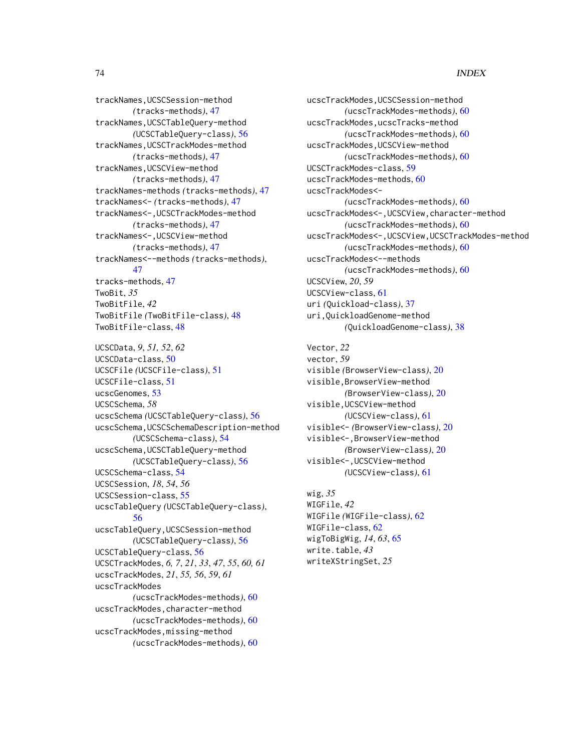trackNames,UCSCSession-method
(tracks-methods), 47
trackNames,UCSCTableQuery-method
(UCSCTableQuery-class), 56
trackNames,UCSCTrackModes-method
(tracks-methods), 47
trackNames,UCSCView-method
(tracks-methods), 47
trackNames-methods (tracks-methods), 47
trackNames<- (tracks-methods), 47
trackNames<-,UCSCTrackModes-method
(tracks-methods), 47
trackNames<-,UCSCView-method
(tracks-methods), 47
trackNames<--methods (tracks-methods),
47
tracks-methods, 47
TwoBit, *35*
TwoBitFile, *42*
TwoBitFile (TwoBitFile-class), 48
TwoBitFile-class, 48

UCSCData, *9*, *51, 52*, *62*
UCSCData-class, 50
UCSCFile (UCSCFile-class), 51
UCSCFile-class, 51
ucscGenomes, 53
UCSCSchema, *58*
ucscSchema (UCSCTableQuery-class), 56
ucscSchema,UCSCSchemaDescription-method
(UCSCSchema-class), 54
ucscSchema,UCSCTableQuery-method
(UCSCTableQuery-class), 56
UCSCSchema-class, 54
UCSCSession, *18*, *54*, *56*
UCSCSession-class, 55
ucscTableQuery (UCSCTableQuery-class),
56
ucscTableQuery,UCSCSession-method
(UCSCTableQuery-class), 56
UCSCTableQuery-class, 56
UCSCTrackModes, *6, 7*, *21*, *33*, *47*, *55*, *60, 61*
ucscTrackModes, *21*, *55, 56*, *59*, *61*
ucscTrackModes
(ucscTrackModes-methods), 60
ucscTrackModes,character-method
(ucscTrackModes-methods), 60
ucscTrackModes,missing-method
(ucscTrackModes-methods), 60
ucscTrackModes,UCSCSession-method
(ucscTrackModes-methods), 60
ucscTrackModes,ucscTracks-method
(ucscTrackModes-methods), 60
ucscTrackModes,UCSCView-method
(ucscTrackModes-methods), 60
UCSCTrackModes-class, 59
ucscTrackModes-methods, 60
ucscTrackModes<-
(ucscTrackModes-methods), 60
ucscTrackModes<-,UCSCView,character-method
(ucscTrackModes-methods), 60
ucscTrackModes<-,UCSCView,UCSCTrackModes-method
(ucscTrackModes-methods), 60
ucscTrackModes<--methods
(ucscTrackModes-methods), 60
UCSCView, *20*, *59*
UCSCView-class, 61
uri (Quickload-class), 37
uri,QuickloadGenome-method
(QuickloadGenome-class), 38

Vector, *22*
vector, *59*
visible (BrowserView-class), 20
visible,BrowserView-method
(BrowserView-class), 20
visible,UCSCView-method
(UCSCView-class), 61
visible<- (BrowserView-class), 20
visible<-,BrowserView-method
(BrowserView-class), 20
visible<-,UCSCView-method
(UCSCView-class), 61

wig, *35*
WIGFile, *42*
WIGFile (WIGFile-class), 62
WIGFile-class, 62
wigToBigWig, *14*, *63*, *65*
write.table, *43*
writeXStringSet, *25*